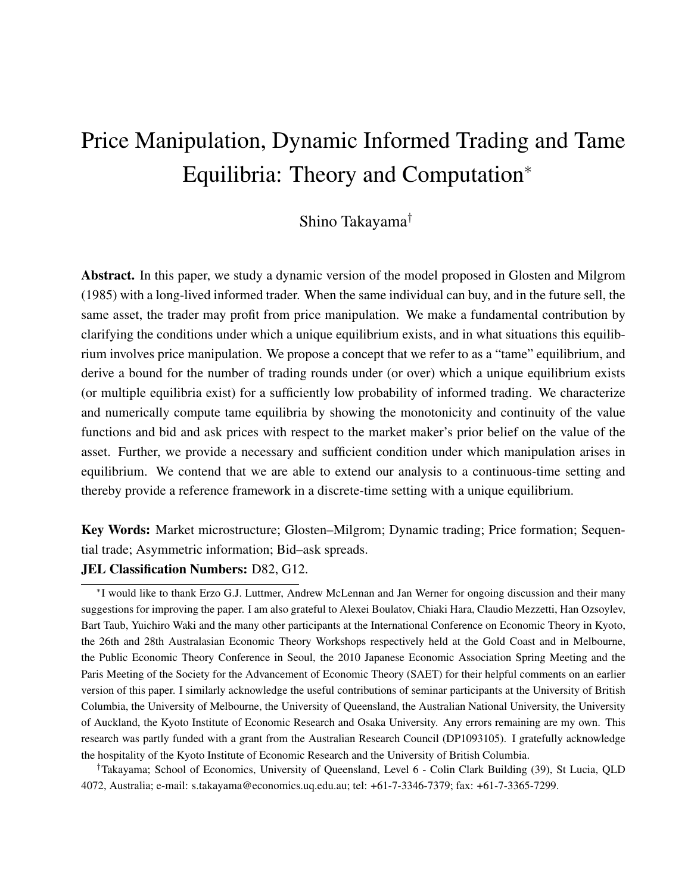# Price Manipulation, Dynamic Informed Trading and Tame Equilibria: Theory and Computation*

Shino Takayama†

**Abstract.** In this paper, we study a dynamic version of the model proposed in Glosten and Milgrom (1985) with a long-lived informed trader. When the same individual can buy, and in the future sell, the same asset, the trader may profit from price manipulation. We make a fundamental contribution by clarifying the conditions under which a unique equilibrium exists, and in what situations this equilibrium involves price manipulation. We propose a concept that we refer to as a "tame" equilibrium, and derive a bound for the number of trading rounds under (or over) which a unique equilibrium exists (or multiple equilibria exist) for a sufficiently low probability of informed trading. We characterize and numerically compute tame equilibria by showing the monotonicity and continuity of the value functions and bid and ask prices with respect to the market maker's prior belief on the value of the asset. Further, we provide a necessary and sufficient condition under which manipulation arises in equilibrium. We contend that we are able to extend our analysis to a continuous-time setting and thereby provide a reference framework in a discrete-time setting with a unique equilibrium.

**Key Words:** Market microstructure; Glosten–Milgrom; Dynamic trading; Price formation; Sequential trade; Asymmetric information; Bid–ask spreads.

**JEL Classification Numbers:** D82, G12.

---

*I would like to thank Erzo G.J. Luttmer, Andrew McLennan and Jan Werner for ongoing discussion and their many suggestions for improving the paper. I am also grateful to Alexei Boulatov, Chiaki Hara, Claudio Mezzetti, Han Ozsoylev, Bart Taub, Yuichiro Waki and the many other participants at the International Conference on Economic Theory in Kyoto, the 26th and 28th Australasian Economic Theory Workshops respectively held at the Gold Coast and in Melbourne, the Public Economic Theory Conference in Seoul, the 2010 Japanese Economic Association Spring Meeting and the Paris Meeting of the Society for the Advancement of Economic Theory (SAET) for their helpful comments on an earlier version of this paper. I similarly acknowledge the useful contributions of seminar participants at the University of British Columbia, the University of Melbourne, the University of Queensland, the Australian National University, the University of Auckland, the Kyoto Institute of Economic Research and Osaka University. Any errors remaining are my own. This research was partly funded with a grant from the Australian Research Council (DP1093105). I gratefully acknowledge the hospitality of the Kyoto Institute of Economic Research and the University of British Columbia.

†Takayama; School of Economics, University of Queensland, Level 6 - Colin Clark Building (39), St Lucia, QLD 4072, Australia; e-mail: s.takayama@economics.uq.edu.au; tel: +61-7-3346-7379; fax: +61-7-3365-7299.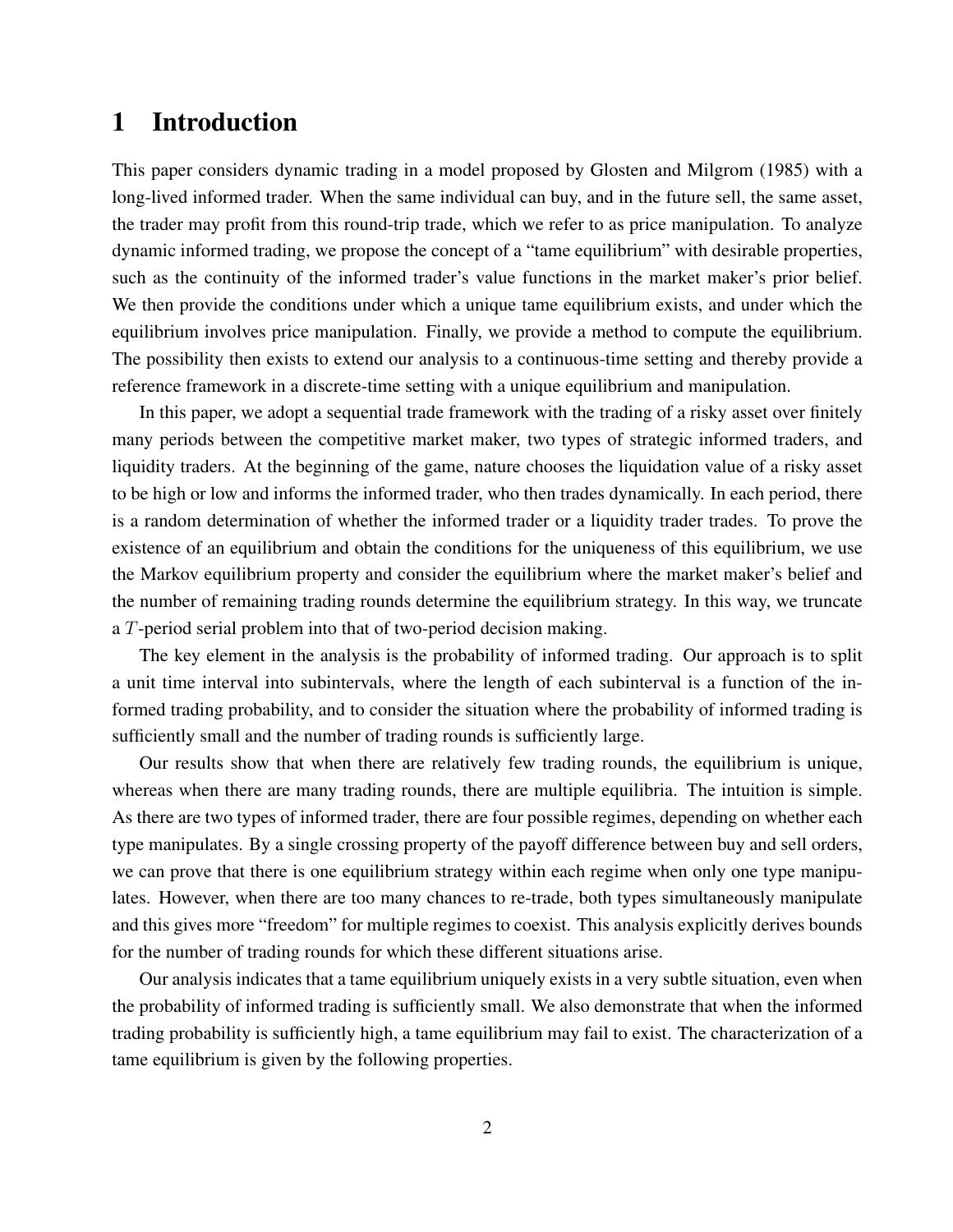# 1 Introduction

This paper considers dynamic trading in a model proposed by Glosten and Milgrom (1985) with a long-lived informed trader. When the same individual can buy, and in the future sell, the same asset, the trader may profit from this round-trip trade, which we refer to as price manipulation. To analyze dynamic informed trading, we propose the concept of a "tame equilibrium" with desirable properties, such as the continuity of the informed trader's value functions in the market maker's prior belief. We then provide the conditions under which a unique tame equilibrium exists, and under which the equilibrium involves price manipulation. Finally, we provide a method to compute the equilibrium. The possibility then exists to extend our analysis to a continuous-time setting and thereby provide a reference framework in a discrete-time setting with a unique equilibrium and manipulation.

In this paper, we adopt a sequential trade framework with the trading of a risky asset over finitely many periods between the competitive market maker, two types of strategic informed traders, and liquidity traders. At the beginning of the game, nature chooses the liquidation value of a risky asset to be high or low and informs the informed trader, who then trades dynamically. In each period, there is a random determination of whether the informed trader or a liquidity trader trades. To prove the existence of an equilibrium and obtain the conditions for the uniqueness of this equilibrium, we use the Markov equilibrium property and consider the equilibrium where the market maker's belief and the number of remaining trading rounds determine the equilibrium strategy. In this way, we truncate a $T$-period serial problem into that of two-period decision making.

The key element in the analysis is the probability of informed trading. Our approach is to split a unit time interval into subintervals, where the length of each subinterval is a function of the informed trading probability, and to consider the situation where the probability of informed trading is sufficiently small and the number of trading rounds is sufficiently large.

Our results show that when there are relatively few trading rounds, the equilibrium is unique, whereas when there are many trading rounds, there are multiple equilibria. The intuition is simple. As there are two types of informed trader, there are four possible regimes, depending on whether each type manipulates. By a single crossing property of the payoff difference between buy and sell orders, we can prove that there is one equilibrium strategy within each regime when only one type manipulates. However, when there are too many chances to re-trade, both types simultaneously manipulate and this gives more "freedom" for multiple regimes to coexist. This analysis explicitly derives bounds for the number of trading rounds for which these different situations arise.

Our analysis indicates that a tame equilibrium uniquely exists in a very subtle situation, even when the probability of informed trading is sufficiently small. We also demonstrate that when the informed trading probability is sufficiently high, a tame equilibrium may fail to exist. The characterization of a tame equilibrium is given by the following properties.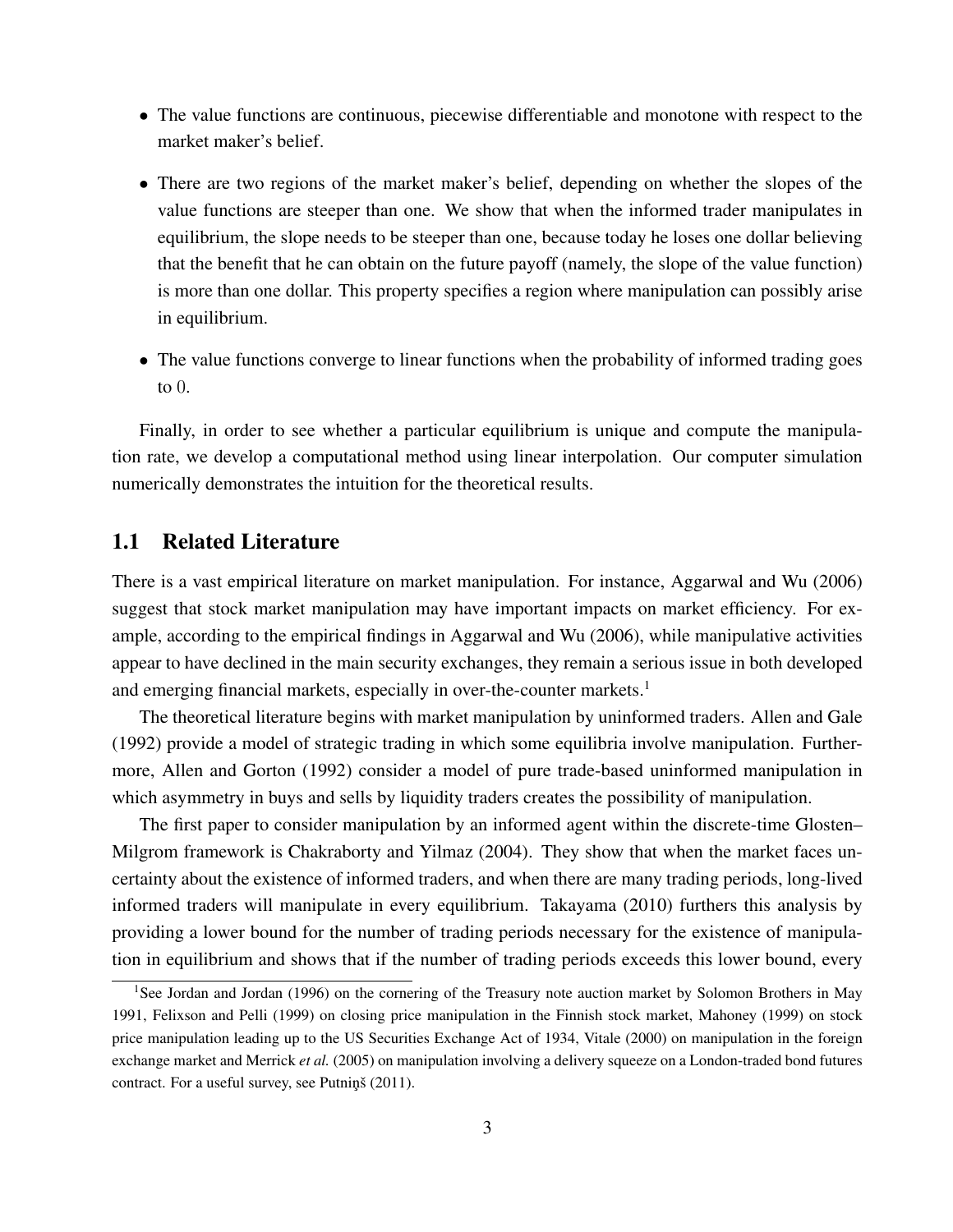- The value functions are continuous, piecewise differentiable and monotone with respect to the market maker's belief.
- There are two regions of the market maker's belief, depending on whether the slopes of the value functions are steeper than one. We show that when the informed trader manipulates in equilibrium, the slope needs to be steeper than one, because today he loses one dollar believing that the benefit that he can obtain on the future payoff (namely, the slope of the value function) is more than one dollar. This property specifies a region where manipulation can possibly arise in equilibrium.
- The value functions converge to linear functions when the probability of informed trading goes to $0$.

Finally, in order to see whether a particular equilibrium is unique and compute the manipulation rate, we develop a computational method using linear interpolation. Our computer simulation numerically demonstrates the intuition for the theoretical results.

## 1.1 Related Literature

There is a vast empirical literature on market manipulation. For instance, Aggarwal and Wu (2006) suggest that stock market manipulation may have important impacts on market efficiency. For example, according to the empirical findings in Aggarwal and Wu (2006), while manipulative activities appear to have declined in the main security exchanges, they remain a serious issue in both developed and emerging financial markets, especially in over-the-counter markets.[1]

The theoretical literature begins with market manipulation by uninformed traders. Allen and Gale (1992) provide a model of strategic trading in which some equilibria involve manipulation. Furthermore, Allen and Gorton (1992) consider a model of pure trade-based uninformed manipulation in which asymmetry in buys and sells by liquidity traders creates the possibility of manipulation.

The first paper to consider manipulation by an informed agent within the discrete-time Glosten–Milgrom framework is Chakraborty and Yilmaz (2004). They show that when the market faces uncertainty about the existence of informed traders, and when there are many trading periods, long-lived informed traders will manipulate in every equilibrium. Takayama (2010) furthers this analysis by providing a lower bound for the number of trading periods necessary for the existence of manipulation in equilibrium and shows that if the number of trading periods exceeds this lower bound, every

[1] See Jordan and Jordan (1996) on the cornering of the Treasury note auction market by Solomon Brothers in May 1991, Felixson and Pelli (1999) on closing price manipulation in the Finnish stock market, Mahoney (1999) on stock price manipulation leading up to the US Securities Exchange Act of 1934, Vitale (2000) on manipulation in the foreign exchange market and Merrick *et al.* (2005) on manipulation involving a delivery squeeze on a London-traded bond futures contract. For a useful survey, see Putniņš (2011).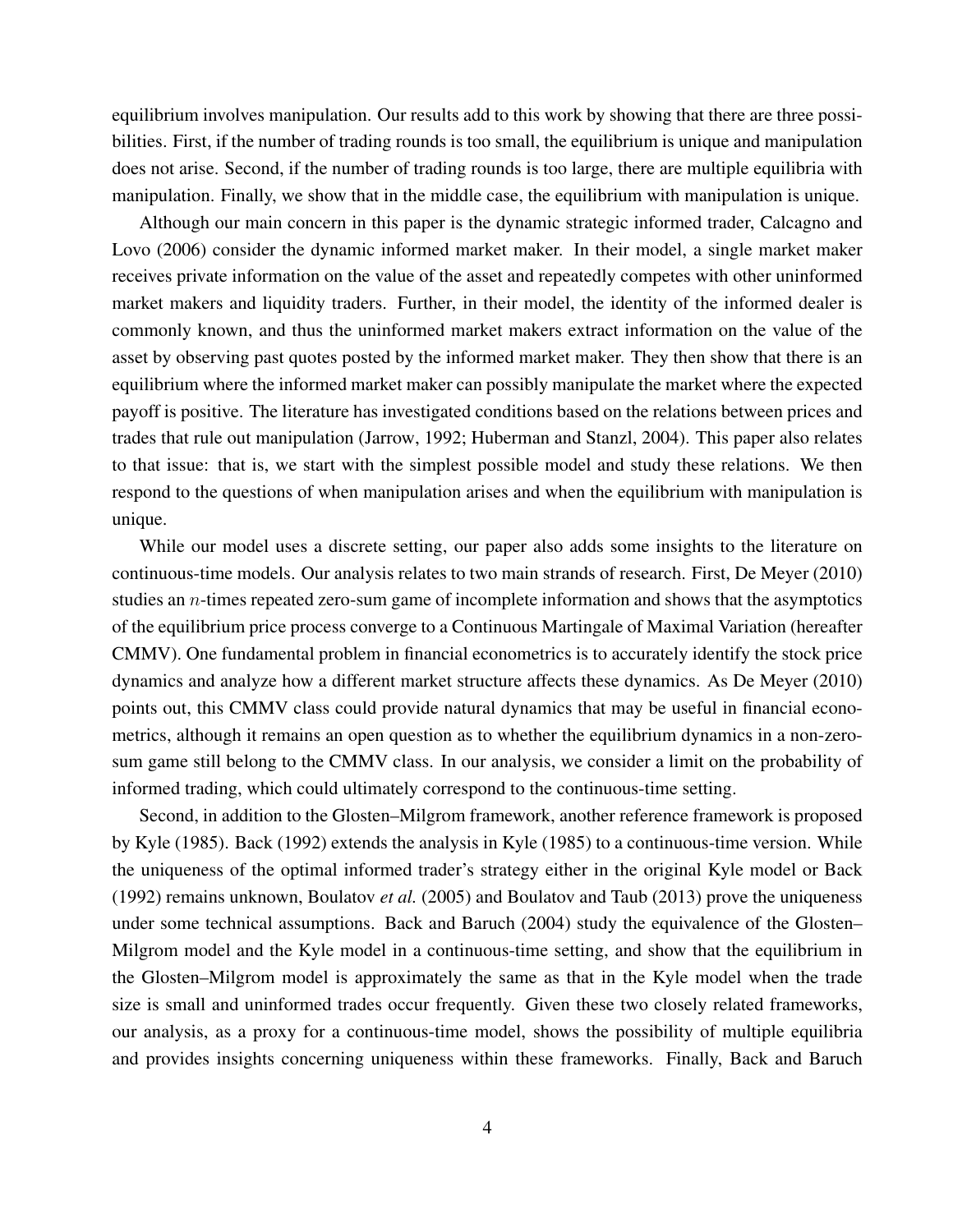equilibrium involves manipulation. Our results add to this work by showing that there are three possibilities. First, if the number of trading rounds is too small, the equilibrium is unique and manipulation does not arise. Second, if the number of trading rounds is too large, there are multiple equilibria with manipulation. Finally, we show that in the middle case, the equilibrium with manipulation is unique.

Although our main concern in this paper is the dynamic strategic informed trader, Calcagno and Lovo (2006) consider the dynamic informed market maker. In their model, a single market maker receives private information on the value of the asset and repeatedly competes with other uninformed market makers and liquidity traders. Further, in their model, the identity of the informed dealer is commonly known, and thus the uninformed market makers extract information on the value of the asset by observing past quotes posted by the informed market maker. They then show that there is an equilibrium where the informed market maker can possibly manipulate the market where the expected payoff is positive. The literature has investigated conditions based on the relations between prices and trades that rule out manipulation (Jarrow, 1992; Huberman and Stanzl, 2004). This paper also relates to that issue: that is, we start with the simplest possible model and study these relations. We then respond to the questions of when manipulation arises and when the equilibrium with manipulation is unique.

While our model uses a discrete setting, our paper also adds some insights to the literature on continuous-time models. Our analysis relates to two main strands of research. First, De Meyer (2010) studies an $n$-times repeated zero-sum game of incomplete information and shows that the asymptotics of the equilibrium price process converge to a Continuous Martingale of Maximal Variation (hereafter CMMV). One fundamental problem in financial econometrics is to accurately identify the stock price dynamics and analyze how a different market structure affects these dynamics. As De Meyer (2010) points out, this CMMV class could provide natural dynamics that may be useful in financial econometrics, although it remains an open question as to whether the equilibrium dynamics in a non-zero-sum game still belong to the CMMV class. In our analysis, we consider a limit on the probability of informed trading, which could ultimately correspond to the continuous-time setting.

Second, in addition to the Glosten–Milgrom framework, another reference framework is proposed by Kyle (1985). Back (1992) extends the analysis in Kyle (1985) to a continuous-time version. While the uniqueness of the optimal informed trader's strategy either in the original Kyle model or Back (1992) remains unknown, Boulatov *et al.* (2005) and Boulatov and Taub (2013) prove the uniqueness under some technical assumptions. Back and Baruch (2004) study the equivalence of the Glosten–Milgrom model and the Kyle model in a continuous-time setting, and show that the equilibrium in the Glosten–Milgrom model is approximately the same as that in the Kyle model when the trade size is small and uninformed trades occur frequently. Given these two closely related frameworks, our analysis, as a proxy for a continuous-time model, shows the possibility of multiple equilibria and provides insights concerning uniqueness within these frameworks. Finally, Back and Baruch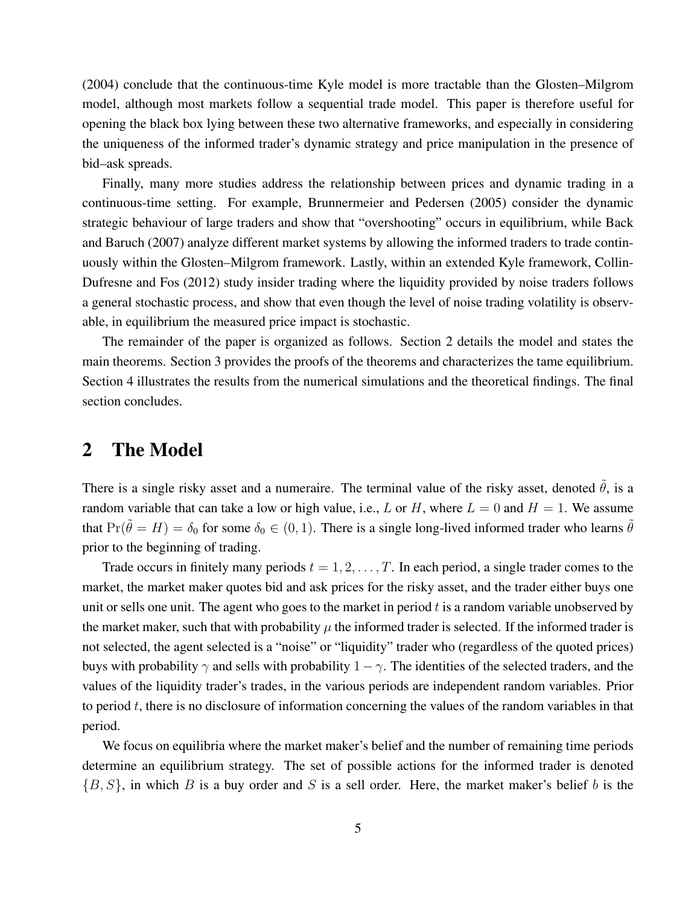(2004) conclude that the continuous-time Kyle model is more tractable than the Glosten–Milgrom model, although most markets follow a sequential trade model. This paper is therefore useful for opening the black box lying between these two alternative frameworks, and especially in considering the uniqueness of the informed trader's dynamic strategy and price manipulation in the presence of bid–ask spreads.

Finally, many more studies address the relationship between prices and dynamic trading in a continuous-time setting. For example, Brunnermeier and Pedersen (2005) consider the dynamic strategic behaviour of large traders and show that "overshooting" occurs in equilibrium, while Back and Baruch (2007) analyze different market systems by allowing the informed traders to trade continuously within the Glosten–Milgrom framework. Lastly, within an extended Kyle framework, Collin-Dufresne and Fos (2012) study insider trading where the liquidity provided by noise traders follows a general stochastic process, and show that even though the level of noise trading volatility is observable, in equilibrium the measured price impact is stochastic.

The remainder of the paper is organized as follows. Section 2 details the model and states the main theorems. Section 3 provides the proofs of the theorems and characterizes the tame equilibrium. Section 4 illustrates the results from the numerical simulations and the theoretical findings. The final section concludes.

# 2 The Model

There is a single risky asset and a numeraire. The terminal value of the risky asset, denoted $\tilde{\theta}$, is a random variable that can take a low or high value, i.e., $L$ or $H$, where $L = 0$ and $H = 1$. We assume that $\Pr(\tilde{\theta} = H) = \delta_0$ for some $\delta_0 \in (0, 1)$. There is a single long-lived informed trader who learns $\tilde{\theta}$ prior to the beginning of trading.

Trade occurs in finitely many periods $t = 1, 2, \ldots, T$. In each period, a single trader comes to the market, the market maker quotes bid and ask prices for the risky asset, and the trader either buys one unit or sells one unit. The agent who goes to the market in period $t$ is a random variable unobserved by the market maker, such that with probability $\mu$ the informed trader is selected. If the informed trader is not selected, the agent selected is a "noise" or "liquidity" trader who (regardless of the quoted prices) buys with probability $\gamma$ and sells with probability $1 - \gamma$. The identities of the selected traders, and the values of the liquidity trader's trades, in the various periods are independent random variables. Prior to period $t$, there is no disclosure of information concerning the values of the random variables in that period.

We focus on equilibria where the market maker's belief and the number of remaining time periods determine an equilibrium strategy. The set of possible actions for the informed trader is denoted $\{B, S\}$, in which $B$ is a buy order and $S$ is a sell order. Here, the market maker's belief $b$ is the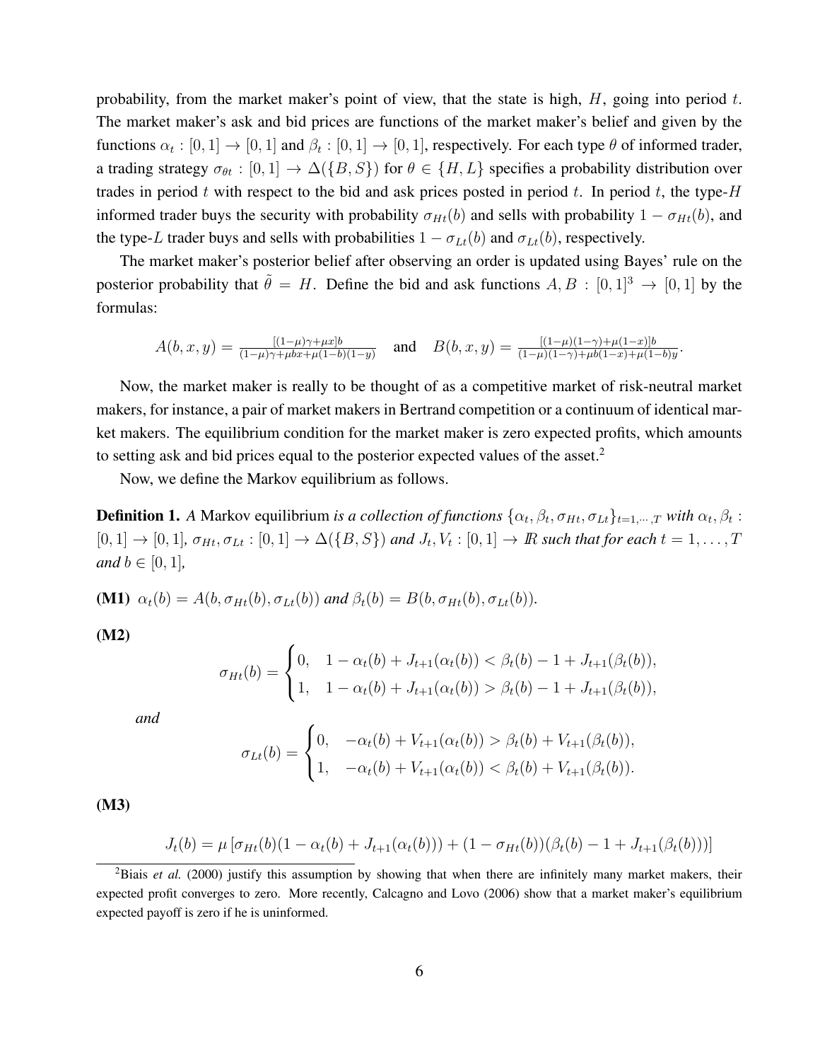probability, from the market maker's point of view, that the state is high, $H$, going into period $t$. The market maker's ask and bid prices are functions of the market maker's belief and given by the functions $\alpha_t : [0,1] \to [0,1]$ and $\beta_t : [0,1] \to [0,1]$, respectively. For each type $\theta$ of informed trader, a trading strategy $\sigma_{\theta t} : [0,1] \to \Delta(\{B, S\})$ for $\theta \in \{H, L\}$ specifies a probability distribution over trades in period $t$ with respect to the bid and ask prices posted in period $t$. In period $t$, the type-$H$ informed trader buys the security with probability $\sigma_{Ht}(b)$ and sells with probability $1 - \sigma_{Ht}(b)$, and the type-$L$ trader buys and sells with probabilities $1 - \sigma_{Lt}(b)$ and $\sigma_{Lt}(b)$, respectively.

The market maker's posterior belief after observing an order is updated using Bayes' rule on the posterior probability that $\tilde{\theta} = H$. Define the bid and ask functions $A, B : [0,1]^3 \to [0,1]$ by the formulas:

$$A(b,x,y) = \frac{[(1-\mu)\gamma + \mu x]b}{(1-\mu)\gamma + \mu b x + \mu(1-b)(1-y)} \quad \text{and} \quad B(b,x,y) = \frac{[(1-\mu)(1-\gamma) + \mu(1-x)]b}{(1-\mu)(1-\gamma) + \mu b(1-x) + \mu(1-b)y}.$$

Now, the market maker is really to be thought of as a competitive market of risk-neutral market makers, for instance, a pair of market makers in Bertrand competition or a continuum of identical market makers. The equilibrium condition for the market maker is zero expected profits, which amounts to setting ask and bid prices equal to the posterior expected values of the asset.[2]

Now, we define the Markov equilibrium as follows.

**Definition 1.** *A* Markov equilibrium *is a collection of functions* $\{\alpha_t, \beta_t, \sigma_{Ht}, \sigma_{Lt}\}_{t=1,\cdots,T}$ *with* $\alpha_t, \beta_t : [0,1] \to [0,1]$*,* $\sigma_{Ht}, \sigma_{Lt} : [0,1] \to \Delta(\{B,S\})$ *and* $J_t, V_t : [0,1] \to \mathbb{R}$ *such that for each* $t = 1, \ldots, T$ *and* $b \in [0,1]$*,*

**(M1)** $\alpha_t(b) = A(b, \sigma_{Ht}(b), \sigma_{Lt}(b))$ *and* $\beta_t(b) = B(b, \sigma_{Ht}(b), \sigma_{Lt}(b))$*.*

**(M2)**

$$\sigma_{Ht}(b) = \begin{cases} 0, & 1 - \alpha_t(b) + J_{t+1}(\alpha_t(b)) < \beta_t(b) - 1 + J_{t+1}(\beta_t(b)), \\ 1, & 1 - \alpha_t(b) + J_{t+1}(\alpha_t(b)) > \beta_t(b) - 1 + J_{t+1}(\beta_t(b)), \end{cases}$$

*and*

$$\sigma_{Lt}(b) = \begin{cases} 0, & -\alpha_t(b) + V_{t+1}(\alpha_t(b)) > \beta_t(b) + V_{t+1}(\beta_t(b)), \\ 1, & -\alpha_t(b) + V_{t+1}(\alpha_t(b)) < \beta_t(b) + V_{t+1}(\beta_t(b)). \end{cases}$$

**(M3)**

$$J_t(b) = \mu\left[\sigma_{Ht}(b)(1 - \alpha_t(b) + J_{t+1}(\alpha_t(b))) + (1 - \sigma_{Ht}(b))(\beta_t(b) - 1 + J_{t+1}(\beta_t(b)))\right]$$

[2] Biais *et al.* (2000) justify this assumption by showing that when there are infinitely many market makers, their expected profit converges to zero. More recently, Calcagno and Lovo (2006) show that a market maker's equilibrium expected payoff is zero if he is uninformed.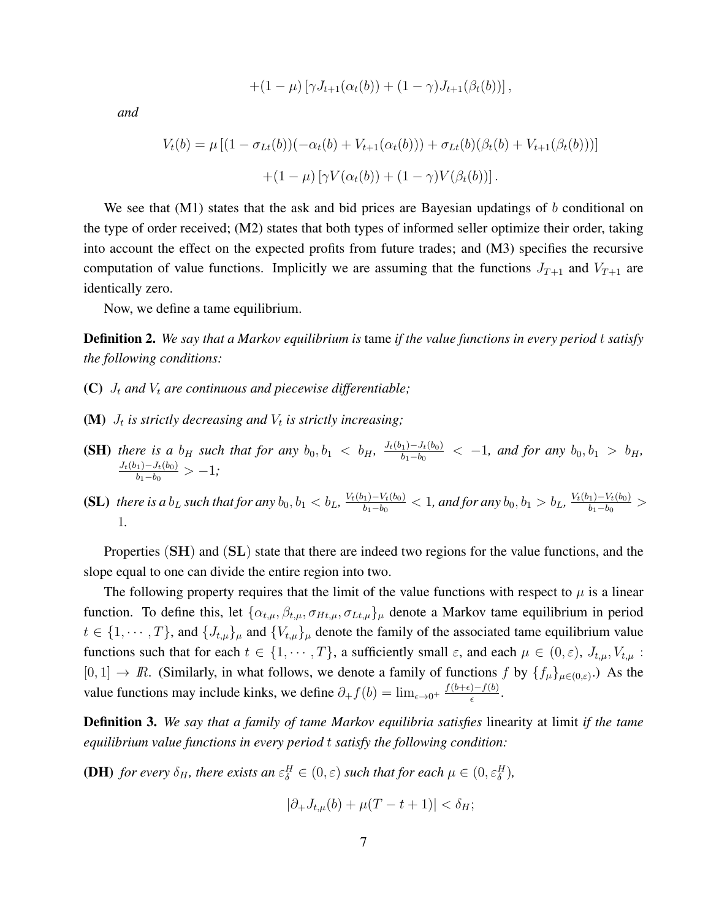$$+(1-\mu)\left[\gamma J_{t+1}(\alpha_t(b)) + (1-\gamma)J_{t+1}(\beta_t(b))\right],$$

*and*

$$V_t(b) = \mu\left[(1-\sigma_{Lt}(b))(-\alpha_t(b) + V_{t+1}(\alpha_t(b))) + \sigma_{Lt}(b)(\beta_t(b) + V_{t+1}(\beta_t(b)))\right]$$

$$+(1-\mu)\left[\gamma V(\alpha_t(b)) + (1-\gamma)V(\beta_t(b))\right].$$

We see that (M1) states that the ask and bid prices are Bayesian updatings of $b$ conditional on the type of order received; (M2) states that both types of informed seller optimize their order, taking into account the effect on the expected profits from future trades; and (M3) specifies the recursive computation of value functions. Implicitly we are assuming that the functions $J_{T+1}$ and $V_{T+1}$ are identically zero.

Now, we define a tame equilibrium.

**Definition 2.** *We say that a Markov equilibrium is* tame *if the value functions in every period $t$ satisfy the following conditions:*

- **(C)** *$J_t$ and $V_t$ are continuous and piecewise differentiable;*
- **(M)** *$J_t$ is strictly decreasing and $V_t$ is strictly increasing;*
- **(SH)** *there is a $b_H$ such that for any $b_0, b_1 < b_H$, $\frac{J_t(b_1)-J_t(b_0)}{b_1-b_0} < -1$, and for any $b_0, b_1 > b_H$, $\frac{J_t(b_1)-J_t(b_0)}{b_1-b_0} > -1$;*
- **(SL)** *there is a $b_L$ such that for any $b_0, b_1 < b_L$, $\frac{V_t(b_1)-V_t(b_0)}{b_1-b_0} < 1$, and for any $b_0, b_1 > b_L$, $\frac{V_t(b_1)-V_t(b_0)}{b_1-b_0} > 1$.*

Properties $(\mathbf{SH})$ and $(\mathbf{SL})$ state that there are indeed two regions for the value functions, and the slope equal to one can divide the entire region into two.

The following property requires that the limit of the value functions with respect to $\mu$ is a linear function. To define this, let $\{\alpha_{t,\mu}, \beta_{t,\mu}, \sigma_{Ht,\mu}, \sigma_{Lt,\mu}\}_\mu$ denote a Markov tame equilibrium in period $t \in \{1, \cdots, T\}$, and $\{J_{t,\mu}\}_\mu$ and $\{V_{t,\mu}\}_\mu$ denote the family of the associated tame equilibrium value functions such that for each $t \in \{1, \cdots, T\}$, a sufficiently small $\varepsilon$, and each $\mu \in (0, \varepsilon)$, $J_{t,\mu}, V_{t,\mu} : [0,1] \to \mathbb{R}$. (Similarly, in what follows, we denote a family of functions $f$ by $\{f_\mu\}_{\mu\in(0,\varepsilon)}$.) As the value functions may include kinks, we define $\partial_+ f(b) = \lim_{\epsilon\to 0^+} \frac{f(b+\epsilon)-f(b)}{\epsilon}$.

**Definition 3.** *We say that a family of tame Markov equilibria satisfies* linearity at limit *if the tame equilibrium value functions in every period $t$ satisfy the following condition:*

**(DH)** *for every $\delta_H$, there exists an $\varepsilon^H_\delta \in (0, \varepsilon)$ such that for each $\mu \in (0, \varepsilon^H_\delta)$,*

$$|\partial_+ J_{t,\mu}(b) + \mu(T-t+1)| < \delta_H;$$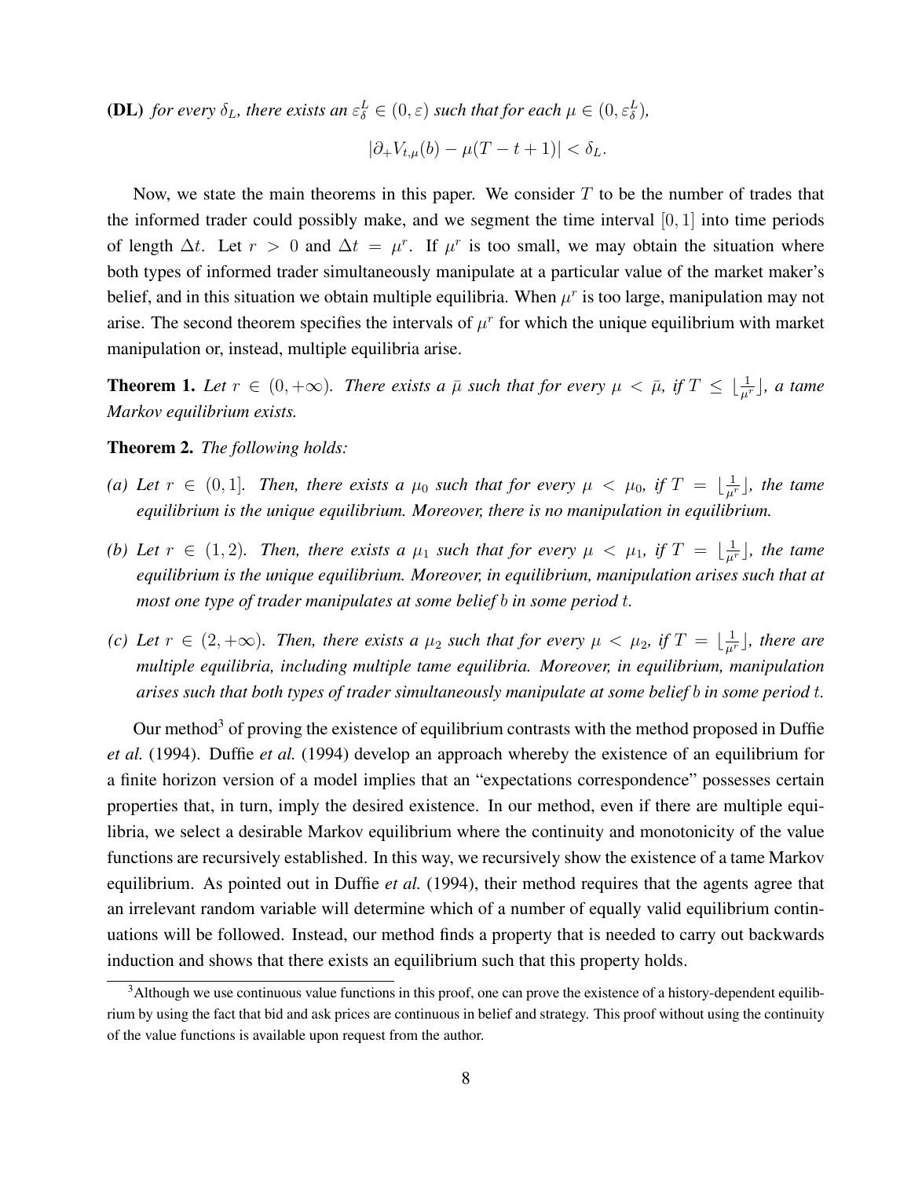**(DL)** *for every $\delta_L$, there exists an $\varepsilon_\delta^L \in (0, \varepsilon)$ such that for each $\mu \in (0, \varepsilon_\delta^L)$,*

$$|\partial_+ V_{t,\mu}(b) - \mu(T - t + 1)| < \delta_L.$$

Now, we state the main theorems in this paper. We consider $T$ to be the number of trades that the informed trader could possibly make, and we segment the time interval $[0, 1]$ into time periods of length $\Delta t$. Let $r > 0$ and $\Delta t = \mu^r$. If $\mu^r$ is too small, we may obtain the situation where both types of informed trader simultaneously manipulate at a particular value of the market maker's belief, and in this situation we obtain multiple equilibria. When $\mu^r$ is too large, manipulation may not arise. The second theorem specifies the intervals of $\mu^r$ for which the unique equilibrium with market manipulation or, instead, multiple equilibria arise.

**Theorem 1.** *Let $r \in (0, +\infty)$. There exists a $\bar{\mu}$ such that for every $\mu < \bar{\mu}$, if $T \leq \lfloor \frac{1}{\mu^r} \rfloor$, a tame Markov equilibrium exists.*

**Theorem 2.** *The following holds:*

*(a) Let $r \in (0, 1]$. Then, there exists a $\mu_0$ such that for every $\mu < \mu_0$, if $T = \lfloor \frac{1}{\mu^r} \rfloor$, the tame equilibrium is the unique equilibrium. Moreover, there is no manipulation in equilibrium.*

*(b) Let $r \in (1, 2)$. Then, there exists a $\mu_1$ such that for every $\mu < \mu_1$, if $T = \lfloor \frac{1}{\mu^r} \rfloor$, the tame equilibrium is the unique equilibrium. Moreover, in equilibrium, manipulation arises such that at most one type of trader manipulates at some belief $b$ in some period $t$.*

*(c) Let $r \in (2, +\infty)$. Then, there exists a $\mu_2$ such that for every $\mu < \mu_2$, if $T = \lfloor \frac{1}{\mu^r} \rfloor$, there are multiple equilibria, including multiple tame equilibria. Moreover, in equilibrium, manipulation arises such that both types of trader simultaneously manipulate at some belief $b$ in some period $t$.*

Our method[3] of proving the existence of equilibrium contrasts with the method proposed in Duffie *et al.* (1994). Duffie *et al.* (1994) develop an approach whereby the existence of an equilibrium for a finite horizon version of a model implies that an "expectations correspondence" possesses certain properties that, in turn, imply the desired existence. In our method, even if there are multiple equilibria, we select a desirable Markov equilibrium where the continuity and monotonicity of the value functions are recursively established. In this way, we recursively show the existence of a tame Markov equilibrium. As pointed out in Duffie *et al.* (1994), their method requires that the agents agree that an irrelevant random variable will determine which of a number of equally valid equilibrium continuations will be followed. Instead, our method finds a property that is needed to carry out backwards induction and shows that there exists an equilibrium such that this property holds.

[3] Although we use continuous value functions in this proof, one can prove the existence of a history-dependent equilibrium by using the fact that bid and ask prices are continuous in belief and strategy. This proof without using the continuity of the value functions is available upon request from the author.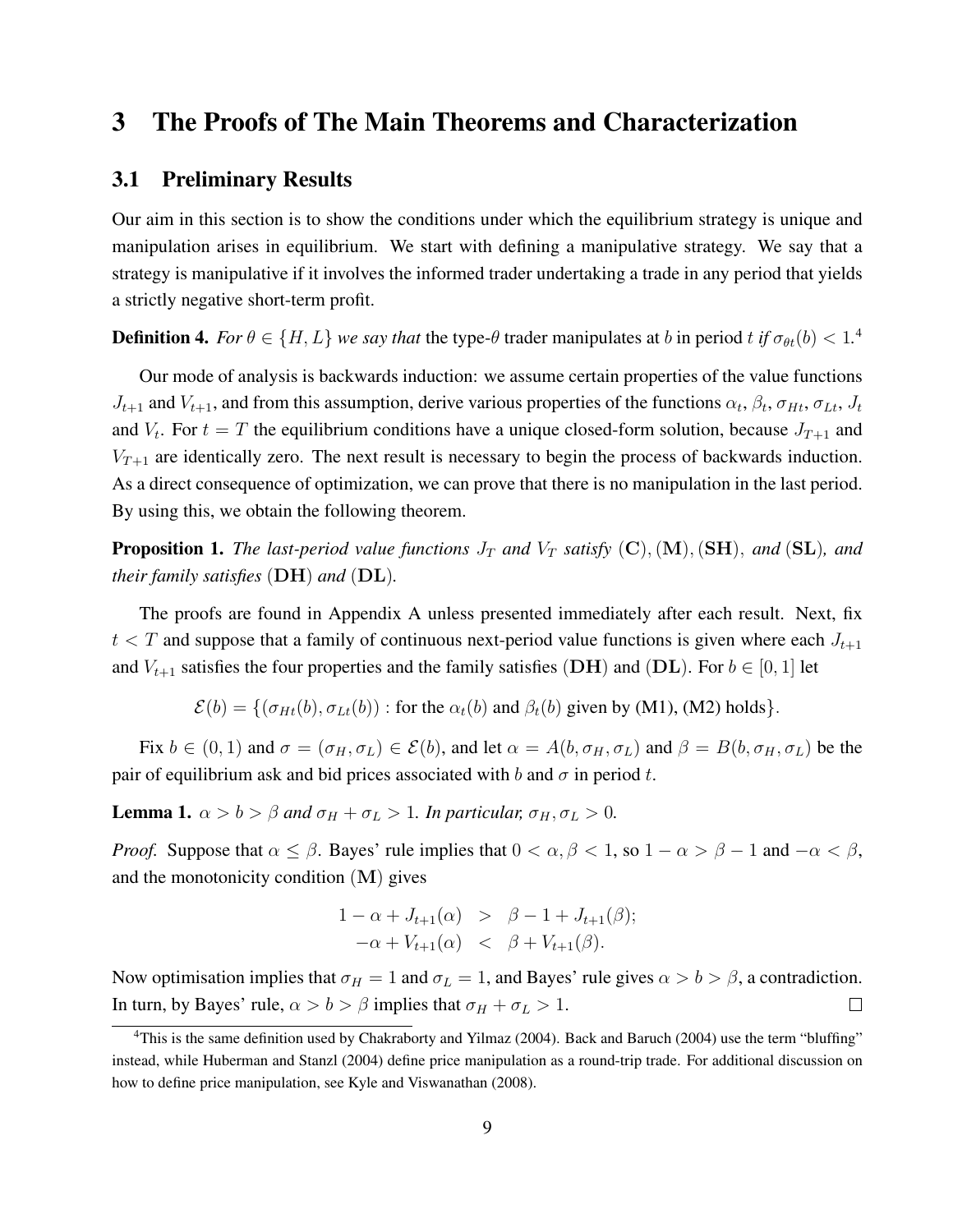# 3 The Proofs of The Main Theorems and Characterization

## 3.1 Preliminary Results

Our aim in this section is to show the conditions under which the equilibrium strategy is unique and manipulation arises in equilibrium. We start with defining a manipulative strategy. We say that a strategy is manipulative if it involves the informed trader undertaking a trade in any period that yields a strictly negative short-term profit.

**Definition 4.** *For $\theta \in \{H, L\}$ we say that* the type-$\theta$ trader manipulates at $b$ in period $t$ *if* $\sigma_{\theta t}(b) < 1$.[4]

Our mode of analysis is backwards induction: we assume certain properties of the value functions $J_{t+1}$ and $V_{t+1}$, and from this assumption, derive various properties of the functions $\alpha_t$, $\beta_t$, $\sigma_{Ht}$, $\sigma_{Lt}$, $J_t$ and $V_t$. For $t = T$ the equilibrium conditions have a unique closed-form solution, because $J_{T+1}$ and $V_{T+1}$ are identically zero. The next result is necessary to begin the process of backwards induction. As a direct consequence of optimization, we can prove that there is no manipulation in the last period. By using this, we obtain the following theorem.

**Proposition 1.** *The last-period value functions $J_T$ and $V_T$ satisfy* $(\mathbf{C}), (\mathbf{M}), (\mathbf{SH}),$ *and* $(\mathbf{SL})$*, and their family satisfies* $(\mathbf{DH})$ *and* $(\mathbf{DL})$.

The proofs are found in Appendix A unless presented immediately after each result. Next, fix $t < T$ and suppose that a family of continuous next-period value functions is given where each $J_{t+1}$ and $V_{t+1}$ satisfies the four properties and the family satisfies $(\mathbf{DH})$ and $(\mathbf{DL})$. For $b \in [0, 1]$ let

$$\mathcal{E}(b) = \{(\sigma_{Ht}(b), \sigma_{Lt}(b)) : \text{for the } \alpha_t(b) \text{ and } \beta_t(b) \text{ given by (M1), (M2) holds}\}.$$

Fix $b \in (0, 1)$ and $\sigma = (\sigma_H, \sigma_L) \in \mathcal{E}(b)$, and let $\alpha = A(b, \sigma_H, \sigma_L)$ and $\beta = B(b, \sigma_H, \sigma_L)$ be the pair of equilibrium ask and bid prices associated with $b$ and $\sigma$ in period $t$.

**Lemma 1.** *$\alpha > b > \beta$ and $\sigma_H + \sigma_L > 1$. In particular, $\sigma_H, \sigma_L > 0$.*

*Proof.* Suppose that $\alpha \leq \beta$. Bayes' rule implies that $0 < \alpha, \beta < 1$, so $1 - \alpha > \beta - 1$ and $-\alpha < \beta$, and the monotonicity condition $(\mathbf{M})$ gives

$$\begin{aligned} 1 - \alpha + J_{t+1}(\alpha) &> \beta - 1 + J_{t+1}(\beta); \\ -\alpha + V_{t+1}(\alpha) &< \beta + V_{t+1}(\beta). \end{aligned}$$

Now optimisation implies that $\sigma_H = 1$ and $\sigma_L = 1$, and Bayes' rule gives $\alpha > b > \beta$, a contradiction. In turn, by Bayes' rule, $\alpha > b > \beta$ implies that $\sigma_H + \sigma_L > 1$. $\square$

[4] This is the same definition used by Chakraborty and Yilmaz (2004). Back and Baruch (2004) use the term "bluffing" instead, while Huberman and Stanzl (2004) define price manipulation as a round-trip trade. For additional discussion on how to define price manipulation, see Kyle and Viswanathan (2008).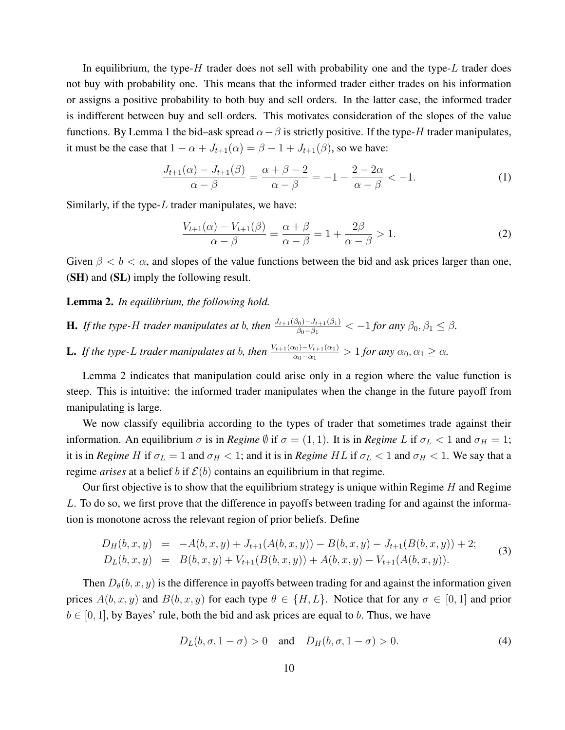In equilibrium, the type-$H$ trader does not sell with probability one and the type-$L$ trader does not buy with probability one. This means that the informed trader either trades on his information or assigns a positive probability to both buy and sell orders. In the latter case, the informed trader is indifferent between buy and sell orders. This motivates consideration of the slopes of the value functions. By Lemma 1 the bid–ask spread $\alpha - \beta$ is strictly positive. If the type-$H$ trader manipulates, it must be the case that $1 - \alpha + J_{t+1}(\alpha) = \beta - 1 + J_{t+1}(\beta)$, so we have:

$$\frac{J_{t+1}(\alpha) - J_{t+1}(\beta)}{\alpha - \beta} = \frac{\alpha + \beta - 2}{\alpha - \beta} = -1 - \frac{2 - 2\alpha}{\alpha - \beta} < -1. \tag{1}$$

Similarly, if the type-$L$ trader manipulates, we have:

$$\frac{V_{t+1}(\alpha) - V_{t+1}(\beta)}{\alpha - \beta} = \frac{\alpha + \beta}{\alpha - \beta} = 1 + \frac{2\beta}{\alpha - \beta} > 1. \tag{2}$$

Given $\beta < b < \alpha$, and slopes of the value functions between the bid and ask prices larger than one, **(SH)** and **(SL)** imply the following result.

**Lemma 2.** *In equilibrium, the following hold.*

**H.** *If the type-$H$ trader manipulates at $b$, then $\frac{J_{t+1}(\beta_0) - J_{t+1}(\beta_1)}{\beta_0 - \beta_1} < -1$ for any $\beta_0, \beta_1 \leq \beta$.*

**L.** *If the type-$L$ trader manipulates at $b$, then $\frac{V_{t+1}(\alpha_0) - V_{t+1}(\alpha_1)}{\alpha_0 - \alpha_1} > 1$ for any $\alpha_0, \alpha_1 \geq \alpha$.*

Lemma 2 indicates that manipulation could arise only in a region where the value function is steep. This is intuitive: the informed trader manipulates when the change in the future payoff from manipulating is large.

We now classify equilibria according to the types of trader that sometimes trade against their information. An equilibrium $\sigma$ is in *Regime* $\emptyset$ if $\sigma = (1, 1)$. It is in *Regime* $L$ if $\sigma_L < 1$ and $\sigma_H = 1$; it is in *Regime* $H$ if $\sigma_L = 1$ and $\sigma_H < 1$; and it is in *Regime* $HL$ if $\sigma_L < 1$ and $\sigma_H < 1$. We say that a regime *arises* at a belief $b$ if $\mathcal{E}(b)$ contains an equilibrium in that regime.

Our first objective is to show that the equilibrium strategy is unique within Regime $H$ and Regime $L$. To do so, we first prove that the difference in payoffs between trading for and against the information is monotone across the relevant region of prior beliefs. Define

$$\begin{aligned} D_H(b, x, y) &= -A(b, x, y) + J_{t+1}(A(b, x, y)) - B(b, x, y) - J_{t+1}(B(b, x, y)) + 2; \\ D_L(b, x, y) &= B(b, x, y) + V_{t+1}(B(b, x, y)) + A(b, x, y) - V_{t+1}(A(b, x, y)). \end{aligned} \tag{3}$$

Then $D_\theta(b, x, y)$ is the difference in payoffs between trading for and against the information given prices $A(b, x, y)$ and $B(b, x, y)$ for each type $\theta \in \{H, L\}$. Notice that for any $\sigma \in [0, 1]$ and prior $b \in [0, 1]$, by Bayes' rule, both the bid and ask prices are equal to $b$. Thus, we have

$$D_L(b, \sigma, 1 - \sigma) > 0 \quad \text{and} \quad D_H(b, \sigma, 1 - \sigma) > 0. \tag{4}$$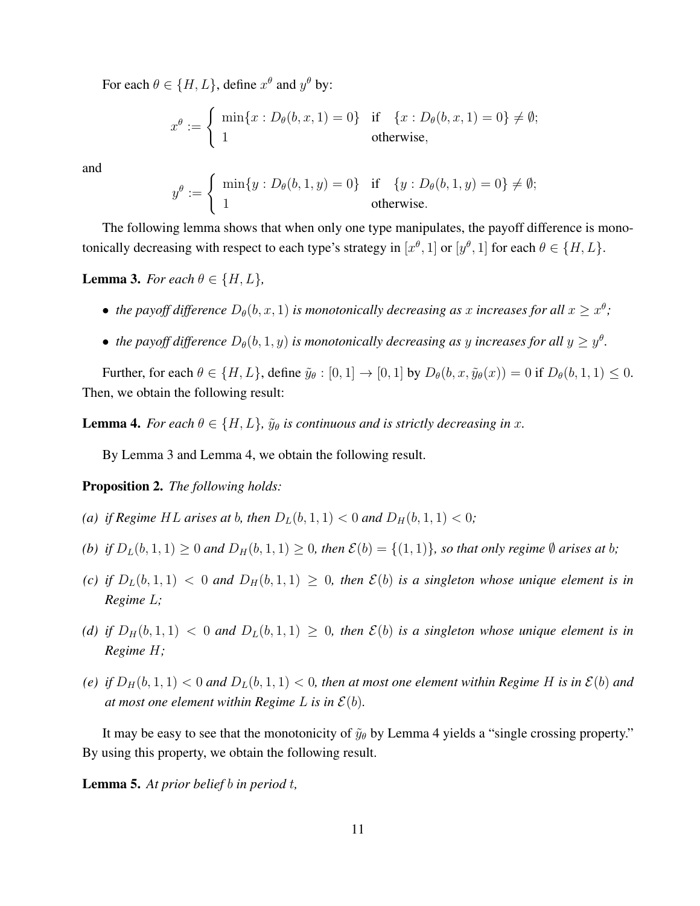For each $\theta \in \{H, L\}$, define $x^\theta$ and $y^\theta$ by:

$$
x^\theta := \begin{cases} \min\{x : D_\theta(b, x, 1) = 0\} & \text{if} \quad \{x : D_\theta(b, x, 1) = 0\} \neq \emptyset; \\ 1 & \text{otherwise}, \end{cases}
$$

and

$$
y^\theta := \begin{cases} \min\{y : D_\theta(b, 1, y) = 0\} & \text{if} \quad \{y : D_\theta(b, 1, y) = 0\} \neq \emptyset; \\ 1 & \text{otherwise}. \end{cases}
$$

The following lemma shows that when only one type manipulates, the payoff difference is monotonically decreasing with respect to each type's strategy in $[x^\theta, 1]$ or $[y^\theta, 1]$ for each $\theta \in \{H, L\}$.

**Lemma 3.** *For each $\theta \in \{H, L\}$,*

- *the payoff difference $D_\theta(b, x, 1)$ is monotonically decreasing as $x$ increases for all $x \geq x^\theta$;*
- *the payoff difference $D_\theta(b, 1, y)$ is monotonically decreasing as $y$ increases for all $y \geq y^\theta$.*

Further, for each $\theta \in \{H, L\}$, define $\tilde{y}_\theta : [0, 1] \to [0, 1]$ by $D_\theta(b, x, \tilde{y}_\theta(x)) = 0$ if $D_\theta(b, 1, 1) \leq 0$. Then, we obtain the following result:

**Lemma 4.** *For each $\theta \in \{H, L\}$, $\tilde{y}_\theta$ is continuous and is strictly decreasing in $x$.*

By Lemma 3 and Lemma 4, we obtain the following result.

**Proposition 2.** *The following holds:*

*(a) if Regime $HL$ arises at $b$, then $D_L(b, 1, 1) < 0$ and $D_H(b, 1, 1) < 0$;*

*(b) if $D_L(b, 1, 1) \geq 0$ and $D_H(b, 1, 1) \geq 0$, then $\mathcal{E}(b) = \{(1, 1)\}$, so that only regime $\emptyset$ arises at $b$;*

*(c) if $D_L(b, 1, 1) < 0$ and $D_H(b, 1, 1) \geq 0$, then $\mathcal{E}(b)$ is a singleton whose unique element is in Regime $L$;*

*(d) if $D_H(b, 1, 1) < 0$ and $D_L(b, 1, 1) \geq 0$, then $\mathcal{E}(b)$ is a singleton whose unique element is in Regime $H$;*

*(e) if $D_H(b, 1, 1) < 0$ and $D_L(b, 1, 1) < 0$, then at most one element within Regime $H$ is in $\mathcal{E}(b)$ and at most one element within Regime $L$ is in $\mathcal{E}(b)$.*

It may be easy to see that the monotonicity of $\tilde{y}_\theta$ by Lemma 4 yields a "single crossing property." By using this property, we obtain the following result.

**Lemma 5.** *At prior belief $b$ in period $t$,*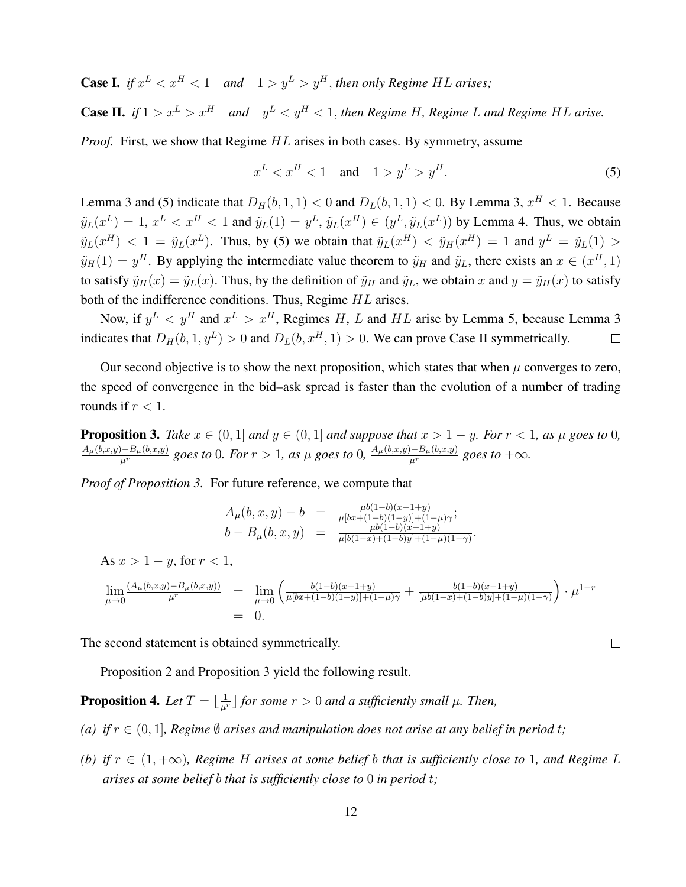**Case I.** *if $x^L < x^H < 1$ and $1 > y^L > y^H$, then only Regime $HL$ arises;*

**Case II.** *if $1 > x^L > x^H$ and $y^L < y^H < 1$, then Regime $H$, Regime $L$ and Regime $HL$ arise.*

*Proof.* First, we show that Regime $HL$ arises in both cases. By symmetry, assume

$$x^L < x^H < 1 \quad \text{and} \quad 1 > y^L > y^H. \tag{5}$$

Lemma 3 and (5) indicate that $D_H(b, 1, 1) < 0$ and $D_L(b, 1, 1) < 0$. By Lemma 3, $x^H < 1$. Because $\tilde{y}_L(x^L) = 1$, $x^L < x^H < 1$ and $\tilde{y}_L(1) = y^L$, $\tilde{y}_L(x^H) \in (y^L, \tilde{y}_L(x^L))$ by Lemma 4. Thus, we obtain $\tilde{y}_L(x^H) < 1 = \tilde{y}_L(x^L)$. Thus, by (5) we obtain that $\tilde{y}_L(x^H) < \tilde{y}_H(x^H) = 1$ and $y^L = \tilde{y}_L(1) > \tilde{y}_H(1) = y^H$. By applying the intermediate value theorem to $\tilde{y}_H$ and $\tilde{y}_L$, there exists an $x \in (x^H, 1)$ to satisfy $\tilde{y}_H(x) = \tilde{y}_L(x)$. Thus, by the definition of $\tilde{y}_H$ and $\tilde{y}_L$, we obtain $x$ and $y = \tilde{y}_H(x)$ to satisfy both of the indifference conditions. Thus, Regime $HL$ arises.

Now, if $y^L < y^H$ and $x^L > x^H$, Regimes $H$, $L$ and $HL$ arise by Lemma 5, because Lemma 3 indicates that $D_H(b, 1, y^L) > 0$ and $D_L(b, x^H, 1) > 0$. We can prove Case II symmetrically. □

Our second objective is to show the next proposition, which states that when $\mu$ converges to zero, the speed of convergence in the bid–ask spread is faster than the evolution of a number of trading rounds if $r < 1$.

**Proposition 3.** *Take $x \in (0, 1]$ and $y \in (0, 1]$ and suppose that $x > 1 - y$. For $r < 1$, as $\mu$ goes to 0, $\frac{A_\mu(b,x,y) - B_\mu(b,x,y)}{\mu^r}$ goes to 0. For $r > 1$, as $\mu$ goes to 0, $\frac{A_\mu(b,x,y) - B_\mu(b,x,y)}{\mu^r}$ goes to $+\infty$.*

*Proof of Proposition 3.* For future reference, we compute that

$$\begin{aligned} A_\mu(b, x, y) - b &= \frac{\mu b(1-b)(x-1+y)}{\mu[bx+(1-b)(1-y)]+(1-\mu)\gamma}; \\ b - B_\mu(b, x, y) &= \frac{\mu b(1-b)(x-1+y)}{\mu[b(1-x)+(1-b)y]+(1-\mu)(1-\gamma)}. \end{aligned}$$

As $x > 1 - y$, for $r < 1$,

$$\begin{aligned} \lim_{\mu \to 0} \frac{(A_\mu(b,x,y) - B_\mu(b,x,y))}{\mu^r} &= \lim_{\mu \to 0} \left( \frac{b(1-b)(x-1+y)}{\mu[bx+(1-b)(1-y)]+(1-\mu)\gamma} + \frac{b(1-b)(x-1+y)}{[\mu b(1-x)+(1-b)y]+(1-\mu)(1-\gamma)} \right) \cdot \mu^{1-r} \\ &= 0. \end{aligned}$$

The second statement is obtained symmetrically. □

Proposition 2 and Proposition 3 yield the following result.

**Proposition 4.** *Let $T = \lfloor \frac{1}{\mu^r} \rfloor$ for some $r > 0$ and a sufficiently small $\mu$. Then,*

*(a) if $r \in (0, 1]$, Regime $\emptyset$ arises and manipulation does not arise at any belief in period $t$;*

*(b) if $r \in (1, +\infty)$, Regime $H$ arises at some belief $b$ that is sufficiently close to 1, and Regime $L$ arises at some belief $b$ that is sufficiently close to 0 in period $t$;*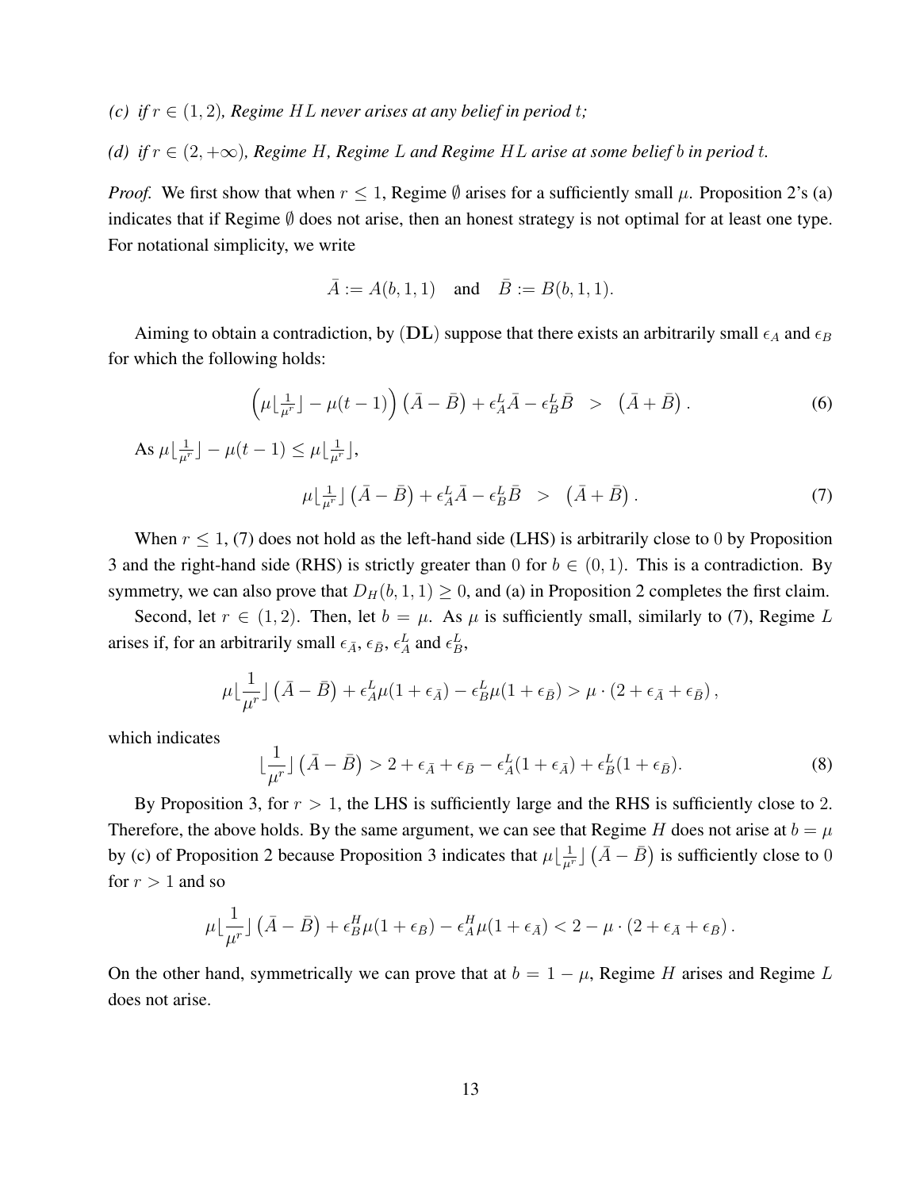*(c) if $r \in (1, 2)$, Regime $HL$ never arises at any belief in period $t$;*

*(d) if $r \in (2, +\infty)$, Regime $H$, Regime $L$ and Regime $HL$ arise at some belief $b$ in period $t$.*

*Proof.* We first show that when $r \leq 1$, Regime $\emptyset$ arises for a sufficiently small $\mu$. Proposition 2's (a) indicates that if Regime $\emptyset$ does not arise, then an honest strategy is not optimal for at least one type. For notational simplicity, we write

$$\bar{A} := A(b, 1, 1) \quad \text{and} \quad \bar{B} := B(b, 1, 1).$$

Aiming to obtain a contradiction, by $(\mathbf{DL})$ suppose that there exists an arbitrarily small $\epsilon_A$ and $\epsilon_B$ for which the following holds:

$$\left(\mu\lfloor \tfrac{1}{\mu^r} \rfloor - \mu(t-1)\right)\left(\bar{A} - \bar{B}\right) + \epsilon_A^L \bar{A} - \epsilon_B^L \bar{B} \;\; > \;\; \left(\bar{A} + \bar{B}\right). \tag{6}$$

As $\mu\lfloor \frac{1}{\mu^r} \rfloor - \mu(t-1) \leq \mu\lfloor \frac{1}{\mu^r} \rfloor$,

$$\mu\lfloor \tfrac{1}{\mu^r} \rfloor \left(\bar{A} - \bar{B}\right) + \epsilon_A^L \bar{A} - \epsilon_B^L \bar{B} \;\; > \;\; \left(\bar{A} + \bar{B}\right). \tag{7}$$

When $r \leq 1$, (7) does not hold as the left-hand side (LHS) is arbitrarily close to 0 by Proposition 3 and the right-hand side (RHS) is strictly greater than 0 for $b \in (0, 1)$. This is a contradiction. By symmetry, we can also prove that $D_H(b, 1, 1) \geq 0$, and (a) in Proposition 2 completes the first claim.

Second, let $r \in (1, 2)$. Then, let $b = \mu$. As $\mu$ is sufficiently small, similarly to (7), Regime $L$ arises if, for an arbitrarily small $\epsilon_{\bar{A}}$, $\epsilon_{\bar{B}}$, $\epsilon_A^L$ and $\epsilon_B^L$,

$$\mu\lfloor \frac{1}{\mu^r} \rfloor \left(\bar{A} - \bar{B}\right) + \epsilon_A^L \mu(1 + \epsilon_{\bar{A}}) - \epsilon_B^L \mu(1 + \epsilon_{\bar{B}}) > \mu \cdot \left(2 + \epsilon_{\bar{A}} + \epsilon_{\bar{B}}\right),$$

which indicates

$$\lfloor \frac{1}{\mu^r} \rfloor \left(\bar{A} - \bar{B}\right) > 2 + \epsilon_{\bar{A}} + \epsilon_{\bar{B}} - \epsilon_A^L(1 + \epsilon_{\bar{A}}) + \epsilon_B^L(1 + \epsilon_{\bar{B}}). \tag{8}$$

By Proposition 3, for $r > 1$, the LHS is sufficiently large and the RHS is sufficiently close to 2. Therefore, the above holds. By the same argument, we can see that Regime $H$ does not arise at $b = \mu$ by (c) of Proposition 2 because Proposition 3 indicates that $\mu\lfloor \frac{1}{\mu^r} \rfloor \left(\bar{A} - \bar{B}\right)$ is sufficiently close to 0 for $r > 1$ and so

$$\mu\lfloor \frac{1}{\mu^r} \rfloor \left(\bar{A} - \bar{B}\right) + \epsilon_B^H \mu(1 + \epsilon_{\bar{B}}) - \epsilon_A^H \mu(1 + \epsilon_{\bar{A}}) < 2 - \mu \cdot \left(2 + \epsilon_{\bar{A}} + \epsilon_{\bar{B}}\right).$$

On the other hand, symmetrically we can prove that at $b = 1 - \mu$, Regime $H$ arises and Regime $L$ does not arise.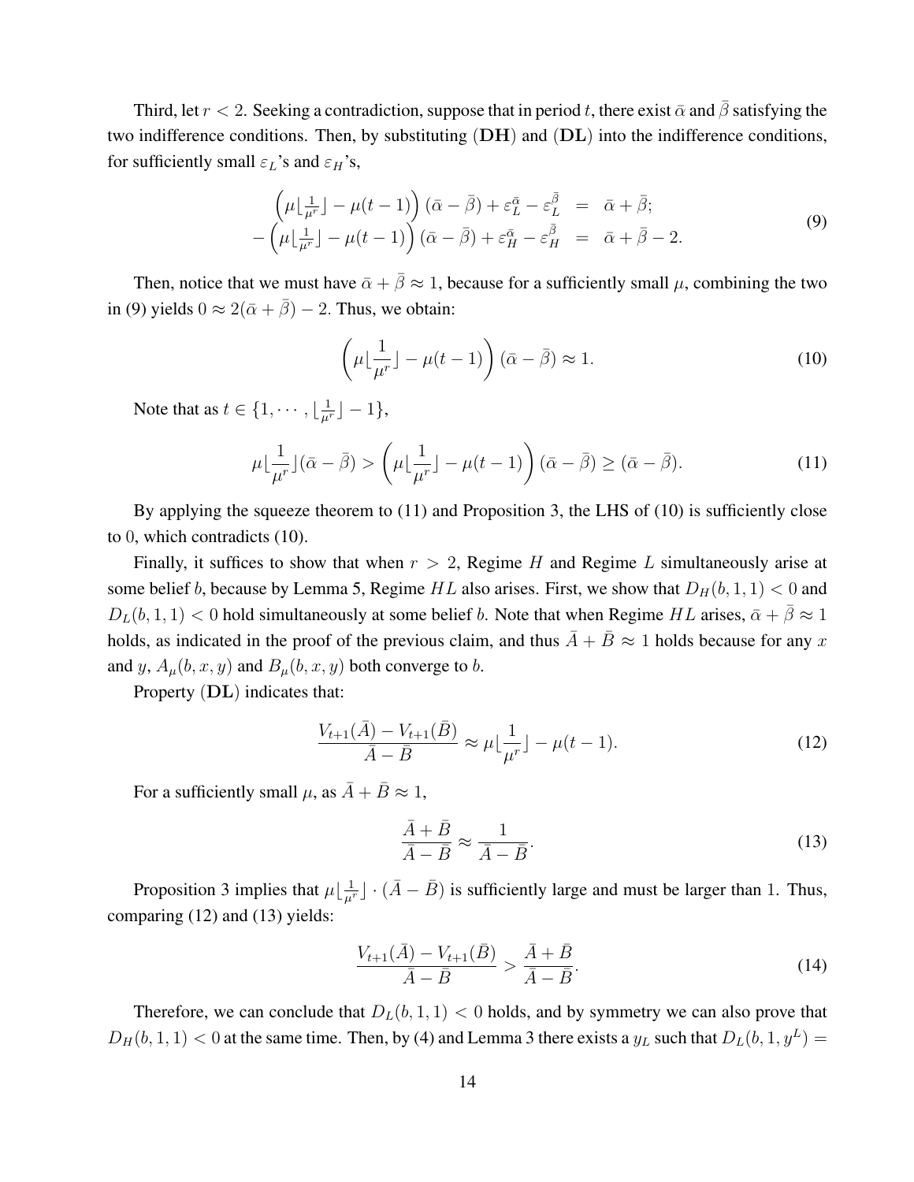Third, let $r < 2$. Seeking a contradiction, suppose that in period $t$, there exist $\bar{\alpha}$ and $\bar{\beta}$ satisfying the two indifference conditions. Then, by substituting (**DH**) and (**DL**) into the indifference conditions, for sufficiently small $\varepsilon_L$'s and $\varepsilon_H$'s,

$$
\begin{aligned}
\left(\mu\lfloor\tfrac{1}{\mu^r}\rfloor - \mu(t-1)\right)(\bar{\alpha} - \bar{\beta}) + \varepsilon_L^{\bar{\alpha}} - \varepsilon_L^{\bar{\beta}} &= \bar{\alpha} + \bar{\beta}; \\
-\left(\mu\lfloor\tfrac{1}{\mu^r}\rfloor - \mu(t-1)\right)(\bar{\alpha} - \bar{\beta}) + \varepsilon_H^{\bar{\alpha}} - \varepsilon_H^{\bar{\beta}} &= \bar{\alpha} + \bar{\beta} - 2.
\end{aligned}
\tag{9}
$$

Then, notice that we must have $\bar{\alpha} + \bar{\beta} \approx 1$, because for a sufficiently small $\mu$, combining the two in (9) yields $0 \approx 2(\bar{\alpha} + \bar{\beta}) - 2$. Thus, we obtain:

$$
\left(\mu\lfloor\frac{1}{\mu^r}\rfloor - \mu(t-1)\right)(\bar{\alpha} - \bar{\beta}) \approx 1. \tag{10}
$$

Note that as $t \in \{1, \cdots, \lfloor\frac{1}{\mu^r}\rfloor - 1\}$,

$$
\mu\lfloor\frac{1}{\mu^r}\rfloor(\bar{\alpha} - \bar{\beta}) > \left(\mu\lfloor\frac{1}{\mu^r}\rfloor - \mu(t-1)\right)(\bar{\alpha} - \bar{\beta}) \geq (\bar{\alpha} - \bar{\beta}). \tag{11}
$$

By applying the squeeze theorem to (11) and Proposition 3, the LHS of (10) is sufficiently close to 0, which contradicts (10).

Finally, it suffices to show that when $r > 2$, Regime $H$ and Regime $L$ simultaneously arise at some belief $b$, because by Lemma 5, Regime $HL$ also arises. First, we show that $D_H(b, 1, 1) < 0$ and $D_L(b, 1, 1) < 0$ hold simultaneously at some belief $b$. Note that when Regime $HL$ arises, $\bar{\alpha} + \bar{\beta} \approx 1$ holds, as indicated in the proof of the previous claim, and thus $\bar{A} + \bar{B} \approx 1$ holds because for any $x$ and $y$, $A_\mu(b, x, y)$ and $B_\mu(b, x, y)$ both converge to $b$.

Property (**DL**) indicates that:

$$
\frac{V_{t+1}(\bar{A}) - V_{t+1}(\bar{B})}{\bar{A} - \bar{B}} \approx \mu\lfloor\frac{1}{\mu^r}\rfloor - \mu(t-1). \tag{12}
$$

For a sufficiently small $\mu$, as $\bar{A} + \bar{B} \approx 1$,

$$
\frac{\bar{A} + \bar{B}}{\bar{A} - \bar{B}} \approx \frac{1}{\bar{A} - \bar{B}}. \tag{13}
$$

Proposition 3 implies that $\mu\lfloor\frac{1}{\mu^r}\rfloor \cdot (\bar{A} - \bar{B})$ is sufficiently large and must be larger than 1. Thus, comparing (12) and (13) yields:

$$
\frac{V_{t+1}(\bar{A}) - V_{t+1}(\bar{B})}{\bar{A} - \bar{B}} > \frac{\bar{A} + \bar{B}}{\bar{A} - \bar{B}}. \tag{14}
$$

Therefore, we can conclude that $D_L(b, 1, 1) < 0$ holds, and by symmetry we can also prove that $D_H(b, 1, 1) < 0$ at the same time. Then, by (4) and Lemma 3 there exists a $y_L$ such that $D_L(b, 1, y^L) =$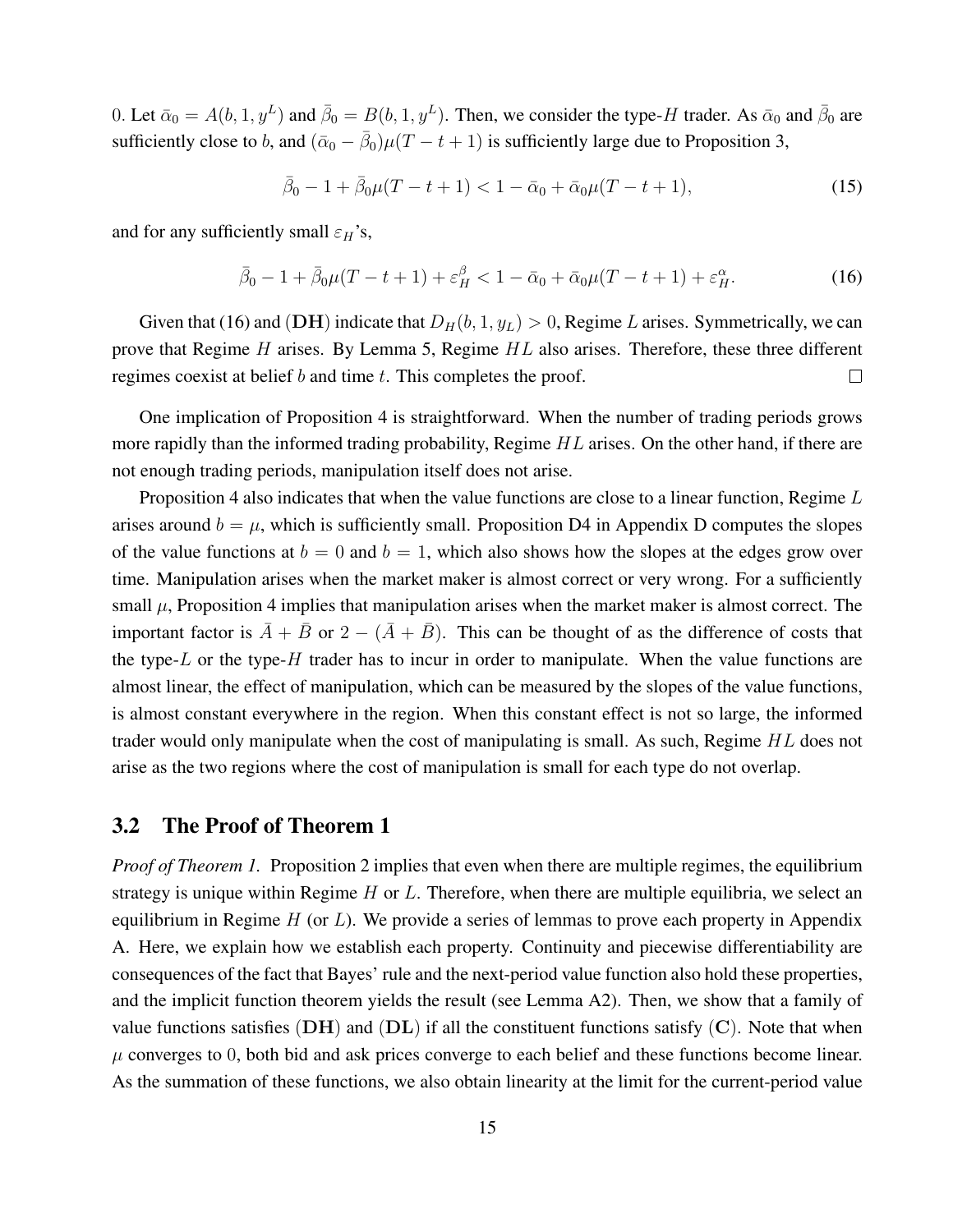0. Let $\bar{\alpha}_0 = A(b, 1, y^L)$ and $\bar{\beta}_0 = B(b, 1, y^L)$. Then, we consider the type-$H$ trader. As $\bar{\alpha}_0$ and $\bar{\beta}_0$ are sufficiently close to $b$, and $(\bar{\alpha}_0 - \bar{\beta}_0)\mu(T - t + 1)$ is sufficiently large due to Proposition 3,

$$\bar{\beta}_0 - 1 + \bar{\beta}_0 \mu(T - t + 1) < 1 - \bar{\alpha}_0 + \bar{\alpha}_0 \mu(T - t + 1), \tag{15}$$

and for any sufficiently small $\varepsilon_H$'s,

$$\bar{\beta}_0 - 1 + \bar{\beta}_0 \mu(T - t + 1) + \varepsilon_H^{\beta} < 1 - \bar{\alpha}_0 + \bar{\alpha}_0 \mu(T - t + 1) + \varepsilon_H^{\alpha}. \tag{16}$$

Given that (16) and (**DH**) indicate that $D_H(b, 1, y_L) > 0$, Regime $L$ arises. Symmetrically, we can prove that Regime $H$ arises. By Lemma 5, Regime $HL$ also arises. Therefore, these three different regimes coexist at belief $b$ and time $t$. This completes the proof. $\square$

One implication of Proposition 4 is straightforward. When the number of trading periods grows more rapidly than the informed trading probability, Regime $HL$ arises. On the other hand, if there are not enough trading periods, manipulation itself does not arise.

Proposition 4 also indicates that when the value functions are close to a linear function, Regime $L$ arises around $b = \mu$, which is sufficiently small. Proposition D4 in Appendix D computes the slopes of the value functions at $b = 0$ and $b = 1$, which also shows how the slopes at the edges grow over time. Manipulation arises when the market maker is almost correct or very wrong. For a sufficiently small $\mu$, Proposition 4 implies that manipulation arises when the market maker is almost correct. The important factor is $\bar{A} + \bar{B}$ or $2 - (\bar{A} + \bar{B})$. This can be thought of as the difference of costs that the type-$L$ or the type-$H$ trader has to incur in order to manipulate. When the value functions are almost linear, the effect of manipulation, which can be measured by the slopes of the value functions, is almost constant everywhere in the region. When this constant effect is not so large, the informed trader would only manipulate when the cost of manipulating is small. As such, Regime $HL$ does not arise as the two regions where the cost of manipulation is small for each type do not overlap.

## 3.2 The Proof of Theorem 1

*Proof of Theorem 1.* Proposition 2 implies that even when there are multiple regimes, the equilibrium strategy is unique within Regime $H$ or $L$. Therefore, when there are multiple equilibria, we select an equilibrium in Regime $H$ (or $L$). We provide a series of lemmas to prove each property in Appendix A. Here, we explain how we establish each property. Continuity and piecewise differentiability are consequences of the fact that Bayes' rule and the next-period value function also hold these properties, and the implicit function theorem yields the result (see Lemma A2). Then, we show that a family of value functions satisfies (**DH**) and (**DL**) if all the constituent functions satisfy (**C**). Note that when $\mu$ converges to 0, both bid and ask prices converge to each belief and these functions become linear. As the summation of these functions, we also obtain linearity at the limit for the current-period value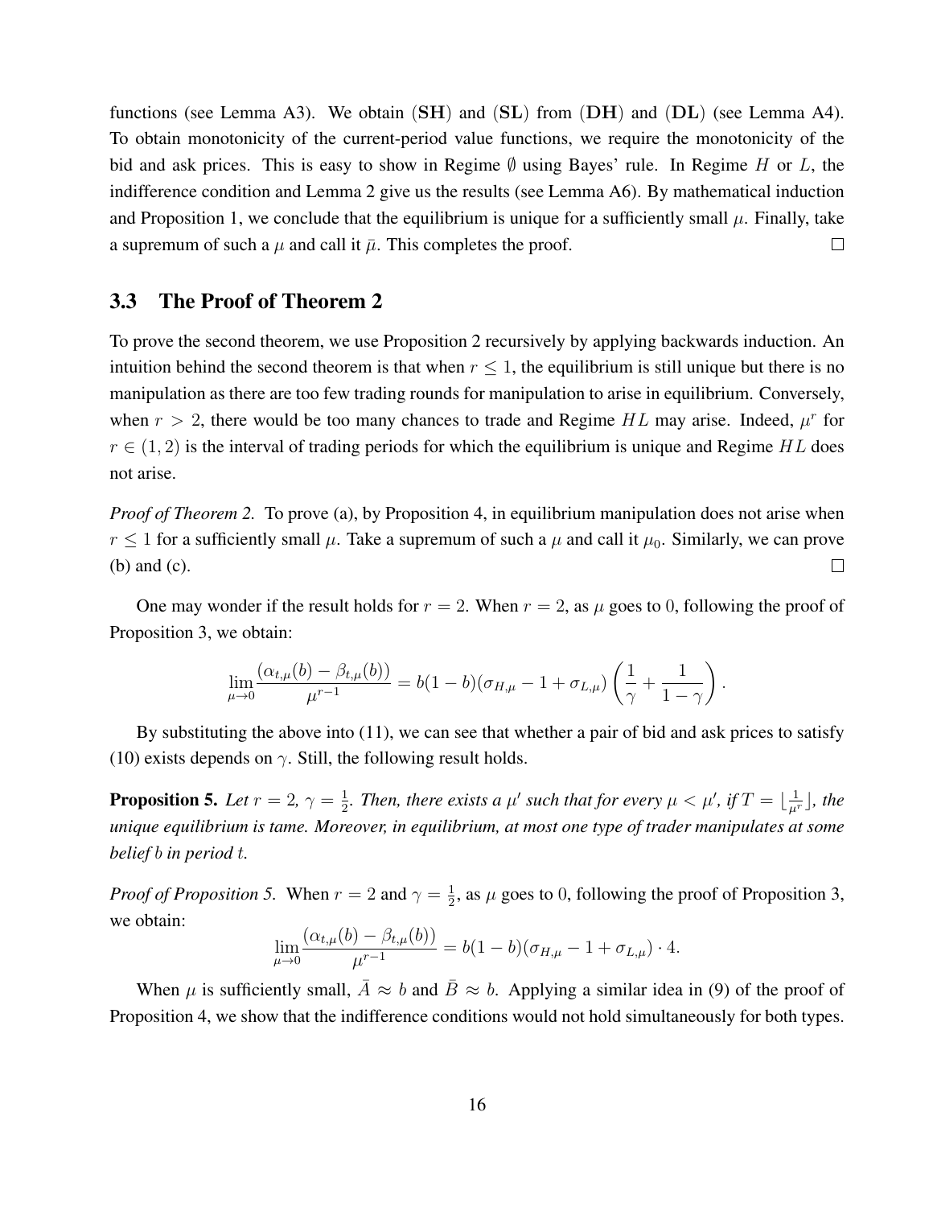functions (see Lemma A3). We obtain (**SH**) and (**SL**) from (**DH**) and (**DL**) (see Lemma A4). To obtain monotonicity of the current-period value functions, we require the monotonicity of the bid and ask prices. This is easy to show in Regime $\emptyset$ using Bayes' rule. In Regime $H$ or $L$, the indifference condition and Lemma 2 give us the results (see Lemma A6). By mathematical induction and Proposition 1, we conclude that the equilibrium is unique for a sufficiently small $\mu$. Finally, take a supremum of such a $\mu$ and call it $\bar{\mu}$. This completes the proof. $\square$

### 3.3 The Proof of Theorem 2

To prove the second theorem, we use Proposition 2 recursively by applying backwards induction. An intuition behind the second theorem is that when $r \leq 1$, the equilibrium is still unique but there is no manipulation as there are too few trading rounds for manipulation to arise in equilibrium. Conversely, when $r > 2$, there would be too many chances to trade and Regime $HL$ may arise. Indeed, $\mu^r$ for $r \in (1, 2)$ is the interval of trading periods for which the equilibrium is unique and Regime $HL$ does not arise.

*Proof of Theorem 2.* To prove (a), by Proposition 4, in equilibrium manipulation does not arise when $r \leq 1$ for a sufficiently small $\mu$. Take a supremum of such a $\mu$ and call it $\mu_0$. Similarly, we can prove (b) and (c). $\square$

One may wonder if the result holds for $r = 2$. When $r = 2$, as $\mu$ goes to $0$, following the proof of Proposition 3, we obtain:

$$\lim_{\mu \to 0} \frac{(\alpha_{t,\mu}(b) - \beta_{t,\mu}(b))}{\mu^{r-1}} = b(1-b)(\sigma_{H,\mu} - 1 + \sigma_{L,\mu}) \left( \frac{1}{\gamma} + \frac{1}{1-\gamma} \right).$$

By substituting the above into (11), we can see that whether a pair of bid and ask prices to satisfy (10) exists depends on $\gamma$. Still, the following result holds.

**Proposition 5.** *Let $r = 2$, $\gamma = \frac{1}{2}$. Then, there exists a $\mu'$ such that for every $\mu < \mu'$, if $T = \lfloor \frac{1}{\mu^r} \rfloor$, the unique equilibrium is tame. Moreover, in equilibrium, at most one type of trader manipulates at some belief $b$ in period $t$.*

*Proof of Proposition 5.* When $r = 2$ and $\gamma = \frac{1}{2}$, as $\mu$ goes to $0$, following the proof of Proposition 3, we obtain:

$$\lim_{\mu \to 0} \frac{(\alpha_{t,\mu}(b) - \beta_{t,\mu}(b))}{\mu^{r-1}} = b(1-b)(\sigma_{H,\mu} - 1 + \sigma_{L,\mu}) \cdot 4.$$

When $\mu$ is sufficiently small, $\bar{A} \approx b$ and $\bar{B} \approx b$. Applying a similar idea in (9) of the proof of Proposition 4, we show that the indifference conditions would not hold simultaneously for both types.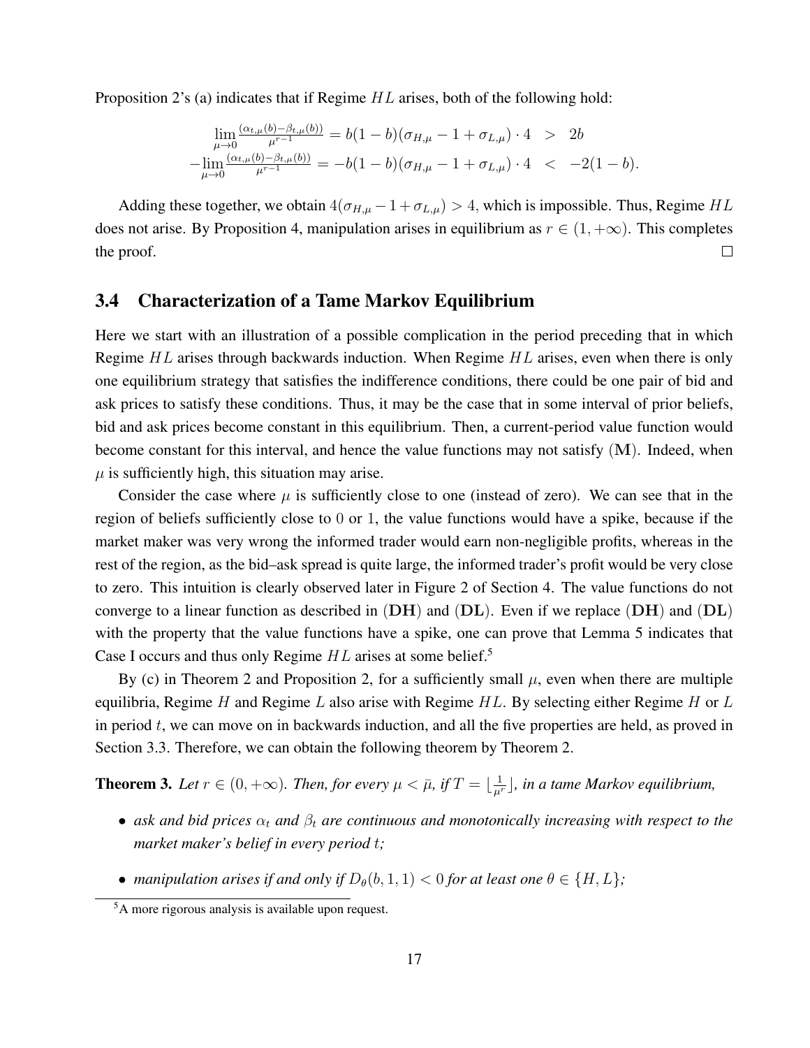Proposition 2's (a) indicates that if Regime $HL$ arises, both of the following hold:

$$
\begin{aligned}
\lim_{\mu\to 0}\frac{(\alpha_{t,\mu}(b)-\beta_{t,\mu}(b))}{\mu^{r-1}} &= b(1-b)(\sigma_{H,\mu}-1+\sigma_{L,\mu})\cdot 4 \;\;>\;\; 2b \\
-\lim_{\mu\to 0}\frac{(\alpha_{t,\mu}(b)-\beta_{t,\mu}(b))}{\mu^{r-1}} &= -b(1-b)(\sigma_{H,\mu}-1+\sigma_{L,\mu})\cdot 4 \;\;<\;\; -2(1-b).
\end{aligned}
$$

Adding these together, we obtain $4(\sigma_{H,\mu}-1+\sigma_{L,\mu})>4$, which is impossible. Thus, Regime $HL$ does not arise. By Proposition 4, manipulation arises in equilibrium as $r\in(1,+\infty)$. This completes the proof. □

### 3.4 Characterization of a Tame Markov Equilibrium

Here we start with an illustration of a possible complication in the period preceding that in which Regime $HL$ arises through backwards induction. When Regime $HL$ arises, even when there is only one equilibrium strategy that satisfies the indifference conditions, there could be one pair of bid and ask prices to satisfy these conditions. Thus, it may be the case that in some interval of prior beliefs, bid and ask prices become constant in this equilibrium. Then, a current-period value function would become constant for this interval, and hence the value functions may not satisfy $(\mathbf{M})$. Indeed, when $\mu$ is sufficiently high, this situation may arise.

Consider the case where $\mu$ is sufficiently close to one (instead of zero). We can see that in the region of beliefs sufficiently close to $0$ or $1$, the value functions would have a spike, because if the market maker was very wrong the informed trader would earn non-negligible profits, whereas in the rest of the region, as the bid–ask spread is quite large, the informed trader's profit would be very close to zero. This intuition is clearly observed later in Figure 2 of Section 4. The value functions do not converge to a linear function as described in $(\mathbf{DH})$ and $(\mathbf{DL})$. Even if we replace $(\mathbf{DH})$ and $(\mathbf{DL})$ with the property that the value functions have a spike, one can prove that Lemma 5 indicates that Case I occurs and thus only Regime $HL$ arises at some belief.[5]

By (c) in Theorem 2 and Proposition 2, for a sufficiently small $\mu$, even when there are multiple equilibria, Regime $H$ and Regime $L$ also arise with Regime $HL$. By selecting either Regime $H$ or $L$ in period $t$, we can move on in backwards induction, and all the five properties are held, as proved in Section 3.3. Therefore, we can obtain the following theorem by Theorem 2.

**Theorem 3.** *Let $r\in(0,+\infty)$. Then, for every $\mu<\bar{\mu}$, if $T=\lfloor\frac{1}{\mu^r}\rfloor$, in a tame Markov equilibrium,*

- *ask and bid prices $\alpha_t$ and $\beta_t$ are continuous and monotonically increasing with respect to the market maker's belief in every period $t$;*
- *manipulation arises if and only if $D_\theta(b,1,1)<0$ for at least one $\theta\in\{H,L\}$;*

[5] A more rigorous analysis is available upon request.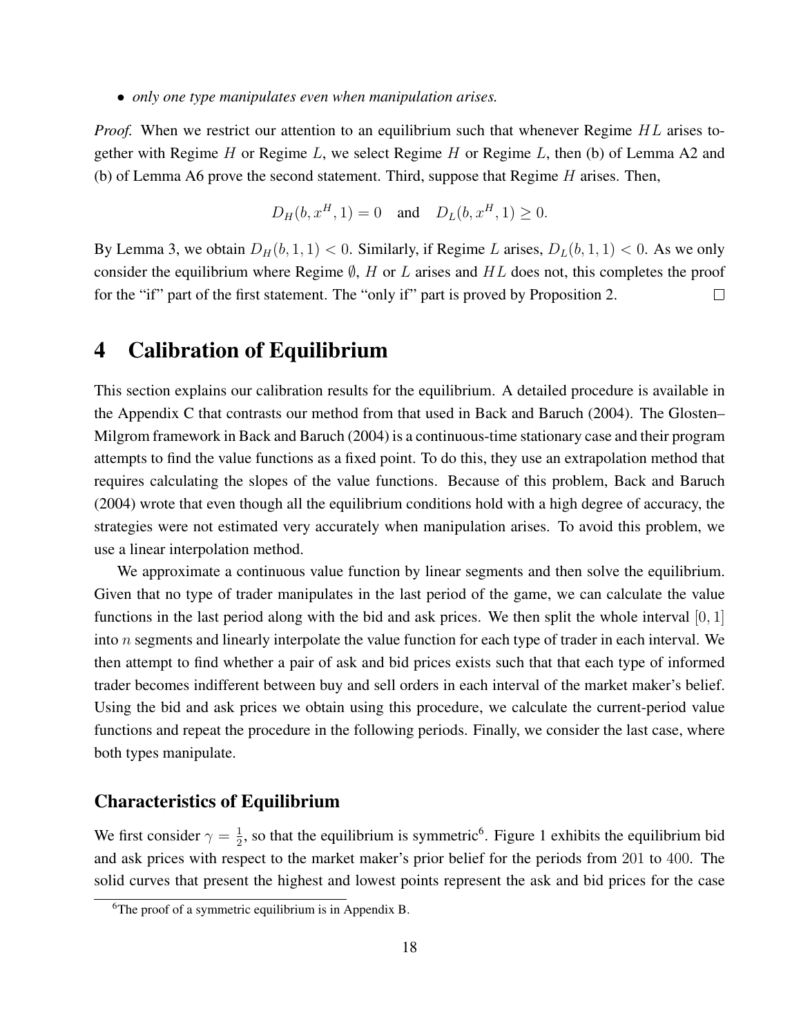- *only one type manipulates even when manipulation arises.*

*Proof.* When we restrict our attention to an equilibrium such that whenever Regime $HL$ arises together with Regime $H$ or Regime $L$, we select Regime $H$ or Regime $L$, then (b) of Lemma A2 and (b) of Lemma A6 prove the second statement. Third, suppose that Regime $H$ arises. Then,

$$D_H(b, x^H, 1) = 0 \quad \text{and} \quad D_L(b, x^H, 1) \geq 0.$$

By Lemma 3, we obtain $D_H(b, 1, 1) < 0$. Similarly, if Regime $L$ arises, $D_L(b, 1, 1) < 0$. As we only consider the equilibrium where Regime $\emptyset$, $H$ or $L$ arises and $HL$ does not, this completes the proof for the "if" part of the first statement. The "only if" part is proved by Proposition 2. □

# 4 Calibration of Equilibrium

This section explains our calibration results for the equilibrium. A detailed procedure is available in the Appendix C that contrasts our method from that used in Back and Baruch (2004). The Glosten–Milgrom framework in Back and Baruch (2004) is a continuous-time stationary case and their program attempts to find the value functions as a fixed point. To do this, they use an extrapolation method that requires calculating the slopes of the value functions. Because of this problem, Back and Baruch (2004) wrote that even though all the equilibrium conditions hold with a high degree of accuracy, the strategies were not estimated very accurately when manipulation arises. To avoid this problem, we use a linear interpolation method.

We approximate a continuous value function by linear segments and then solve the equilibrium. Given that no type of trader manipulates in the last period of the game, we can calculate the value functions in the last period along with the bid and ask prices. We then split the whole interval $[0, 1]$ into $n$ segments and linearly interpolate the value function for each type of trader in each interval. We then attempt to find whether a pair of ask and bid prices exists such that that each type of informed trader becomes indifferent between buy and sell orders in each interval of the market maker's belief. Using the bid and ask prices we obtain using this procedure, we calculate the current-period value functions and repeat the procedure in the following periods. Finally, we consider the last case, where both types manipulate.

### Characteristics of Equilibrium

We first consider $\gamma = \frac{1}{2}$, so that the equilibrium is symmetric[6]. Figure 1 exhibits the equilibrium bid and ask prices with respect to the market maker's prior belief for the periods from 201 to 400. The solid curves that present the highest and lowest points represent the ask and bid prices for the case

[6] The proof of a symmetric equilibrium is in Appendix B.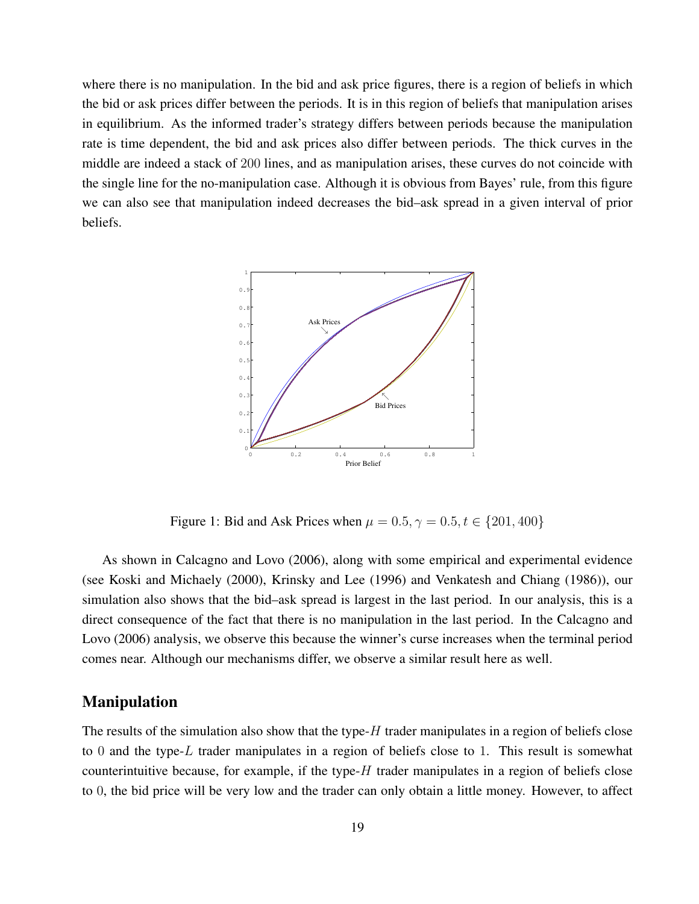where there is no manipulation. In the bid and ask price figures, there is a region of beliefs in which the bid or ask prices differ between the periods. It is in this region of beliefs that manipulation arises in equilibrium. As the informed trader's strategy differs between periods because the manipulation rate is time dependent, the bid and ask prices also differ between periods. The thick curves in the middle are indeed a stack of 200 lines, and as manipulation arises, these curves do not coincide with the single line for the no-manipulation case. Although it is obvious from Bayes' rule, from this figure we can also see that manipulation indeed decreases the bid–ask spread in a given interval of prior beliefs.

Figure 1: Bid and Ask Prices when $\mu = 0.5, \gamma = 0.5, t \in \{201, 400\}$

As shown in Calcagno and Lovo (2006), along with some empirical and experimental evidence (see Koski and Michaely (2000), Krinsky and Lee (1996) and Venkatesh and Chiang (1986)), our simulation also shows that the bid–ask spread is largest in the last period. In our analysis, this is a direct consequence of the fact that there is no manipulation in the last period. In the Calcagno and Lovo (2006) analysis, we observe this because the winner's curse increases when the terminal period comes near. Although our mechanisms differ, we observe a similar result here as well.

## Manipulation

The results of the simulation also show that the type-$H$ trader manipulates in a region of beliefs close to 0 and the type-$L$ trader manipulates in a region of beliefs close to 1. This result is somewhat counterintuitive because, for example, if the type-$H$ trader manipulates in a region of beliefs close to 0, the bid price will be very low and the trader can only obtain a little money. However, to affect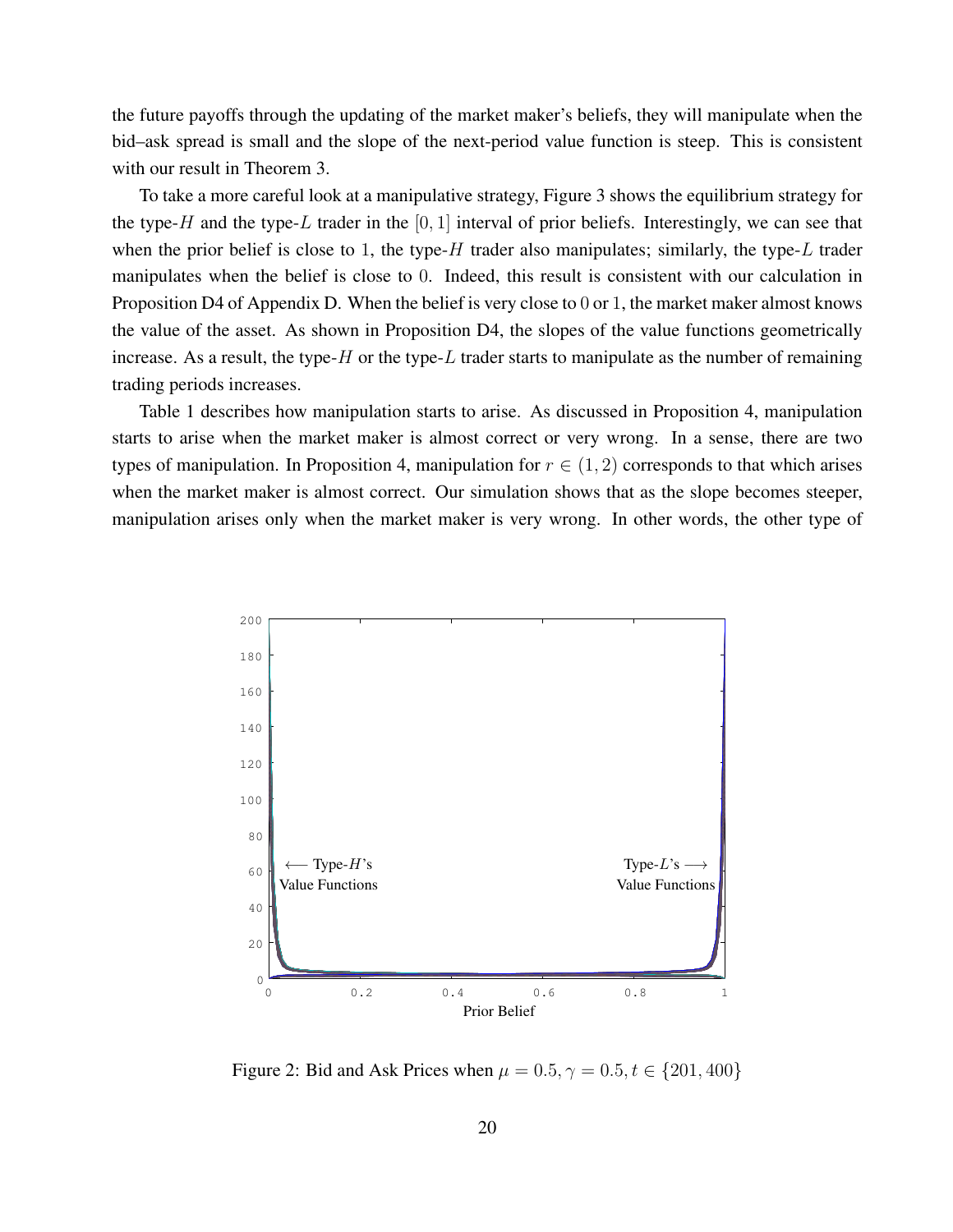the future payoffs through the updating of the market maker's beliefs, they will manipulate when the bid–ask spread is small and the slope of the next-period value function is steep. This is consistent with our result in Theorem 3.

To take a more careful look at a manipulative strategy, Figure 3 shows the equilibrium strategy for the type-$H$ and the type-$L$ trader in the $[0, 1]$ interval of prior beliefs. Interestingly, we can see that when the prior belief is close to 1, the type-$H$ trader also manipulates; similarly, the type-$L$ trader manipulates when the belief is close to 0. Indeed, this result is consistent with our calculation in Proposition D4 of Appendix D. When the belief is very close to 0 or 1, the market maker almost knows the value of the asset. As shown in Proposition D4, the slopes of the value functions geometrically increase. As a result, the type-$H$ or the type-$L$ trader starts to manipulate as the number of remaining trading periods increases.

Table 1 describes how manipulation starts to arise. As discussed in Proposition 4, manipulation starts to arise when the market maker is almost correct or very wrong. In a sense, there are two types of manipulation. In Proposition 4, manipulation for $r \in (1, 2)$ corresponds to that which arises when the market maker is almost correct. Our simulation shows that as the slope becomes steeper, manipulation arises only when the market maker is very wrong. In other words, the other type of

Figure 2: Bid and Ask Prices when $\mu = 0.5, \gamma = 0.5, t \in \{201, 400\}$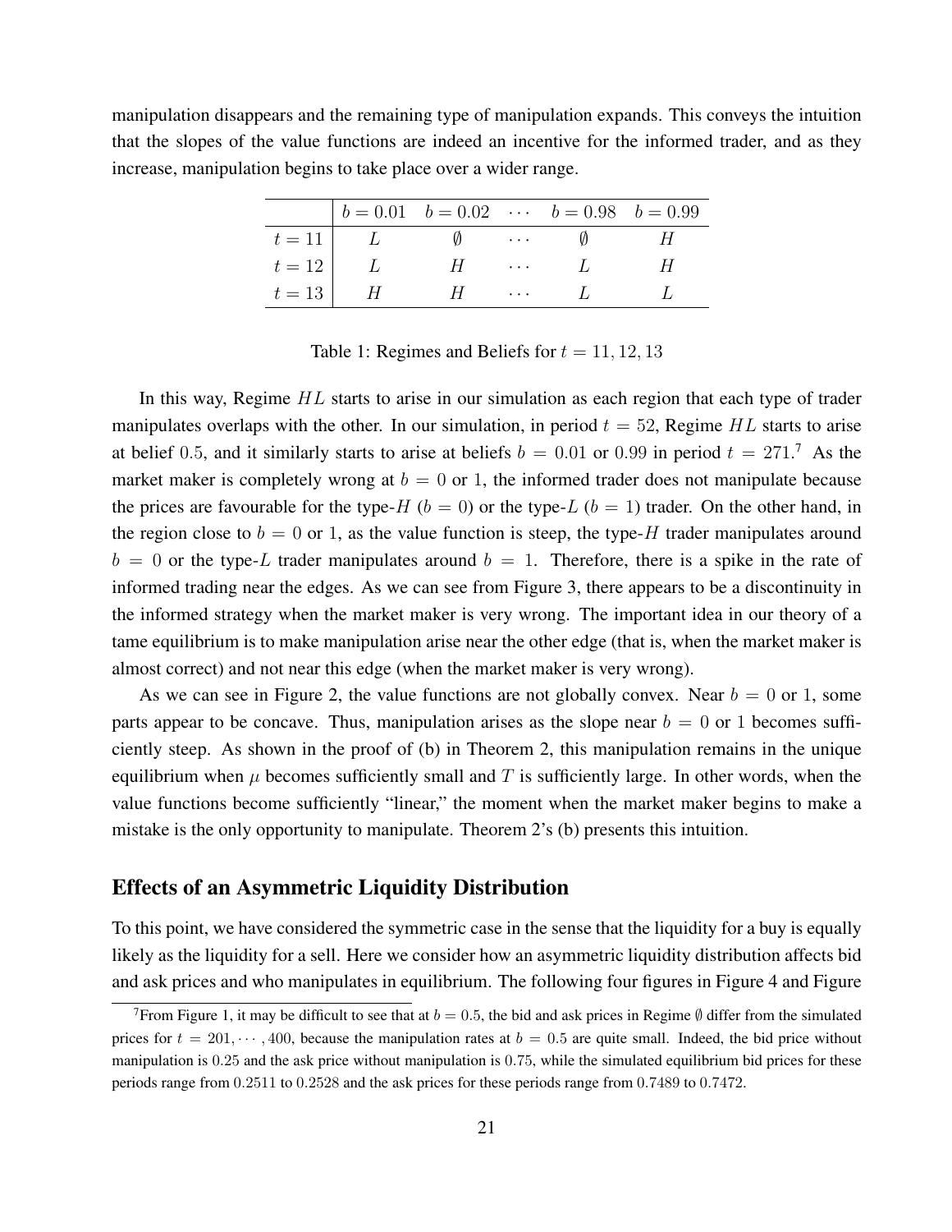manipulation disappears and the remaining type of manipulation expands. This conveys the intuition that the slopes of the value functions are indeed an incentive for the informed trader, and as they increase, manipulation begins to take place over a wider range.

| | $b = 0.01$ | $b = 0.02$ | $\cdots$ | $b = 0.98$ | $b = 0.99$ |
|---|---|---|---|---|---|
| $t = 11$ | $L$ | $\emptyset$ | $\cdots$ | $\emptyset$ | $H$ |
| $t = 12$ | $L$ | $H$ | $\cdots$ | $L$ | $H$ |
| $t = 13$ | $H$ | $H$ | $\cdots$ | $L$ | $L$ |

Table 1: Regimes and Beliefs for $t = 11, 12, 13$

In this way, Regime $HL$ starts to arise in our simulation as each region that each type of trader manipulates overlaps with the other. In our simulation, in period $t = 52$, Regime $HL$ starts to arise at belief $0.5$, and it similarly starts to arise at beliefs $b = 0.01$ or $0.99$ in period $t = 271$.[7] As the market maker is completely wrong at $b = 0$ or $1$, the informed trader does not manipulate because the prices are favourable for the type-$H$ ($b = 0$) or the type-$L$ ($b = 1$) trader. On the other hand, in the region close to $b = 0$ or $1$, as the value function is steep, the type-$H$ trader manipulates around $b = 0$ or the type-$L$ trader manipulates around $b = 1$. Therefore, there is a spike in the rate of informed trading near the edges. As we can see from Figure 3, there appears to be a discontinuity in the informed strategy when the market maker is very wrong. The important idea in our theory of a tame equilibrium is to make manipulation arise near the other edge (that is, when the market maker is almost correct) and not near this edge (when the market maker is very wrong).

As we can see in Figure 2, the value functions are not globally convex. Near $b = 0$ or $1$, some parts appear to be concave. Thus, manipulation arises as the slope near $b = 0$ or $1$ becomes sufficiently steep. As shown in the proof of (b) in Theorem 2, this manipulation remains in the unique equilibrium when $\mu$ becomes sufficiently small and $T$ is sufficiently large. In other words, when the value functions become sufficiently "linear," the moment when the market maker begins to make a mistake is the only opportunity to manipulate. Theorem 2's (b) presents this intuition.

## Effects of an Asymmetric Liquidity Distribution

To this point, we have considered the symmetric case in the sense that the liquidity for a buy is equally likely as the liquidity for a sell. Here we consider how an asymmetric liquidity distribution affects bid and ask prices and who manipulates in equilibrium. The following four figures in Figure 4 and Figure

[7] From Figure 1, it may be difficult to see that at $b = 0.5$, the bid and ask prices in Regime $\emptyset$ differ from the simulated prices for $t = 201, \cdots, 400$, because the manipulation rates at $b = 0.5$ are quite small. Indeed, the bid price without manipulation is $0.25$ and the ask price without manipulation is $0.75$, while the simulated equilibrium bid prices for these periods range from $0.2511$ to $0.2528$ and the ask prices for these periods range from $0.7489$ to $0.7472$.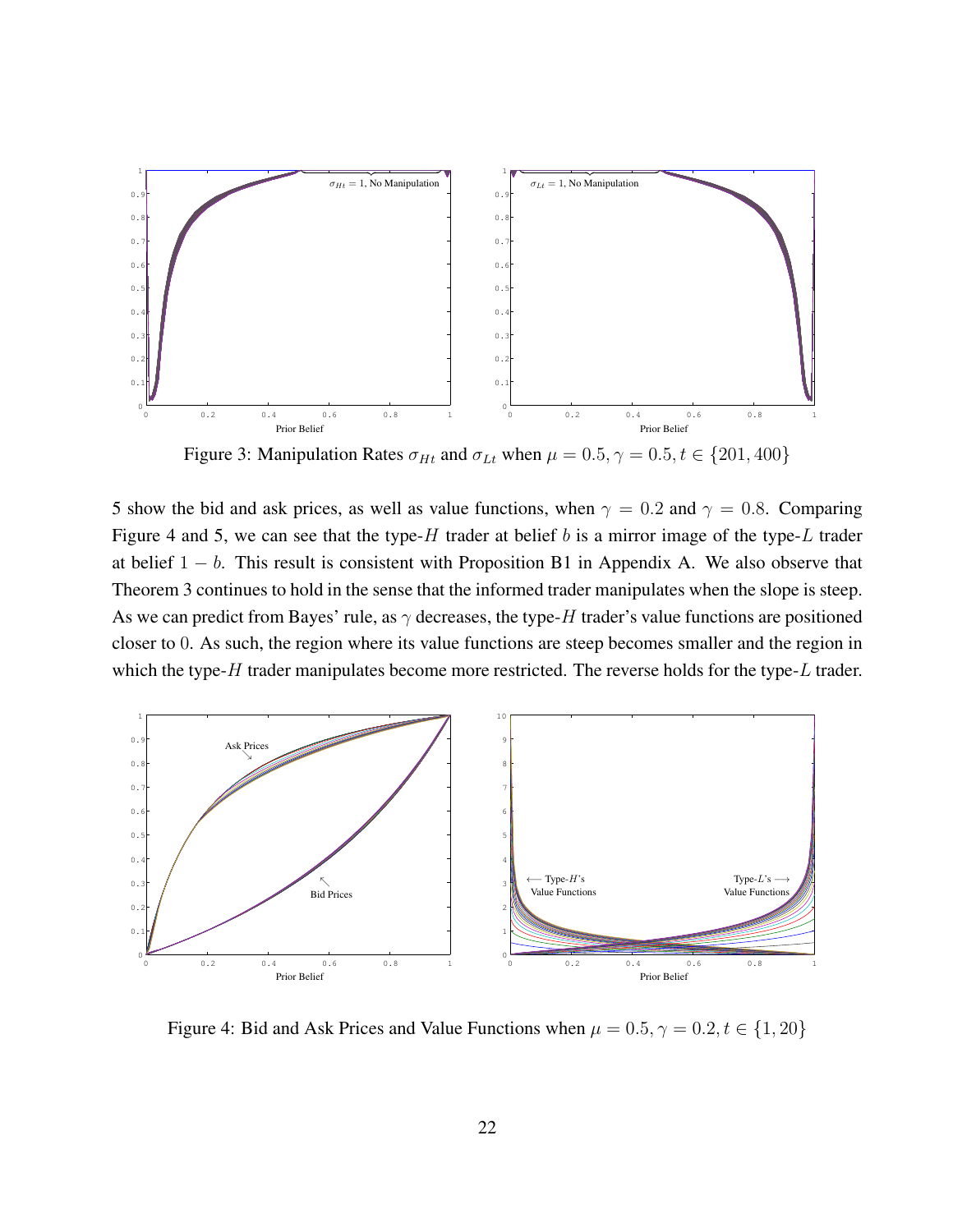Figure 3: Manipulation Rates $\sigma_{Ht}$ and $\sigma_{Lt}$ when $\mu = 0.5, \gamma = 0.5, t \in \{201, 400\}$

5 show the bid and ask prices, as well as value functions, when $\gamma = 0.2$ and $\gamma = 0.8$. Comparing Figure 4 and 5, we can see that the type-$H$ trader at belief $b$ is a mirror image of the type-$L$ trader at belief $1 - b$. This result is consistent with Proposition B1 in Appendix A. We also observe that Theorem 3 continues to hold in the sense that the informed trader manipulates when the slope is steep. As we can predict from Bayes' rule, as $\gamma$ decreases, the type-$H$ trader's value functions are positioned closer to $0$. As such, the region where its value functions are steep becomes smaller and the region in which the type-$H$ trader manipulates become more restricted. The reverse holds for the type-$L$ trader.

Figure 4: Bid and Ask Prices and Value Functions when $\mu = 0.5, \gamma = 0.2, t \in \{1, 20\}$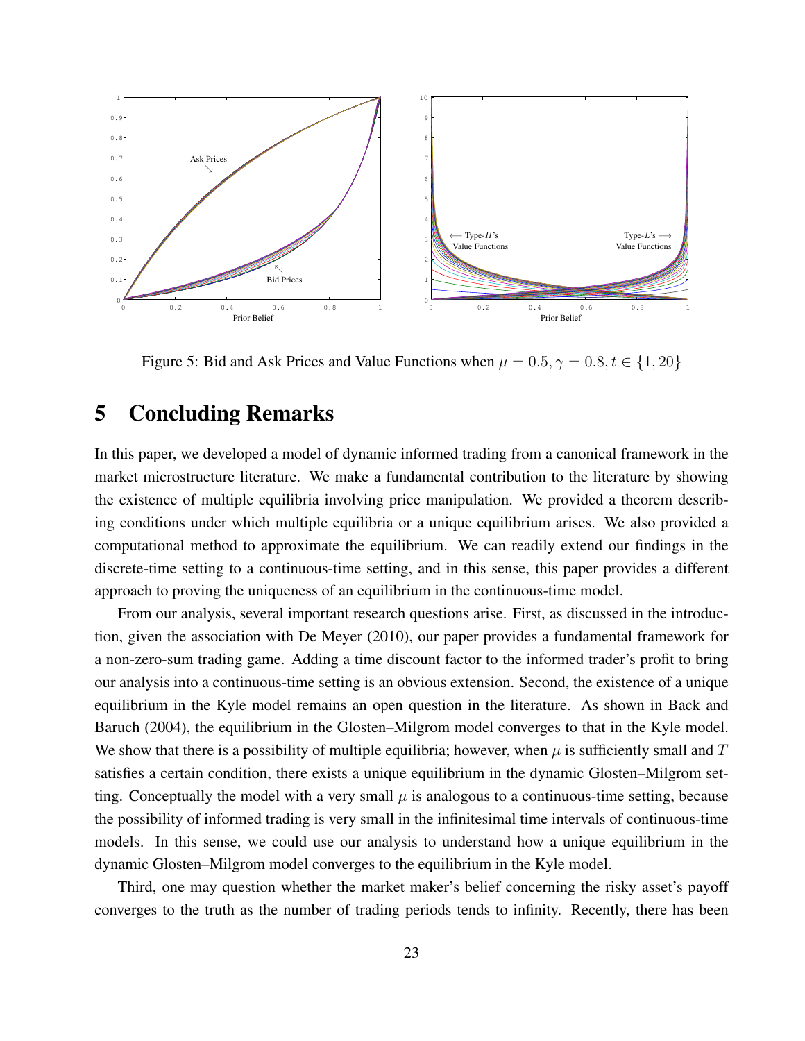Figure 5: Bid and Ask Prices and Value Functions when $\mu = 0.5, \gamma = 0.8, t \in \{1, 20\}$

# 5 Concluding Remarks

In this paper, we developed a model of dynamic informed trading from a canonical framework in the market microstructure literature. We make a fundamental contribution to the literature by showing the existence of multiple equilibria involving price manipulation. We provided a theorem describing conditions under which multiple equilibria or a unique equilibrium arises. We also provided a computational method to approximate the equilibrium. We can readily extend our findings in the discrete-time setting to a continuous-time setting, and in this sense, this paper provides a different approach to proving the uniqueness of an equilibrium in the continuous-time model.

From our analysis, several important research questions arise. First, as discussed in the introduction, given the association with De Meyer (2010), our paper provides a fundamental framework for a non-zero-sum trading game. Adding a time discount factor to the informed trader's profit to bring our analysis into a continuous-time setting is an obvious extension. Second, the existence of a unique equilibrium in the Kyle model remains an open question in the literature. As shown in Back and Baruch (2004), the equilibrium in the Glosten–Milgrom model converges to that in the Kyle model. We show that there is a possibility of multiple equilibria; however, when $\mu$ is sufficiently small and $T$ satisfies a certain condition, there exists a unique equilibrium in the dynamic Glosten–Milgrom setting. Conceptually the model with a very small $\mu$ is analogous to a continuous-time setting, because the possibility of informed trading is very small in the infinitesimal time intervals of continuous-time models. In this sense, we could use our analysis to understand how a unique equilibrium in the dynamic Glosten–Milgrom model converges to the equilibrium in the Kyle model.

Third, one may question whether the market maker's belief concerning the risky asset's payoff converges to the truth as the number of trading periods tends to infinity. Recently, there has been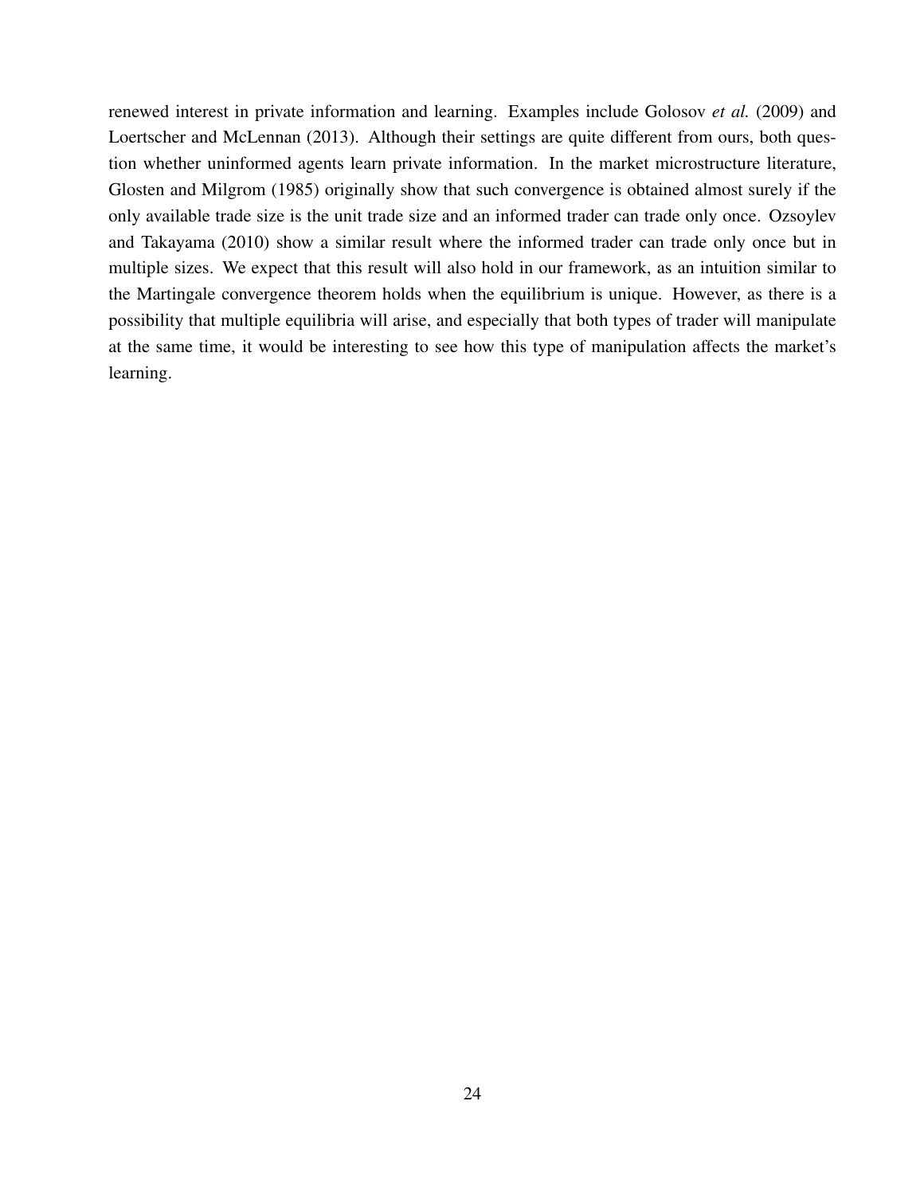renewed interest in private information and learning. Examples include Golosov *et al.* (2009) and Loertscher and McLennan (2013). Although their settings are quite different from ours, both question whether uninformed agents learn private information. In the market microstructure literature, Glosten and Milgrom (1985) originally show that such convergence is obtained almost surely if the only available trade size is the unit trade size and an informed trader can trade only once. Ozsoylev and Takayama (2010) show a similar result where the informed trader can trade only once but in multiple sizes. We expect that this result will also hold in our framework, as an intuition similar to the Martingale convergence theorem holds when the equilibrium is unique. However, as there is a possibility that multiple equilibria will arise, and especially that both types of trader will manipulate at the same time, it would be interesting to see how this type of manipulation affects the market's learning.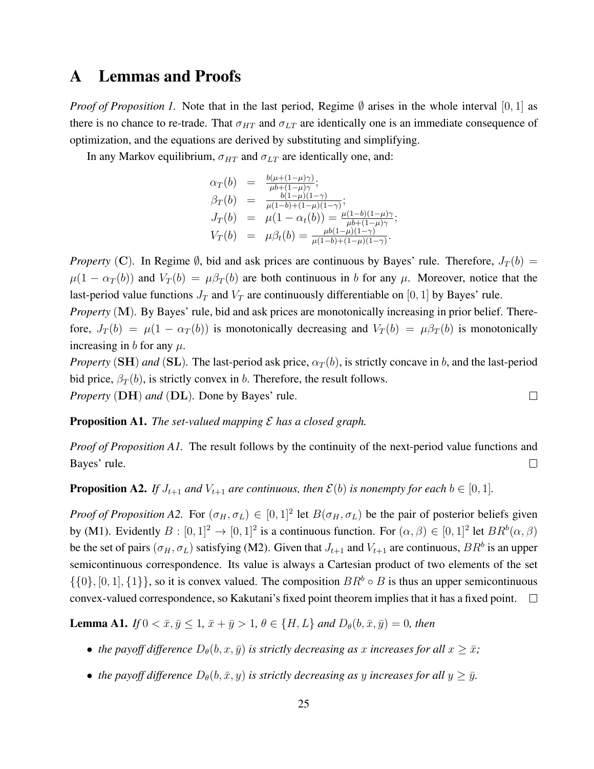# A Lemmas and Proofs

*Proof of Proposition 1.* Note that in the last period, Regime $\emptyset$ arises in the whole interval $[0,1]$ as there is no chance to re-trade. That $\sigma_{HT}$ and $\sigma_{LT}$ are identically one is an immediate consequence of optimization, and the equations are derived by substituting and simplifying.

In any Markov equilibrium, $\sigma_{HT}$ and $\sigma_{LT}$ are identically one, and:

$$
\begin{aligned}
\alpha_T(b) &= \frac{b(\mu+(1-\mu)\gamma)}{\mu b+(1-\mu)\gamma}; \\
\beta_T(b) &= \frac{b(1-\mu)(1-\gamma)}{\mu(1-b)+(1-\mu)(1-\gamma)}; \\
J_T(b) &= \mu(1-\alpha_t(b)) = \frac{\mu(1-b)(1-\mu)\gamma}{\mu b+(1-\mu)\gamma}; \\
V_T(b) &= \mu\beta_t(b) = \frac{\mu b(1-\mu)(1-\gamma)}{\mu(1-b)+(1-\mu)(1-\gamma)}.
\end{aligned}
$$

*Property* $(\mathbf{C})$. In Regime $\emptyset$, bid and ask prices are continuous by Bayes' rule. Therefore, $J_T(b) = \mu(1-\alpha_T(b))$ and $V_T(b) = \mu\beta_T(b)$ are both continuous in $b$ for any $\mu$. Moreover, notice that the last-period value functions $J_T$ and $V_T$ are continuously differentiable on $[0,1]$ by Bayes' rule.

*Property* $(\mathbf{M})$. By Bayes' rule, bid and ask prices are monotonically increasing in prior belief. Therefore, $J_T(b) = \mu(1-\alpha_T(b))$ is monotonically decreasing and $V_T(b) = \mu\beta_T(b)$ is monotonically increasing in $b$ for any $\mu$.

*Property* $(\mathbf{SH})$ *and* $(\mathbf{SL})$. The last-period ask price, $\alpha_T(b)$, is strictly concave in $b$, and the last-period bid price, $\beta_T(b)$, is strictly convex in $b$. Therefore, the result follows.

*Property* $(\mathbf{DH})$ *and* $(\mathbf{DL})$. Done by Bayes' rule. □

**Proposition A1.** *The set-valued mapping $\mathcal{E}$ has a closed graph.*

*Proof of Proposition A1.* The result follows by the continuity of the next-period value functions and Bayes' rule. □

**Proposition A2.** *If $J_{t+1}$ and $V_{t+1}$ are continuous, then $\mathcal{E}(b)$ is nonempty for each $b \in [0,1]$.*

*Proof of Proposition A2.* For $(\sigma_H, \sigma_L) \in [0,1]^2$ let $B(\sigma_H, \sigma_L)$ be the pair of posterior beliefs given by (M1). Evidently $B : [0,1]^2 \to [0,1]^2$ is a continuous function. For $(\alpha, \beta) \in [0,1]^2$ let $BR^b(\alpha, \beta)$ be the set of pairs $(\sigma_H, \sigma_L)$ satisfying (M2). Given that $J_{t+1}$ and $V_{t+1}$ are continuous, $BR^b$ is an upper semicontinuous correspondence. Its value is always a Cartesian product of two elements of the set $\{\{0\}, [0,1], \{1\}\}$, so it is convex valued. The composition $BR^b \circ B$ is thus an upper semicontinuous convex-valued correspondence, so Kakutani's fixed point theorem implies that it has a fixed point. □

**Lemma A1.** *If $0 < \bar{x}, \bar{y} \leq 1$, $\bar{x} + \bar{y} > 1$, $\theta \in \{H, L\}$ and $D_\theta(b, \bar{x}, \bar{y}) = 0$, then*

- *the payoff difference $D_\theta(b, x, \bar{y})$ is strictly decreasing as $x$ increases for all $x \geq \bar{x}$;*
- *the payoff difference $D_\theta(b, \bar{x}, y)$ is strictly decreasing as $y$ increases for all $y \geq \bar{y}$.*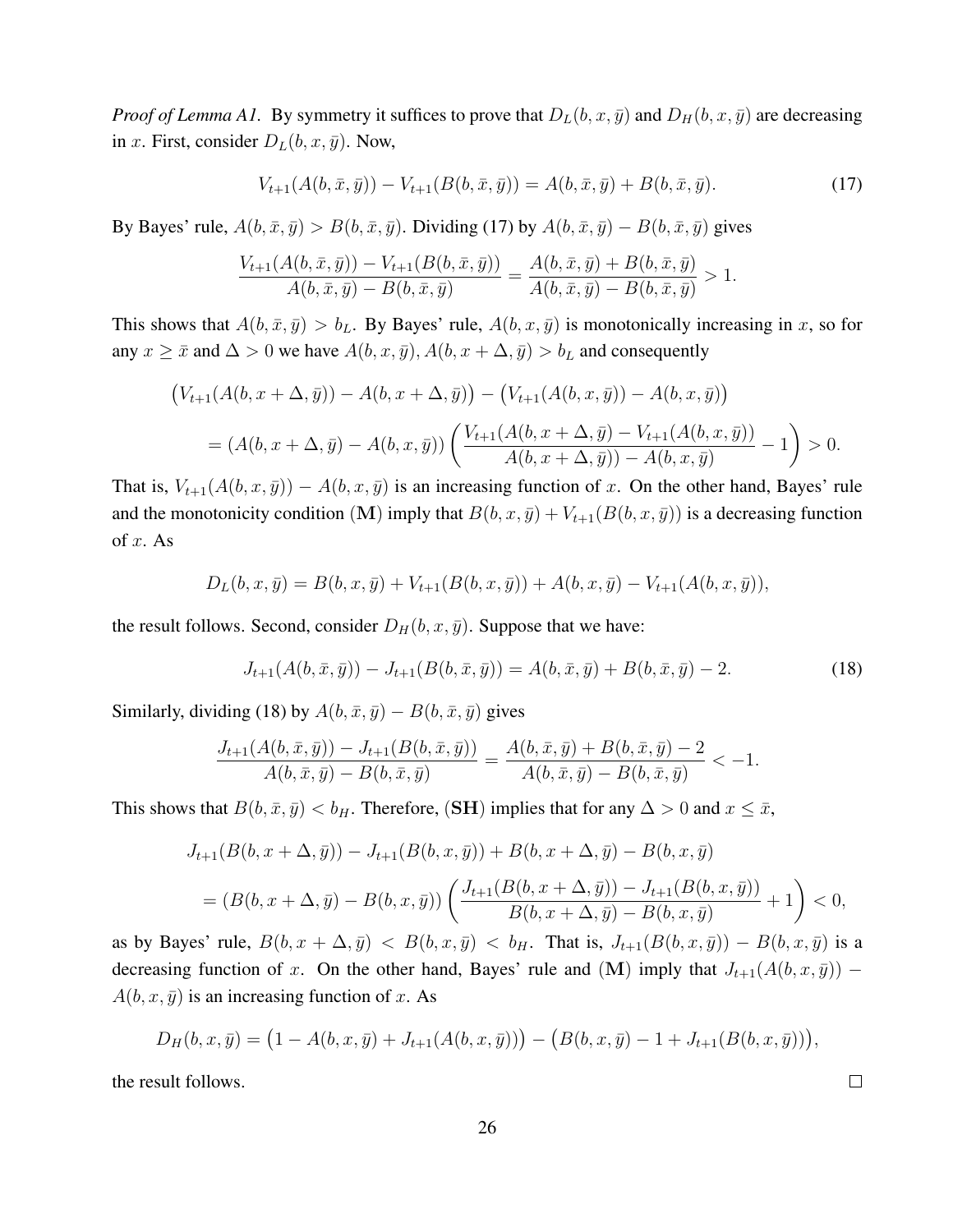*Proof of Lemma A1.* By symmetry it suffices to prove that $D_L(b, x, \bar{y})$ and $D_H(b, x, \bar{y})$ are decreasing in $x$. First, consider $D_L(b, x, \bar{y})$. Now,

$$V_{t+1}(A(b, \bar{x}, \bar{y})) - V_{t+1}(B(b, \bar{x}, \bar{y})) = A(b, \bar{x}, \bar{y}) + B(b, \bar{x}, \bar{y}). \tag{17}$$

By Bayes' rule, $A(b, \bar{x}, \bar{y}) > B(b, \bar{x}, \bar{y})$. Dividing (17) by $A(b, \bar{x}, \bar{y}) - B(b, \bar{x}, \bar{y})$ gives

$$\frac{V_{t+1}(A(b, \bar{x}, \bar{y})) - V_{t+1}(B(b, \bar{x}, \bar{y}))}{A(b, \bar{x}, \bar{y}) - B(b, \bar{x}, \bar{y})} = \frac{A(b, \bar{x}, \bar{y}) + B(b, \bar{x}, \bar{y})}{A(b, \bar{x}, \bar{y}) - B(b, \bar{x}, \bar{y})} > 1.$$

This shows that $A(b, \bar{x}, \bar{y}) > b_L$. By Bayes' rule, $A(b, x, \bar{y})$ is monotonically increasing in $x$, so for any $x \geq \bar{x}$ and $\Delta > 0$ we have $A(b, x, \bar{y}), A(b, x + \Delta, \bar{y}) > b_L$ and consequently

$$\begin{aligned}
&\big(V_{t+1}(A(b, x + \Delta, \bar{y})) - A(b, x + \Delta, \bar{y})\big) - \big(V_{t+1}(A(b, x, \bar{y})) - A(b, x, \bar{y})\big) \\
&= (A(b, x + \Delta, \bar{y}) - A(b, x, \bar{y})) \left( \frac{V_{t+1}(A(b, x + \Delta, \bar{y}) - V_{t+1}(A(b, x, \bar{y}))}{A(b, x + \Delta, \bar{y})) - A(b, x, \bar{y})} - 1 \right) > 0.
\end{aligned}$$

That is, $V_{t+1}(A(b, x, \bar{y})) - A(b, x, \bar{y})$ is an increasing function of $x$. On the other hand, Bayes' rule and the monotonicity condition ($\mathbf{M}$) imply that $B(b, x, \bar{y}) + V_{t+1}(B(b, x, \bar{y}))$ is a decreasing function of $x$. As

$$D_L(b, x, \bar{y}) = B(b, x, \bar{y}) + V_{t+1}(B(b, x, \bar{y})) + A(b, x, \bar{y}) - V_{t+1}(A(b, x, \bar{y})),$$

the result follows. Second, consider $D_H(b, x, \bar{y})$. Suppose that we have:

$$J_{t+1}(A(b, \bar{x}, \bar{y})) - J_{t+1}(B(b, \bar{x}, \bar{y})) = A(b, \bar{x}, \bar{y}) + B(b, \bar{x}, \bar{y}) - 2. \tag{18}$$

Similarly, dividing (18) by $A(b, \bar{x}, \bar{y}) - B(b, \bar{x}, \bar{y})$ gives

$$\frac{J_{t+1}(A(b, \bar{x}, \bar{y})) - J_{t+1}(B(b, \bar{x}, \bar{y}))}{A(b, \bar{x}, \bar{y}) - B(b, \bar{x}, \bar{y})} = \frac{A(b, \bar{x}, \bar{y}) + B(b, \bar{x}, \bar{y}) - 2}{A(b, \bar{x}, \bar{y}) - B(b, \bar{x}, \bar{y})} < -1.$$

This shows that $B(b, \bar{x}, \bar{y}) < b_H$. Therefore, ($\mathbf{SH}$) implies that for any $\Delta > 0$ and $x \leq \bar{x}$,

$$\begin{aligned}
&J_{t+1}(B(b, x + \Delta, \bar{y})) - J_{t+1}(B(b, x, \bar{y})) + B(b, x + \Delta, \bar{y}) - B(b, x, \bar{y}) \\
&= (B(b, x + \Delta, \bar{y}) - B(b, x, \bar{y})) \left( \frac{J_{t+1}(B(b, x + \Delta, \bar{y})) - J_{t+1}(B(b, x, \bar{y}))}{B(b, x + \Delta, \bar{y}) - B(b, x, \bar{y})} + 1 \right) < 0,
\end{aligned}$$

as by Bayes' rule, $B(b, x + \Delta, \bar{y}) < B(b, x, \bar{y}) < b_H$. That is, $J_{t+1}(B(b, x, \bar{y})) - B(b, x, \bar{y})$ is a decreasing function of $x$. On the other hand, Bayes' rule and ($\mathbf{M}$) imply that $J_{t+1}(A(b, x, \bar{y})) - A(b, x, \bar{y})$ is an increasing function of $x$. As

$$D_H(b, x, \bar{y}) = \big(1 - A(b, x, \bar{y}) + J_{t+1}(A(b, x, \bar{y}))\big) - \big(B(b, x, \bar{y}) - 1 + J_{t+1}(B(b, x, \bar{y}))\big),$$

the result follows. $\square$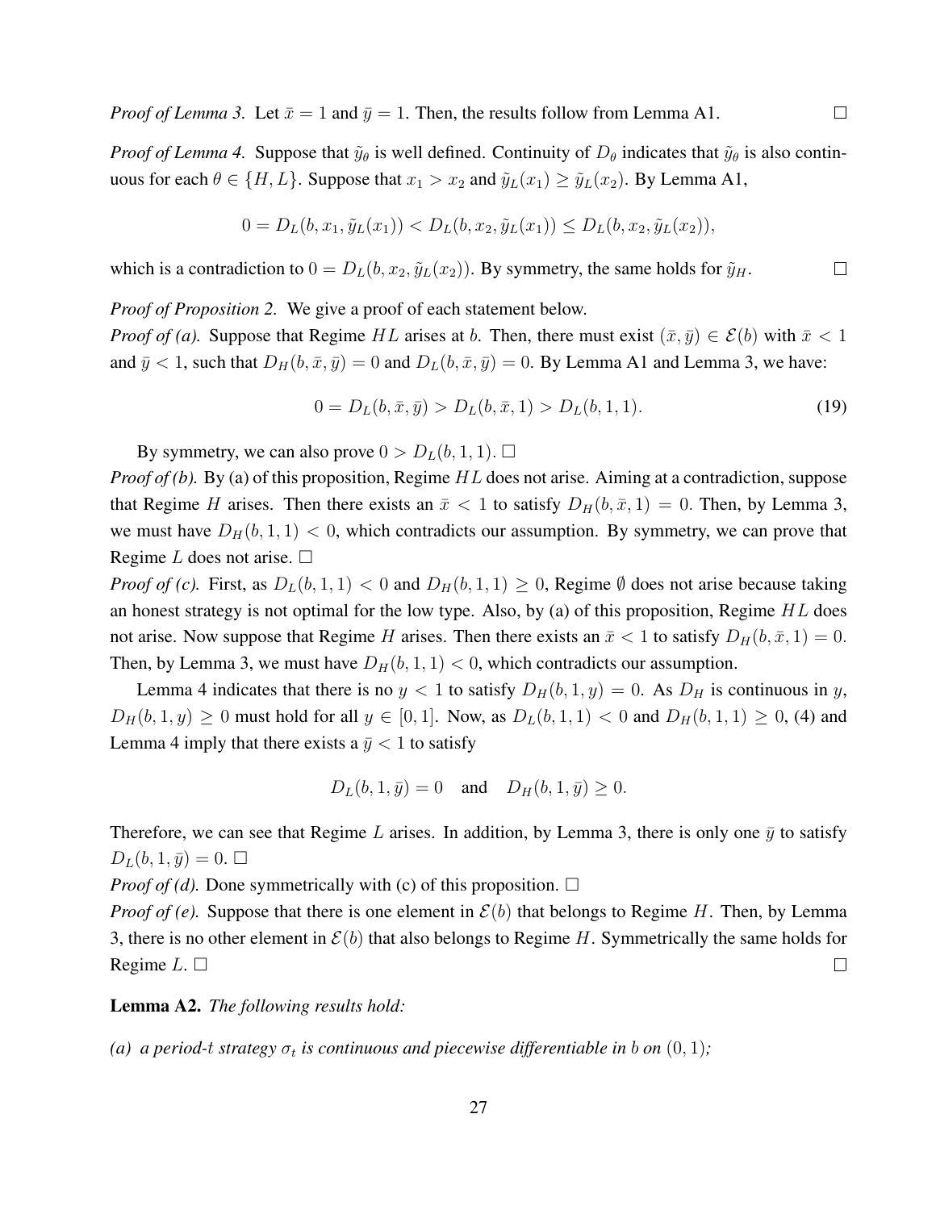*Proof of Lemma 3.* Let $\bar{x} = 1$ and $\bar{y} = 1$. Then, the results follow from Lemma A1. □

*Proof of Lemma 4.* Suppose that $\tilde{y}_\theta$ is well defined. Continuity of $D_\theta$ indicates that $\tilde{y}_\theta$ is also continuous for each $\theta \in \{H, L\}$. Suppose that $x_1 > x_2$ and $\tilde{y}_L(x_1) \geq \tilde{y}_L(x_2)$. By Lemma A1,

$$0 = D_L(b, x_1, \tilde{y}_L(x_1)) < D_L(b, x_2, \tilde{y}_L(x_1)) \leq D_L(b, x_2, \tilde{y}_L(x_2)),$$

which is a contradiction to $0 = D_L(b, x_2, \tilde{y}_L(x_2))$. By symmetry, the same holds for $\tilde{y}_H$. □

*Proof of Proposition 2.* We give a proof of each statement below.

*Proof of (a).* Suppose that Regime $HL$ arises at $b$. Then, there must exist $(\bar{x}, \bar{y}) \in \mathcal{E}(b)$ with $\bar{x} < 1$ and $\bar{y} < 1$, such that $D_H(b, \bar{x}, \bar{y}) = 0$ and $D_L(b, \bar{x}, \bar{y}) = 0$. By Lemma A1 and Lemma 3, we have:

$$0 = D_L(b, \bar{x}, \bar{y}) > D_L(b, \bar{x}, 1) > D_L(b, 1, 1). \tag{19}$$

By symmetry, we can also prove $0 > D_L(b, 1, 1)$. □

*Proof of (b).* By (a) of this proposition, Regime $HL$ does not arise. Aiming at a contradiction, suppose that Regime $H$ arises. Then there exists an $\bar{x} < 1$ to satisfy $D_H(b, \bar{x}, 1) = 0$. Then, by Lemma 3, we must have $D_H(b, 1, 1) < 0$, which contradicts our assumption. By symmetry, we can prove that Regime $L$ does not arise. □

*Proof of (c).* First, as $D_L(b, 1, 1) < 0$ and $D_H(b, 1, 1) \geq 0$, Regime $\emptyset$ does not arise because taking an honest strategy is not optimal for the low type. Also, by (a) of this proposition, Regime $HL$ does not arise. Now suppose that Regime $H$ arises. Then there exists an $\bar{x} < 1$ to satisfy $D_H(b, \bar{x}, 1) = 0$. Then, by Lemma 3, we must have $D_H(b, 1, 1) < 0$, which contradicts our assumption.

Lemma 4 indicates that there is no $y < 1$ to satisfy $D_H(b, 1, y) = 0$. As $D_H$ is continuous in $y$, $D_H(b, 1, y) \geq 0$ must hold for all $y \in [0, 1]$. Now, as $D_L(b, 1, 1) < 0$ and $D_H(b, 1, 1) \geq 0$, (4) and Lemma 4 imply that there exists a $\bar{y} < 1$ to satisfy

$$D_L(b, 1, \bar{y}) = 0 \quad \text{and} \quad D_H(b, 1, \bar{y}) \geq 0.$$

Therefore, we can see that Regime $L$ arises. In addition, by Lemma 3, there is only one $\bar{y}$ to satisfy $D_L(b, 1, \bar{y}) = 0$. □

*Proof of (d).* Done symmetrically with (c) of this proposition. □

*Proof of (e).* Suppose that there is one element in $\mathcal{E}(b)$ that belongs to Regime $H$. Then, by Lemma 3, there is no other element in $\mathcal{E}(b)$ that also belongs to Regime $H$. Symmetrically the same holds for Regime $L$. □ □

**Lemma A2.** *The following results hold:*

*(a) a period-$t$ strategy $\sigma_t$ is continuous and piecewise differentiable in $b$ on $(0, 1)$;*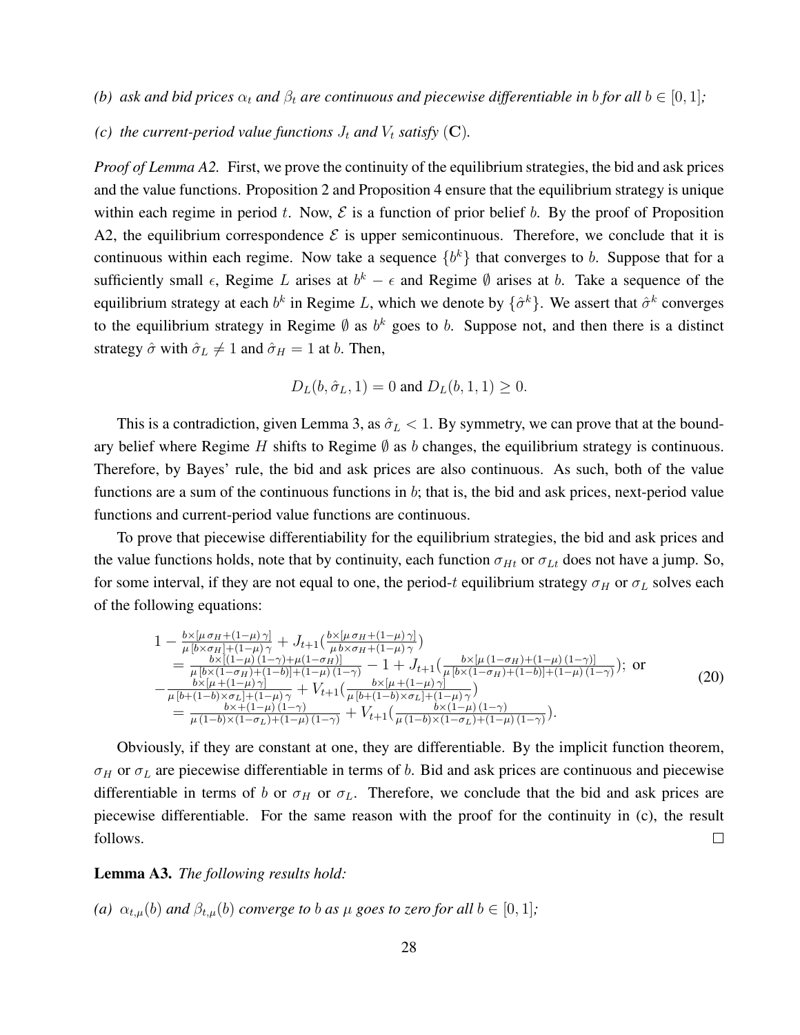*(b) ask and bid prices $\alpha_t$ and $\beta_t$ are continuous and piecewise differentiable in $b$ for all $b \in [0, 1]$;*

*(c) the current-period value functions $J_t$ and $V_t$ satisfy* (**C**)*.*

*Proof of Lemma A2.* First, we prove the continuity of the equilibrium strategies, the bid and ask prices and the value functions. Proposition 2 and Proposition 4 ensure that the equilibrium strategy is unique within each regime in period $t$. Now, $\mathcal{E}$ is a function of prior belief $b$. By the proof of Proposition A2, the equilibrium correspondence $\mathcal{E}$ is upper semicontinuous. Therefore, we conclude that it is continuous within each regime. Now take a sequence $\{b^k\}$ that converges to $b$. Suppose that for a sufficiently small $\epsilon$, Regime $L$ arises at $b^k - \epsilon$ and Regime $\emptyset$ arises at $b$. Take a sequence of the equilibrium strategy at each $b^k$ in Regime $L$, which we denote by $\{\hat{\sigma}^k\}$. We assert that $\hat{\sigma}^k$ converges to the equilibrium strategy in Regime $\emptyset$ as $b^k$ goes to $b$. Suppose not, and then there is a distinct strategy $\hat{\sigma}$ with $\hat{\sigma}_L \neq 1$ and $\hat{\sigma}_H = 1$ at $b$. Then,

$$D_L(b, \hat{\sigma}_L, 1) = 0 \text{ and } D_L(b, 1, 1) \geq 0.$$

This is a contradiction, given Lemma 3, as $\hat{\sigma}_L < 1$. By symmetry, we can prove that at the boundary belief where Regime $H$ shifts to Regime $\emptyset$ as $b$ changes, the equilibrium strategy is continuous. Therefore, by Bayes' rule, the bid and ask prices are also continuous. As such, both of the value functions are a sum of the continuous functions in $b$; that is, the bid and ask prices, next-period value functions and current-period value functions are continuous.

To prove that piecewise differentiability for the equilibrium strategies, the bid and ask prices and the value functions holds, note that by continuity, each function $\sigma_{Ht}$ or $\sigma_{Lt}$ does not have a jump. So, for some interval, if they are not equal to one, the period-$t$ equilibrium strategy $\sigma_H$ or $\sigma_L$ solves each of the following equations:

$$\begin{aligned}
&1 - \tfrac{b\times[\mu\,\sigma_H + (1-\mu)\,\gamma]}{\mu\,[b\times\sigma_H] + (1-\mu)\,\gamma} + J_{t+1}\big(\tfrac{b\times[\mu\,\sigma_H + (1-\mu)\,\gamma]}{\mu\,b\times\sigma_H + (1-\mu)\,\gamma}\big) \\
&\quad = \tfrac{b\times[(1-\mu)\,(1-\gamma) + \mu(1-\sigma_H)]}{\mu\,[b\times(1-\sigma_H) + (1-b)] + (1-\mu)\,(1-\gamma)} - 1 + J_{t+1}\big(\tfrac{b\times[\mu\,(1-\sigma_H) + (1-\mu)\,(1-\gamma)]}{\mu\,[b\times(1-\sigma_H) + (1-b)] + (1-\mu)\,(1-\gamma)}\big);\ \text{or} \\
&-\tfrac{b\times[\mu + (1-\mu)\,\gamma]}{\mu\,[b + (1-b)\times\sigma_L] + (1-\mu)\,\gamma} + V_{t+1}\big(\tfrac{b\times[\mu + (1-\mu)\,\gamma]}{\mu\,[b + (1-b)\times\sigma_L] + (1-\mu)\,\gamma}\big) \\
&\quad = \tfrac{b\times + (1-\mu)\,(1-\gamma)}{\mu\,(1-b)\times(1-\sigma_L) + (1-\mu)\,(1-\gamma)} + V_{t+1}\big(\tfrac{b\times(1-\mu)\,(1-\gamma)}{\mu\,(1-b)\times(1-\sigma_L) + (1-\mu)\,(1-\gamma)}\big).
\end{aligned} \tag{20}$$

Obviously, if they are constant at one, they are differentiable. By the implicit function theorem, $\sigma_H$ or $\sigma_L$ are piecewise differentiable in terms of $b$. Bid and ask prices are continuous and piecewise differentiable in terms of $b$ or $\sigma_H$ or $\sigma_L$. Therefore, we conclude that the bid and ask prices are piecewise differentiable. For the same reason with the proof for the continuity in (c), the result follows. $\square$

**Lemma A3.** *The following results hold:*

*(a) $\alpha_{t,\mu}(b)$ and $\beta_{t,\mu}(b)$ converge to $b$ as $\mu$ goes to zero for all $b \in [0, 1]$;*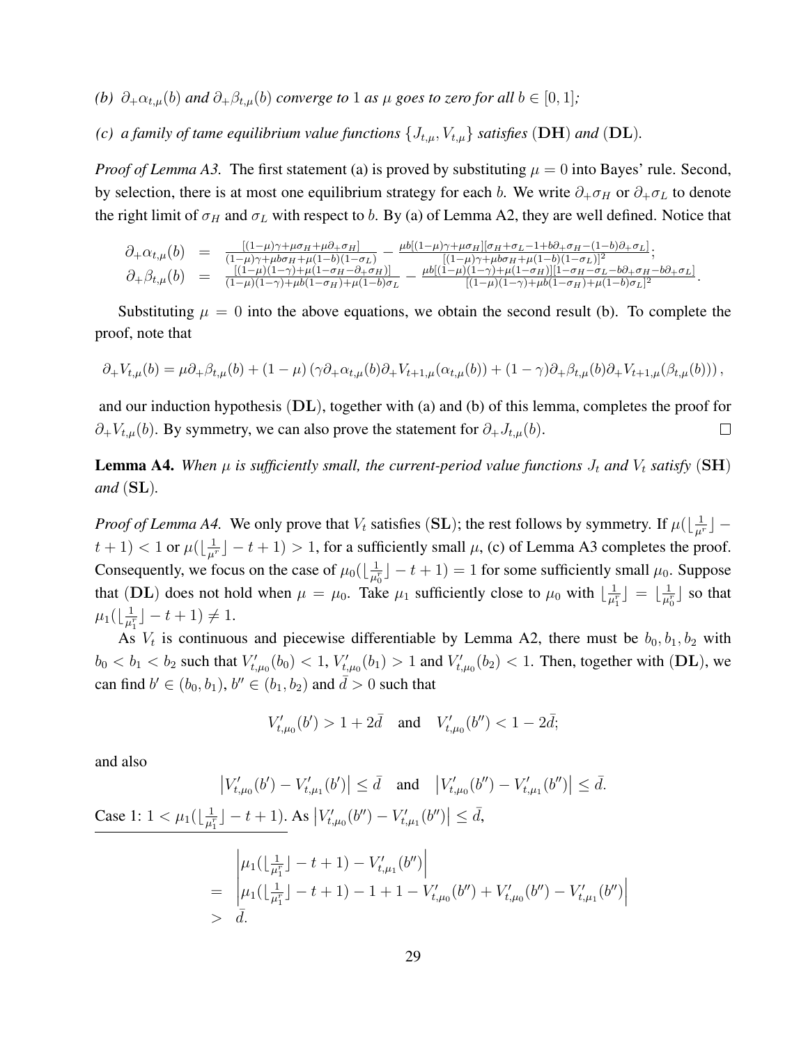*(b) $\partial_+\alpha_{t,\mu}(b)$ and $\partial_+\beta_{t,\mu}(b)$ converge to 1 as $\mu$ goes to zero for all $b \in [0,1]$;*

*(c) a family of tame equilibrium value functions $\{J_{t,\mu}, V_{t,\mu}\}$ satisfies* (**DH**) *and* (**DL**).

*Proof of Lemma A3.* The first statement (a) is proved by substituting $\mu = 0$ into Bayes' rule. Second, by selection, there is at most one equilibrium strategy for each $b$. We write $\partial_+\sigma_H$ or $\partial_+\sigma_L$ to denote the right limit of $\sigma_H$ and $\sigma_L$ with respect to $b$. By (a) of Lemma A2, they are well defined. Notice that

$$
\begin{aligned}
\partial_+\alpha_{t,\mu}(b) &= \frac{[(1-\mu)\gamma+\mu\sigma_H+\mu\partial_+\sigma_H]}{(1-\mu)\gamma+\mu b\sigma_H+\mu(1-b)(1-\sigma_L)} - \frac{\mu b[(1-\mu)\gamma+\mu\sigma_H][\sigma_H+\sigma_L-1+b\partial_+\sigma_H-(1-b)\partial_+\sigma_L]}{[(1-\mu)\gamma+\mu b\sigma_H+\mu(1-b)(1-\sigma_L)]^2};\\
\partial_+\beta_{t,\mu}(b) &= \frac{[(1-\mu)(1-\gamma)+\mu(1-\sigma_H-\partial_+\sigma_H)]}{(1-\mu)(1-\gamma)+\mu b(1-\sigma_H)+\mu(1-b)\sigma_L} - \frac{\mu b[(1-\mu)(1-\gamma)+\mu(1-\sigma_H)][1-\sigma_H-\sigma_L-b\partial_+\sigma_H-b\partial_+\sigma_L]}{[(1-\mu)(1-\gamma)+\mu b(1-\sigma_H)+\mu(1-b)\sigma_L]^2}.
\end{aligned}
$$

Substituting $\mu = 0$ into the above equations, we obtain the second result (b). To complete the proof, note that

$$
\partial_+V_{t,\mu}(b) = \mu\partial_+\beta_{t,\mu}(b) + (1-\mu)\left(\gamma\partial_+\alpha_{t,\mu}(b)\partial_+V_{t+1,\mu}(\alpha_{t,\mu}(b)) + (1-\gamma)\partial_+\beta_{t,\mu}(b)\partial_+V_{t+1,\mu}(\beta_{t,\mu}(b))\right),
$$

and our induction hypothesis (**DL**), together with (a) and (b) of this lemma, completes the proof for $\partial_+V_{t,\mu}(b)$. By symmetry, we can also prove the statement for $\partial_+J_{t,\mu}(b)$. $\square$

**Lemma A4.** *When $\mu$ is sufficiently small, the current-period value functions $J_t$ and $V_t$ satisfy* (**SH**) *and* (**SL**).

*Proof of Lemma A4.* We only prove that $V_t$ satisfies (**SL**); the rest follows by symmetry. If $\mu(\lfloor\frac{1}{\mu^r}\rfloor - t + 1) < 1$ or $\mu(\lfloor\frac{1}{\mu^r}\rfloor - t + 1) > 1$, for a sufficiently small $\mu$, (c) of Lemma A3 completes the proof. Consequently, we focus on the case of $\mu_0(\lfloor\frac{1}{\mu_0^r}\rfloor - t + 1) = 1$ for some sufficiently small $\mu_0$. Suppose that (**DL**) does not hold when $\mu = \mu_0$. Take $\mu_1$ sufficiently close to $\mu_0$ with $\lfloor\frac{1}{\mu_1^r}\rfloor = \lfloor\frac{1}{\mu_0^r}\rfloor$ so that $\mu_1(\lfloor\frac{1}{\mu_1^r}\rfloor - t + 1) \neq 1$.

As $V_t$ is continuous and piecewise differentiable by Lemma A2, there must be $b_0, b_1, b_2$ with $b_0 < b_1 < b_2$ such that $V'_{t,\mu_0}(b_0) < 1$, $V'_{t,\mu_0}(b_1) > 1$ and $V'_{t,\mu_0}(b_2) < 1$. Then, together with (**DL**), we can find $b' \in (b_0, b_1)$, $b'' \in (b_1, b_2)$ and $\bar{d} > 0$ such that

$$
V'_{t,\mu_0}(b') > 1 + 2\bar{d} \quad \text{and} \quad V'_{t,\mu_0}(b'') < 1 - 2\bar{d};
$$

and also

$$
\left|V'_{t,\mu_0}(b') - V'_{t,\mu_1}(b')\right| \leq \bar{d} \quad \text{and} \quad \left|V'_{t,\mu_0}(b'') - V'_{t,\mu_1}(b'')\right| \leq \bar{d}.
$$

<u>Case 1: $1 < \mu_1(\lfloor\frac{1}{\mu_1^r}\rfloor - t + 1)$.</u> As $\left|V'_{t,\mu_0}(b'') - V'_{t,\mu_1}(b'')\right| \leq \bar{d}$,

$$
\begin{aligned}
& \left|\mu_1(\lfloor\tfrac{1}{\mu_1^r}\rfloor - t + 1) - V'_{t,\mu_1}(b'')\right| \\
= & \left|\mu_1(\lfloor\tfrac{1}{\mu_1^r}\rfloor - t + 1) - 1 + 1 - V'_{t,\mu_0}(b'') + V'_{t,\mu_0}(b'') - V'_{t,\mu_1}(b'')\right| \\
> & \ \bar{d}.
\end{aligned}
$$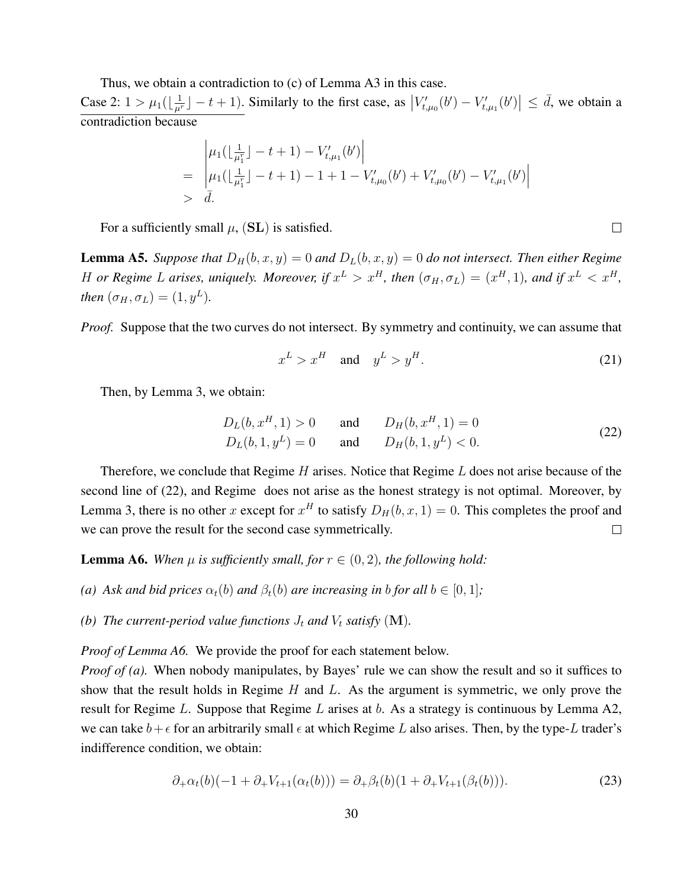Thus, we obtain a contradiction to (c) of Lemma A3 in this case.

Case 2: $1 > \mu_1(\lfloor \frac{1}{\mu^r} \rfloor - t + 1)$. Similarly to the first case, as $\left| V'_{t,\mu_0}(b') - V'_{t,\mu_1}(b') \right| \leq \bar{d}$, we obtain a contradiction because

$$
\begin{aligned}
& \left| \mu_1(\lfloor \tfrac{1}{\mu_1^r} \rfloor - t + 1) - V'_{t,\mu_1}(b') \right| \\
= & \left| \mu_1(\lfloor \tfrac{1}{\mu_1^r} \rfloor - t + 1) - 1 + 1 - V'_{t,\mu_0}(b') + V'_{t,\mu_0}(b') - V'_{t,\mu_1}(b') \right| \\
> & \ \bar{d}.
\end{aligned}
$$

For a sufficiently small $\mu$, (**SL**) is satisfied. □

**Lemma A5.** *Suppose that $D_H(b, x, y) = 0$ and $D_L(b, x, y) = 0$ do not intersect. Then either Regime $H$ or Regime $L$ arises, uniquely. Moreover, if $x^L > x^H$, then $(\sigma_H, \sigma_L) = (x^H, 1)$, and if $x^L < x^H$, then $(\sigma_H, \sigma_L) = (1, y^L)$.*

*Proof.* Suppose that the two curves do not intersect. By symmetry and continuity, we can assume that

$$
x^L > x^H \quad \text{and} \quad y^L > y^H. \tag{21}
$$

Then, by Lemma 3, we obtain:

$$
\begin{aligned}
D_L(b, x^H, 1) > 0 \qquad & \text{and} \qquad D_H(b, x^H, 1) = 0 \\
D_L(b, 1, y^L) = 0 \qquad & \text{and} \qquad D_H(b, 1, y^L) < 0.
\end{aligned} \tag{22}
$$

Therefore, we conclude that Regime $H$ arises. Notice that Regime $L$ does not arise because of the second line of (22), and Regime does not arise as the honest strategy is not optimal. Moreover, by Lemma 3, there is no other $x$ except for $x^H$ to satisfy $D_H(b, x, 1) = 0$. This completes the proof and we can prove the result for the second case symmetrically. □

**Lemma A6.** *When $\mu$ is sufficiently small, for $r \in (0, 2)$, the following hold:*

*(a) Ask and bid prices $\alpha_t(b)$ and $\beta_t(b)$ are increasing in $b$ for all $b \in [0, 1]$;*

*(b) The current-period value functions $J_t$ and $V_t$ satisfy* (**M**).

*Proof of Lemma A6.* We provide the proof for each statement below.

*Proof of (a).* When nobody manipulates, by Bayes' rule we can show the result and so it suffices to show that the result holds in Regime $H$ and $L$. As the argument is symmetric, we only prove the result for Regime $L$. Suppose that Regime $L$ arises at $b$. As a strategy is continuous by Lemma A2, we can take $b + \epsilon$ for an arbitrarily small $\epsilon$ at which Regime $L$ also arises. Then, by the type-$L$ trader's indifference condition, we obtain:

$$
\partial_+ \alpha_t(b)(-1 + \partial_+ V_{t+1}(\alpha_t(b))) = \partial_+ \beta_t(b)(1 + \partial_+ V_{t+1}(\beta_t(b))). \tag{23}
$$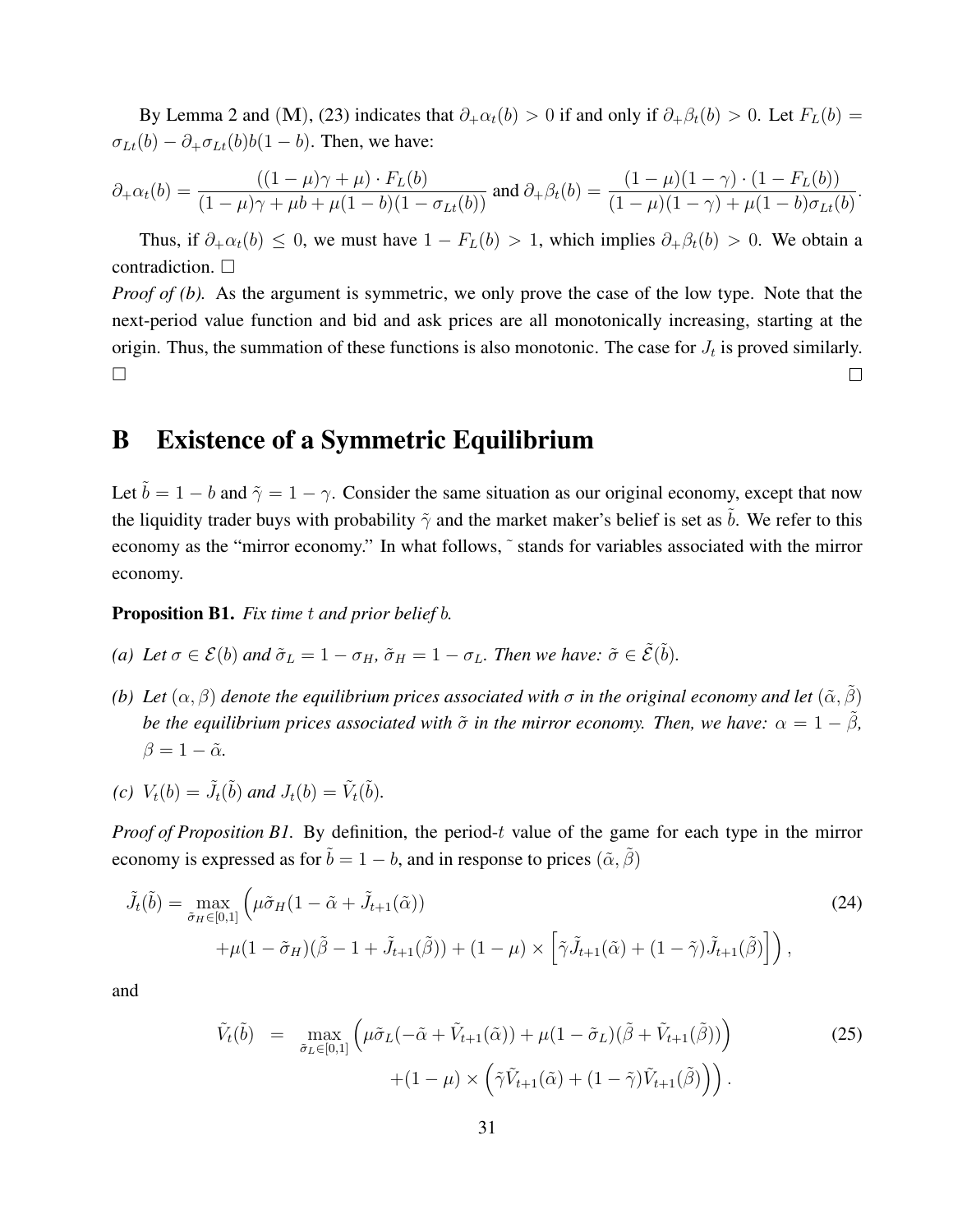By Lemma 2 and (**M**), (23) indicates that $\partial_+\alpha_t(b) > 0$ if and only if $\partial_+\beta_t(b) > 0$. Let $F_L(b) = \sigma_{Lt}(b) - \partial_+\sigma_{Lt}(b)b(1-b)$. Then, we have:

$$\partial_+\alpha_t(b) = \frac{((1-\mu)\gamma + \mu)\cdot F_L(b)}{(1-\mu)\gamma + \mu b + \mu(1-b)(1-\sigma_{Lt}(b))} \text{ and } \partial_+\beta_t(b) = \frac{(1-\mu)(1-\gamma)\cdot(1-F_L(b))}{(1-\mu)(1-\gamma) + \mu(1-b)\sigma_{Lt}(b)}.$$

Thus, if $\partial_+\alpha_t(b) \leq 0$, we must have $1 - F_L(b) > 1$, which implies $\partial_+\beta_t(b) > 0$. We obtain a contradiction. □

*Proof of (b).* As the argument is symmetric, we only prove the case of the low type. Note that the next-period value function and bid and ask prices are all monotonically increasing, starting at the origin. Thus, the summation of these functions is also monotonic. The case for $J_t$ is proved similarly. □ □

# B Existence of a Symmetric Equilibrium

Let $\tilde{b} = 1 - b$ and $\tilde{\gamma} = 1 - \gamma$. Consider the same situation as our original economy, except that now the liquidity trader buys with probability $\tilde{\gamma}$ and the market maker's belief is set as $\tilde{b}$. We refer to this economy as the "mirror economy." In what follows, ˜ stands for variables associated with the mirror economy.

**Proposition B1.** *Fix time $t$ and prior belief $b$.*

*(a) Let $\sigma \in \mathcal{E}(b)$ and $\tilde{\sigma}_L = 1 - \sigma_H$, $\tilde{\sigma}_H = 1 - \sigma_L$. Then we have: $\tilde{\sigma} \in \tilde{\mathcal{E}}(\tilde{b})$.*

*(b) Let $(\alpha, \beta)$ denote the equilibrium prices associated with $\sigma$ in the original economy and let $(\tilde{\alpha}, \tilde{\beta})$ be the equilibrium prices associated with $\tilde{\sigma}$ in the mirror economy. Then, we have: $\alpha = 1 - \tilde{\beta}$, $\beta = 1 - \tilde{\alpha}$.*

*(c) $V_t(b) = \tilde{J}_t(\tilde{b})$ and $J_t(b) = \tilde{V}_t(\tilde{b})$.*

*Proof of Proposition B1.* By definition, the period-$t$ value of the game for each type in the mirror economy is expressed as for $\tilde{b} = 1 - b$, and in response to prices $(\tilde{\alpha}, \tilde{\beta})$

$$\begin{aligned}\tilde{J}_t(\tilde{b}) = \max_{\tilde{\sigma}_H \in [0,1]} \Big( & \mu\tilde{\sigma}_H(1 - \tilde{\alpha} + \tilde{J}_{t+1}(\tilde{\alpha})) \\ & + \mu(1-\tilde{\sigma}_H)(\tilde{\beta} - 1 + \tilde{J}_{t+1}(\tilde{\beta})) + (1-\mu) \times \left[\tilde{\gamma}\tilde{J}_{t+1}(\tilde{\alpha}) + (1-\tilde{\gamma})\tilde{J}_{t+1}(\tilde{\beta})\right]\Big),\end{aligned} \tag{24}$$

and

$$\begin{aligned}\tilde{V}_t(\tilde{b}) \quad = \quad \max_{\tilde{\sigma}_L \in [0,1]} & \Big(\mu\tilde{\sigma}_L(-\tilde{\alpha} + \tilde{V}_{t+1}(\tilde{\alpha})) + \mu(1-\tilde{\sigma}_L)(\tilde{\beta} + \tilde{V}_{t+1}(\tilde{\beta}))\Big) \\ & + (1-\mu) \times \Big(\tilde{\gamma}\tilde{V}_{t+1}(\tilde{\alpha}) + (1-\tilde{\gamma})\tilde{V}_{t+1}(\tilde{\beta})\Big)\Big).\end{aligned} \tag{25}$$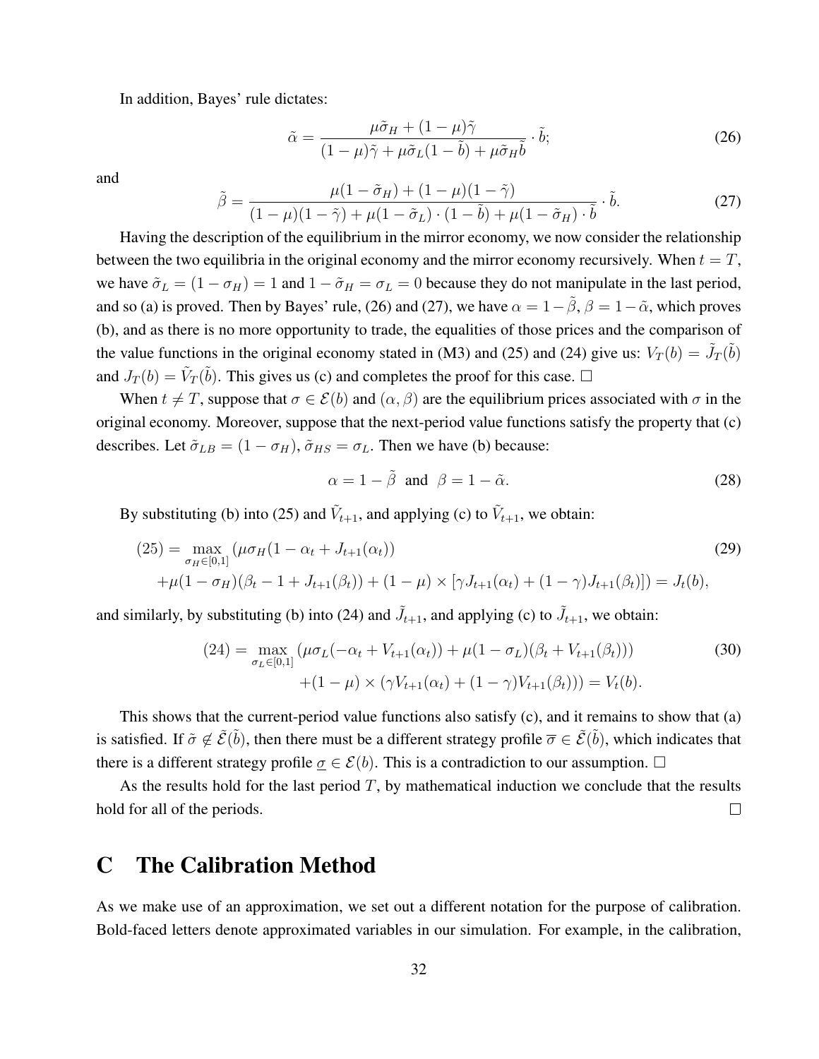In addition, Bayes' rule dictates:

$$\tilde{\alpha} = \frac{\mu\tilde{\sigma}_H + (1-\mu)\tilde{\gamma}}{(1-\mu)\tilde{\gamma} + \mu\tilde{\sigma}_L(1-\tilde{b}) + \mu\tilde{\sigma}_H\tilde{b}} \cdot \tilde{b}; \tag{26}$$

and

$$\tilde{\beta} = \frac{\mu(1-\tilde{\sigma}_H) + (1-\mu)(1-\tilde{\gamma})}{(1-\mu)(1-\tilde{\gamma}) + \mu(1-\tilde{\sigma}_L)\cdot(1-\tilde{b}) + \mu(1-\tilde{\sigma}_H)\cdot\tilde{b}} \cdot \tilde{b}. \tag{27}$$

Having the description of the equilibrium in the mirror economy, we now consider the relationship between the two equilibria in the original economy and the mirror economy recursively. When $t = T$, we have $\tilde{\sigma}_L = (1-\sigma_H) = 1$ and $1-\tilde{\sigma}_H = \sigma_L = 0$ because they do not manipulate in the last period, and so (a) is proved. Then by Bayes' rule, (26) and (27), we have $\alpha = 1-\tilde{\beta}$, $\beta = 1-\tilde{\alpha}$, which proves (b), and as there is no more opportunity to trade, the equalities of those prices and the comparison of the value functions in the original economy stated in (M3) and (25) and (24) give us: $V_T(b) = \tilde{J}_T(\tilde{b})$ and $J_T(b) = \tilde{V}_T(\tilde{b})$. This gives us (c) and completes the proof for this case. □

When $t \neq T$, suppose that $\sigma \in \mathcal{E}(b)$ and $(\alpha, \beta)$ are the equilibrium prices associated with $\sigma$ in the original economy. Moreover, suppose that the next-period value functions satisfy the property that (c) describes. Let $\tilde{\sigma}_{LB} = (1-\sigma_H)$, $\tilde{\sigma}_{HS} = \sigma_L$. Then we have (b) because:

$$\alpha = 1-\tilde{\beta} \;\text{ and }\; \beta = 1-\tilde{\alpha}. \tag{28}$$

By substituting (b) into (25) and $\tilde{V}_{t+1}$, and applying (c) to $\tilde{V}_{t+1}$, we obtain:

$$\begin{aligned}(25) = &\max_{\sigma_H\in[0,1]} \left(\mu\sigma_H(1-\alpha_t + J_{t+1}(\alpha_t))\right. \\ &+\mu(1-\sigma_H)(\beta_t - 1 + J_{t+1}(\beta_t)) + (1-\mu)\times[\gamma J_{t+1}(\alpha_t) + (1-\gamma)J_{t+1}(\beta_t)]) = J_t(b),\end{aligned} \tag{29}$$

and similarly, by substituting (b) into (24) and $\tilde{J}_{t+1}$, and applying (c) to $\tilde{J}_{t+1}$, we obtain:

$$\begin{aligned}(24) = &\max_{\sigma_L\in[0,1]} \left(\mu\sigma_L(-\alpha_t + V_{t+1}(\alpha_t)) + \mu(1-\sigma_L)(\beta_t + V_{t+1}(\beta_t))\right) \\ &+(1-\mu)\times(\gamma V_{t+1}(\alpha_t) + (1-\gamma)V_{t+1}(\beta_t))) = V_t(b).\end{aligned} \tag{30}$$

This shows that the current-period value functions also satisfy (c), and it remains to show that (a) is satisfied. If $\tilde{\sigma} \notin \tilde{\mathcal{E}}(\tilde{b})$, then there must be a different strategy profile $\overline{\sigma} \in \tilde{\mathcal{E}}(\tilde{b})$, which indicates that there is a different strategy profile $\underline{\sigma} \in \mathcal{E}(b)$. This is a contradiction to our assumption. □

As the results hold for the last period $T$, by mathematical induction we conclude that the results hold for all of the periods. □

# C The Calibration Method

As we make use of an approximation, we set out a different notation for the purpose of calibration. Bold-faced letters denote approximated variables in our simulation. For example, in the calibration,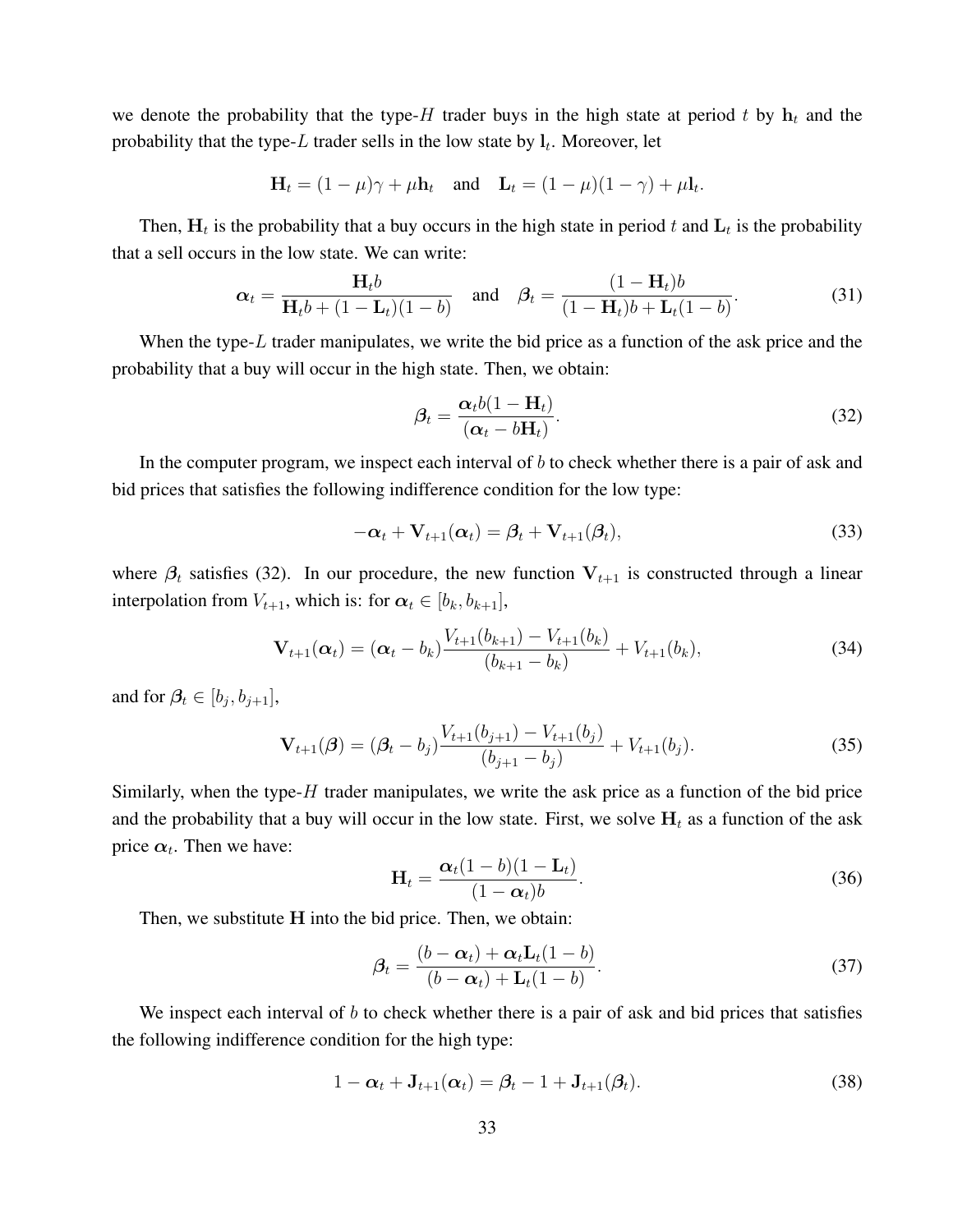we denote the probability that the type-$H$ trader buys in the high state at period $t$ by $\mathbf{h}_t$ and the probability that the type-$L$ trader sells in the low state by $\mathbf{l}_t$. Moreover, let

$$\mathbf{H}_t = (1-\mu)\gamma + \mu\mathbf{h}_t \quad \text{and} \quad \mathbf{L}_t = (1-\mu)(1-\gamma) + \mu\mathbf{l}_t.$$

Then, $\mathbf{H}_t$ is the probability that a buy occurs in the high state in period $t$ and $\mathbf{L}_t$ is the probability that a sell occurs in the low state. We can write:

$$\boldsymbol{\alpha}_t = \frac{\mathbf{H}_t b}{\mathbf{H}_t b + (1-\mathbf{L}_t)(1-b)} \quad \text{and} \quad \boldsymbol{\beta}_t = \frac{(1-\mathbf{H}_t)b}{(1-\mathbf{H}_t)b + \mathbf{L}_t(1-b)}. \tag{31}$$

When the type-$L$ trader manipulates, we write the bid price as a function of the ask price and the probability that a buy will occur in the high state. Then, we obtain:

$$\boldsymbol{\beta}_t = \frac{\boldsymbol{\alpha}_t b(1-\mathbf{H}_t)}{(\boldsymbol{\alpha}_t - b\mathbf{H}_t)}. \tag{32}$$

In the computer program, we inspect each interval of $b$ to check whether there is a pair of ask and bid prices that satisfies the following indifference condition for the low type:

$$-\boldsymbol{\alpha}_t + \mathbf{V}_{t+1}(\boldsymbol{\alpha}_t) = \boldsymbol{\beta}_t + \mathbf{V}_{t+1}(\boldsymbol{\beta}_t), \tag{33}$$

where $\boldsymbol{\beta}_t$ satisfies (32). In our procedure, the new function $\mathbf{V}_{t+1}$ is constructed through a linear interpolation from $V_{t+1}$, which is: for $\boldsymbol{\alpha}_t \in [b_k, b_{k+1}]$,

$$\mathbf{V}_{t+1}(\boldsymbol{\alpha}_t) = (\boldsymbol{\alpha}_t - b_k)\frac{V_{t+1}(b_{k+1}) - V_{t+1}(b_k)}{(b_{k+1} - b_k)} + V_{t+1}(b_k), \tag{34}$$

and for $\boldsymbol{\beta}_t \in [b_j, b_{j+1}]$,

$$\mathbf{V}_{t+1}(\boldsymbol{\beta}) = (\boldsymbol{\beta}_t - b_j)\frac{V_{t+1}(b_{j+1}) - V_{t+1}(b_j)}{(b_{j+1} - b_j)} + V_{t+1}(b_j). \tag{35}$$

Similarly, when the type-$H$ trader manipulates, we write the ask price as a function of the bid price and the probability that a buy will occur in the low state. First, we solve $\mathbf{H}_t$ as a function of the ask price $\boldsymbol{\alpha}_t$. Then we have:

$$\mathbf{H}_t = \frac{\boldsymbol{\alpha}_t(1-b)(1-\mathbf{L}_t)}{(1-\boldsymbol{\alpha}_t)b}. \tag{36}$$

Then, we substitute $\mathbf{H}$ into the bid price. Then, we obtain:

$$\boldsymbol{\beta}_t = \frac{(b-\boldsymbol{\alpha}_t) + \boldsymbol{\alpha}_t\mathbf{L}_t(1-b)}{(b-\boldsymbol{\alpha}_t) + \mathbf{L}_t(1-b)}. \tag{37}$$

We inspect each interval of $b$ to check whether there is a pair of ask and bid prices that satisfies the following indifference condition for the high type:

$$1 - \boldsymbol{\alpha}_t + \mathbf{J}_{t+1}(\boldsymbol{\alpha}_t) = \boldsymbol{\beta}_t - 1 + \mathbf{J}_{t+1}(\boldsymbol{\beta}_t). \tag{38}$$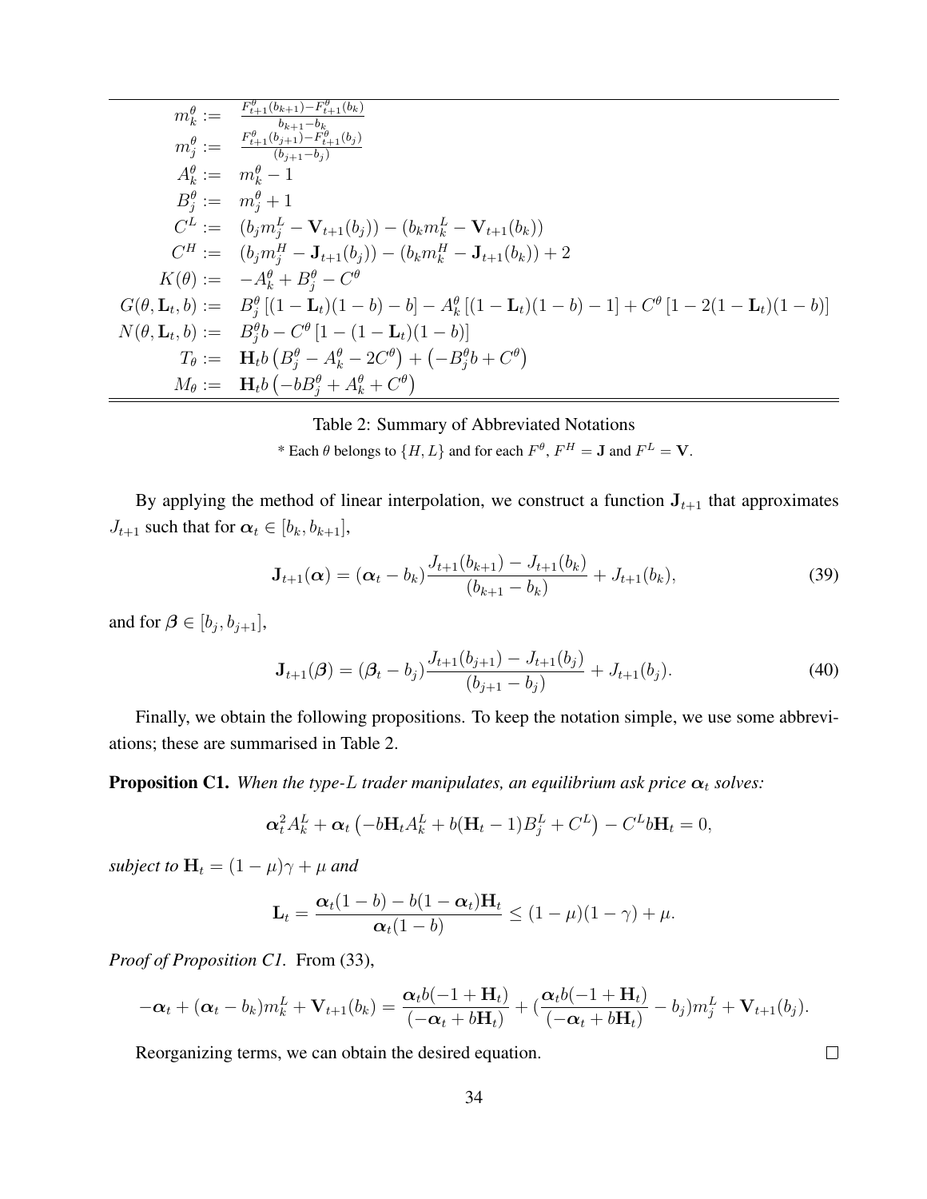| | |
|---|---|
| $m_k^\theta :=$ | $\frac{F_{t+1}^\theta(b_{k+1})-F_{t+1}^\theta(b_k)}{b_{k+1}-b_k}$ |
| $m_j^\theta :=$ | $\frac{F_{t+1}^\theta(b_{j+1})-F_{t+1}^\theta(b_j)}{(b_{j+1}-b_j)}$ |
| $A_k^\theta :=$ | $m_k^\theta - 1$ |
| $B_j^\theta :=$ | $m_j^\theta + 1$ |
| $C^L :=$ | $(b_j m_j^L - \mathbf{V}_{t+1}(b_j)) - (b_k m_k^L - \mathbf{V}_{t+1}(b_k))$ |
| $C^H :=$ | $(b_j m_j^H - \mathbf{J}_{t+1}(b_j)) - (b_k m_k^H - \mathbf{J}_{t+1}(b_k)) + 2$ |
| $K(\theta) :=$ | $-A_k^\theta + B_j^\theta - C^\theta$ |
| $G(\theta, \mathbf{L}_t, b) :=$ | $B_j^\theta \left[(1-\mathbf{L}_t)(1-b) - b\right] - A_k^\theta \left[(1-\mathbf{L}_t)(1-b) - 1\right] + C^\theta \left[1 - 2(1-\mathbf{L}_t)(1-b)\right]$ |
| $N(\theta, \mathbf{L}_t, b) :=$ | $B_j^\theta b - C^\theta \left[1 - (1-\mathbf{L}_t)(1-b)\right]$ |
| $T_\theta :=$ | $\mathbf{H}_t b \left(B_j^\theta - A_k^\theta - 2C^\theta\right) + \left(-B_j^\theta b + C^\theta\right)$ |
| $M_\theta :=$ | $\mathbf{H}_t b \left(-b B_j^\theta + A_k^\theta + C^\theta\right)$ |

Table 2: Summary of Abbreviated Notations

\* Each $\theta$ belongs to $\{H, L\}$ and for each $F^\theta$, $F^H = \mathbf{J}$ and $F^L = \mathbf{V}$.

By applying the method of linear interpolation, we construct a function $\mathbf{J}_{t+1}$ that approximates $J_{t+1}$ such that for $\boldsymbol{\alpha}_t \in [b_k, b_{k+1}]$,

$$\mathbf{J}_{t+1}(\boldsymbol{\alpha}) = (\boldsymbol{\alpha}_t - b_k)\frac{J_{t+1}(b_{k+1}) - J_{t+1}(b_k)}{(b_{k+1} - b_k)} + J_{t+1}(b_k), \tag{39}$$

and for $\boldsymbol{\beta} \in [b_j, b_{j+1}]$,

$$\mathbf{J}_{t+1}(\boldsymbol{\beta}) = (\boldsymbol{\beta}_t - b_j)\frac{J_{t+1}(b_{j+1}) - J_{t+1}(b_j)}{(b_{j+1} - b_j)} + J_{t+1}(b_j). \tag{40}$$

Finally, we obtain the following propositions. To keep the notation simple, we use some abbreviations; these are summarised in Table 2.

**Proposition C1.** *When the type-$L$ trader manipulates, an equilibrium ask price $\boldsymbol{\alpha}_t$ solves:*

$$\boldsymbol{\alpha}_t^2 A_k^L + \boldsymbol{\alpha}_t \left(-b\mathbf{H}_t A_k^L + b(\mathbf{H}_t - 1)B_j^L + C^L\right) - C^L b\mathbf{H}_t = 0,$$

*subject to $\mathbf{H}_t = (1-\mu)\gamma + \mu$ and*

$$\mathbf{L}_t = \frac{\boldsymbol{\alpha}_t(1-b) - b(1-\boldsymbol{\alpha}_t)\mathbf{H}_t}{\boldsymbol{\alpha}_t(1-b)} \leq (1-\mu)(1-\gamma) + \mu.$$

*Proof of Proposition C1.* From (33),

$$-\boldsymbol{\alpha}_t + (\boldsymbol{\alpha}_t - b_k)m_k^L + \mathbf{V}_{t+1}(b_k) = \frac{\boldsymbol{\alpha}_t b(-1+\mathbf{H}_t)}{(-\boldsymbol{\alpha}_t + b\mathbf{H}_t)} + \left(\frac{\boldsymbol{\alpha}_t b(-1+\mathbf{H}_t)}{(-\boldsymbol{\alpha}_t + b\mathbf{H}_t)} - b_j\right)m_j^L + \mathbf{V}_{t+1}(b_j).$$

Reorganizing terms, we can obtain the desired equation. $\square$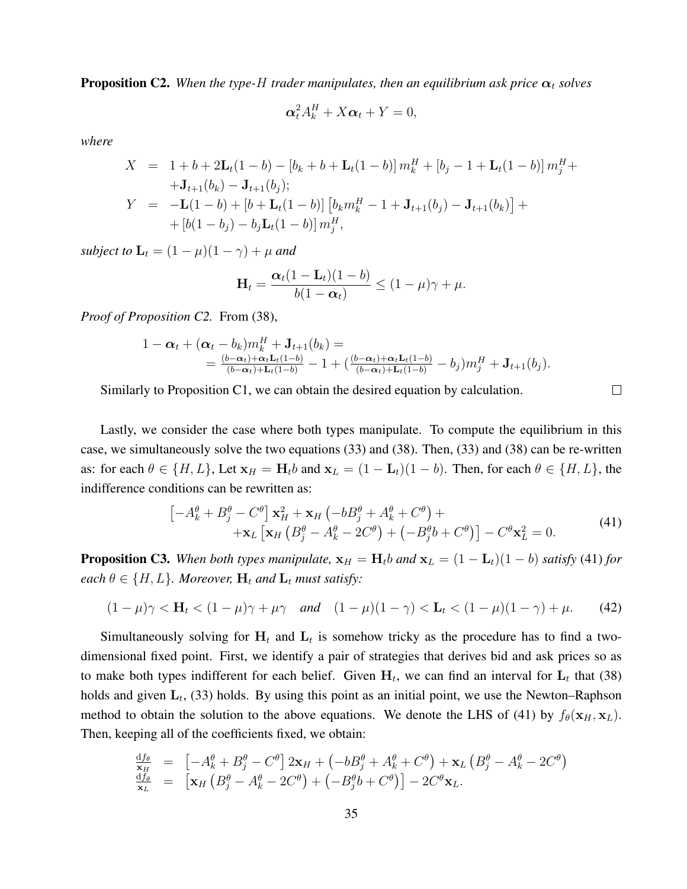**Proposition C2.** *When the type-$H$ trader manipulates, then an equilibrium ask price $\boldsymbol{\alpha}_t$ solves*

$$\boldsymbol{\alpha}_t^2 A_k^H + X\boldsymbol{\alpha}_t + Y = 0,$$

*where*

$$\begin{aligned}
X &= 1 + b + 2\mathbf{L}_t(1-b) - \left[b_k + b + \mathbf{L}_t(1-b)\right] m_k^H + \left[b_j - 1 + \mathbf{L}_t(1-b)\right] m_j^H + \\
&\quad + \mathbf{J}_{t+1}(b_k) - \mathbf{J}_{t+1}(b_j); \\
Y &= -\mathbf{L}(1-b) + \left[b + \mathbf{L}_t(1-b)\right]\left[b_k m_k^H - 1 + \mathbf{J}_{t+1}(b_j) - \mathbf{J}_{t+1}(b_k)\right] + \\
&\quad + \left[b(1-b_j) - b_j \mathbf{L}_t(1-b)\right] m_j^H,
\end{aligned}$$

*subject to $\mathbf{L}_t = (1-\mu)(1-\gamma) + \mu$ and*

$$\mathbf{H}_t = \frac{\boldsymbol{\alpha}_t(1-\mathbf{L}_t)(1-b)}{b(1-\boldsymbol{\alpha}_t)} \leq (1-\mu)\gamma + \mu.$$

*Proof of Proposition C2.* From (38),

$$\begin{aligned}
&1 - \boldsymbol{\alpha}_t + (\boldsymbol{\alpha}_t - b_k)m_k^H + \mathbf{J}_{t+1}(b_k) = \\
&\quad = \tfrac{(b-\boldsymbol{\alpha}_t) + \boldsymbol{\alpha}_t \mathbf{L}_t(1-b)}{(b-\boldsymbol{\alpha}_t) + \mathbf{L}_t(1-b)} - 1 + \left(\tfrac{(b-\boldsymbol{\alpha}_t) + \boldsymbol{\alpha}_t \mathbf{L}_t(1-b)}{(b-\boldsymbol{\alpha}_t) + \mathbf{L}_t(1-b)} - b_j\right)m_j^H + \mathbf{J}_{t+1}(b_j).
\end{aligned}$$

Similarly to Proposition C1, we can obtain the desired equation by calculation. □

Lastly, we consider the case where both types manipulate. To compute the equilibrium in this case, we simultaneously solve the two equations (33) and (38). Then, (33) and (38) can be re-written as: for each $\theta \in \{H, L\}$, Let $\mathbf{x}_H = \mathbf{H}_t b$ and $\mathbf{x}_L = (1-\mathbf{L}_t)(1-b)$. Then, for each $\theta \in \{H, L\}$, the indifference conditions can be rewritten as:

$$\begin{aligned}
&\left[-A_k^\theta + B_j^\theta - C^\theta\right]\mathbf{x}_H^2 + \mathbf{x}_H\left(-bB_j^\theta + A_k^\theta + C^\theta\right) + \\
&\quad + \mathbf{x}_L\left[\mathbf{x}_H\left(B_j^\theta - A_k^\theta - 2C^\theta\right) + \left(-B_j^\theta b + C^\theta\right)\right] - C^\theta \mathbf{x}_L^2 = 0.
\end{aligned} \tag{41}$$

**Proposition C3.** *When both types manipulate, $\mathbf{x}_H = \mathbf{H}_t b$ and $\mathbf{x}_L = (1-\mathbf{L}_t)(1-b)$ satisfy* (41) *for each $\theta \in \{H, L\}$. Moreover, $\mathbf{H}_t$ and $\mathbf{L}_t$ must satisfy:*

$$(1-\mu)\gamma < \mathbf{H}_t < (1-\mu)\gamma + \mu\gamma \quad \textit{and} \quad (1-\mu)(1-\gamma) < \mathbf{L}_t < (1-\mu)(1-\gamma) + \mu. \tag{42}$$

Simultaneously solving for $\mathbf{H}_t$ and $\mathbf{L}_t$ is somehow tricky as the procedure has to find a two-dimensional fixed point. First, we identify a pair of strategies that derives bid and ask prices so as to make both types indifferent for each belief. Given $\mathbf{H}_t$, we can find an interval for $\mathbf{L}_t$ that (38) holds and given $\mathbf{L}_t$, (33) holds. By using this point as an initial point, we use the Newton–Raphson method to obtain the solution to the above equations. We denote the LHS of (41) by $f_\theta(\mathbf{x}_H, \mathbf{x}_L)$. Then, keeping all of the coefficients fixed, we obtain:

$$\begin{aligned}
\tfrac{\mathrm{d}f_\theta}{\mathbf{x}_H} &= \left[-A_k^\theta + B_j^\theta - C^\theta\right]2\mathbf{x}_H + \left(-bB_j^\theta + A_k^\theta + C^\theta\right) + \mathbf{x}_L\left(B_j^\theta - A_k^\theta - 2C^\theta\right) \\
\tfrac{\mathrm{d}f_\theta}{\mathbf{x}_L} &= \left[\mathbf{x}_H\left(B_j^\theta - A_k^\theta - 2C^\theta\right) + \left(-B_j^\theta b + C^\theta\right)\right] - 2C^\theta \mathbf{x}_L.
\end{aligned}$$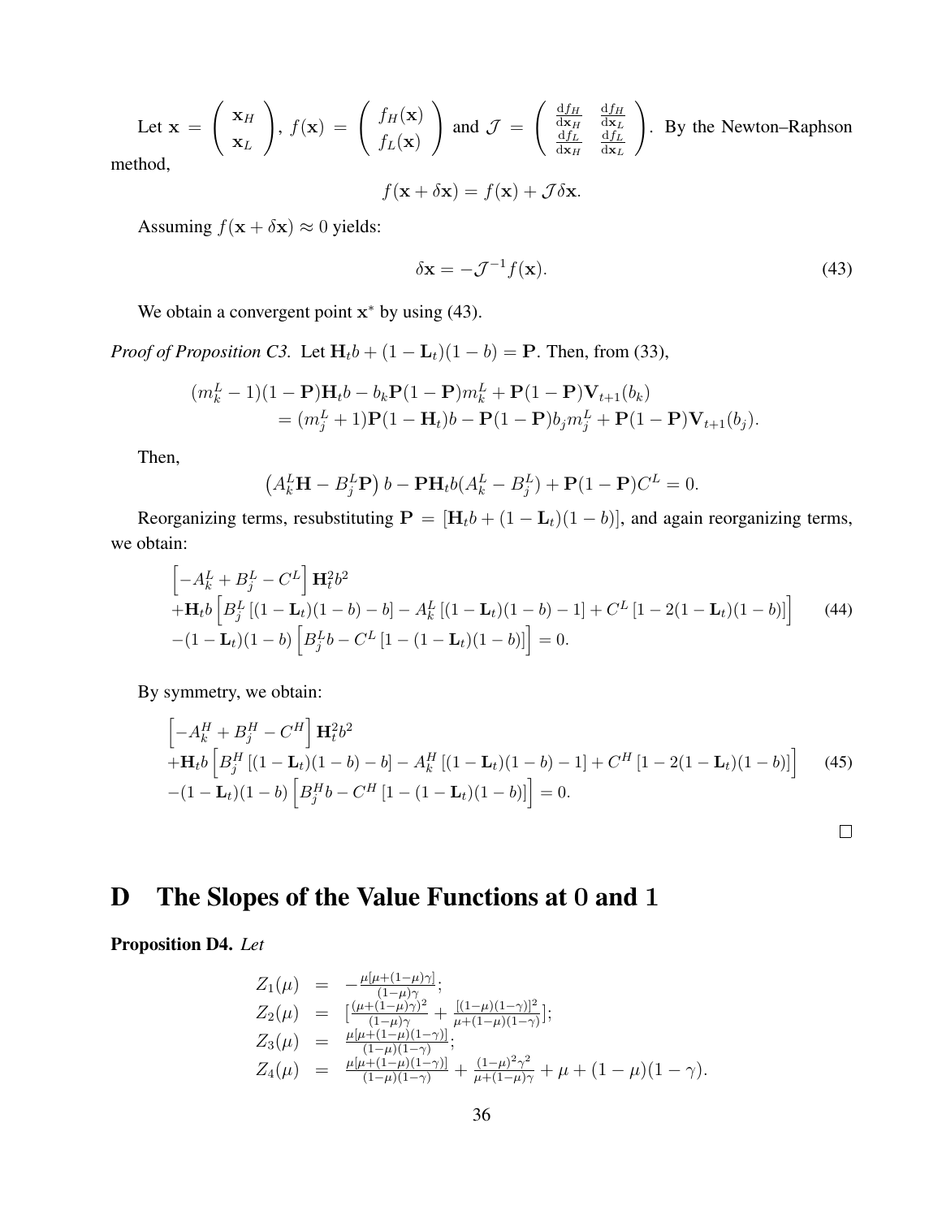Let $\mathbf{x} = \begin{pmatrix} \mathbf{x}_H \\ \mathbf{x}_L \end{pmatrix}$, $f(\mathbf{x}) = \begin{pmatrix} f_H(\mathbf{x}) \\ f_L(\mathbf{x}) \end{pmatrix}$ and $\mathcal{J} = \begin{pmatrix} \frac{\mathrm{d}f_H}{\mathrm{d}\mathbf{x}_H} & \frac{\mathrm{d}f_H}{\mathrm{d}\mathbf{x}_L} \\ \frac{\mathrm{d}f_L}{\mathrm{d}\mathbf{x}_H} & \frac{\mathrm{d}f_L}{\mathrm{d}\mathbf{x}_L} \end{pmatrix}$. By the Newton–Raphson method,

$$f(\mathbf{x} + \delta\mathbf{x}) = f(\mathbf{x}) + \mathcal{J}\delta\mathbf{x}.$$

Assuming $f(\mathbf{x} + \delta\mathbf{x}) \approx 0$ yields:

$$\delta\mathbf{x} = -\mathcal{J}^{-1} f(\mathbf{x}). \tag{43}$$

We obtain a convergent point $\mathbf{x}^*$ by using (43).

*Proof of Proposition C3.* Let $\mathbf{H}_t b + (1 - \mathbf{L}_t)(1 - b) = \mathbf{P}$. Then, from (33),

$$\begin{aligned}
&(m_k^L - 1)(1 - \mathbf{P})\mathbf{H}_t b - b_k \mathbf{P}(1 - \mathbf{P}) m_k^L + \mathbf{P}(1 - \mathbf{P})\mathbf{V}_{t+1}(b_k) \\
&\quad = (m_j^L + 1)\mathbf{P}(1 - \mathbf{H}_t) b - \mathbf{P}(1 - \mathbf{P}) b_j m_j^L + \mathbf{P}(1 - \mathbf{P})\mathbf{V}_{t+1}(b_j).
\end{aligned}$$

Then,

$$\left(A_k^L \mathbf{H} - B_j^L \mathbf{P}\right) b - \mathbf{P}\mathbf{H}_t b (A_k^L - B_j^L) + \mathbf{P}(1 - \mathbf{P}) C^L = 0.$$

Reorganizing terms, resubstituting $\mathbf{P} = [\mathbf{H}_t b + (1 - \mathbf{L}_t)(1 - b)]$, and again reorganizing terms, we obtain:

$$\begin{aligned}
&\left[-A_k^L + B_j^L - C^L\right] \mathbf{H}_t^2 b^2 \\
&+ \mathbf{H}_t b \left[B_j^L \left[(1 - \mathbf{L}_t)(1 - b) - b\right] - A_k^L \left[(1 - \mathbf{L}_t)(1 - b) - 1\right] + C^L \left[1 - 2(1 - \mathbf{L}_t)(1 - b)\right]\right] \\
&- (1 - \mathbf{L}_t)(1 - b)\left[B_j^L b - C^L \left[1 - (1 - \mathbf{L}_t)(1 - b)\right]\right] = 0.
\end{aligned} \tag{44}$$

By symmetry, we obtain:

$$\begin{aligned}
&\left[-A_k^H + B_j^H - C^H\right] \mathbf{H}_t^2 b^2 \\
&+ \mathbf{H}_t b \left[B_j^H \left[(1 - \mathbf{L}_t)(1 - b) - b\right] - A_k^H \left[(1 - \mathbf{L}_t)(1 - b) - 1\right] + C^H \left[1 - 2(1 - \mathbf{L}_t)(1 - b)\right]\right] \\
&- (1 - \mathbf{L}_t)(1 - b)\left[B_j^H b - C^H \left[1 - (1 - \mathbf{L}_t)(1 - b)\right]\right] = 0.
\end{aligned} \tag{45}$$

□

# D The Slopes of the Value Functions at 0 and 1

**Proposition D4.** *Let*

$$\begin{aligned}
Z_1(\mu) &= -\frac{\mu[\mu + (1-\mu)\gamma]}{(1-\mu)\gamma}; \\
Z_2(\mu) &= \left[\frac{(\mu + (1-\mu)\gamma)^2}{(1-\mu)\gamma} + \frac{[(1-\mu)(1-\gamma)]^2}{\mu + (1-\mu)(1-\gamma)}\right]; \\
Z_3(\mu) &= \frac{\mu[\mu + (1-\mu)(1-\gamma)]}{(1-\mu)(1-\gamma)}; \\
Z_4(\mu) &= \frac{\mu[\mu + (1-\mu)(1-\gamma)]}{(1-\mu)(1-\gamma)} + \frac{(1-\mu)^2\gamma^2}{\mu + (1-\mu)\gamma} + \mu + (1-\mu)(1-\gamma).
\end{aligned}$$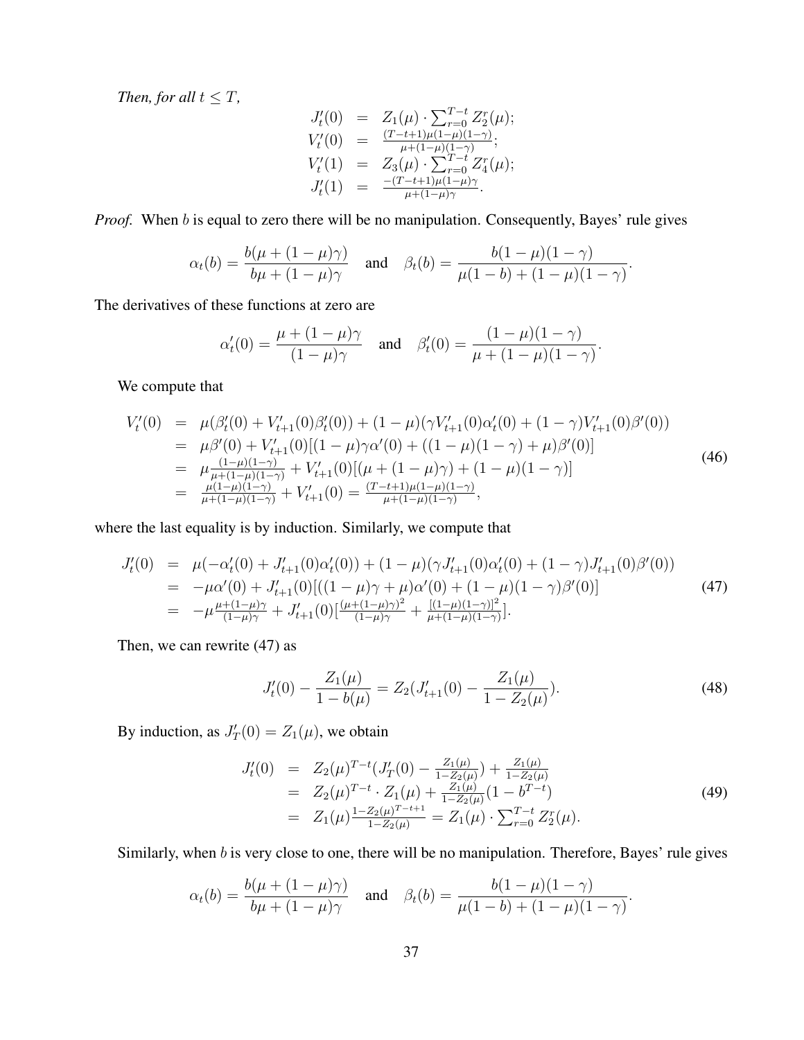*Then, for all $t \leq T$,*

$$
\begin{array}{rcl}
J'_t(0) & = & Z_1(\mu) \cdot \sum_{r=0}^{T-t} Z_2^r(\mu); \\
V'_t(0) & = & \frac{(T-t+1)\mu(1-\mu)(1-\gamma)}{\mu+(1-\mu)(1-\gamma)}; \\
V'_t(1) & = & Z_3(\mu) \cdot \sum_{r=0}^{T-t} Z_4^r(\mu); \\
J'_t(1) & = & \frac{-(T-t+1)\mu(1-\mu)\gamma}{\mu+(1-\mu)\gamma}.
\end{array}
$$

*Proof.* When $b$ is equal to zero there will be no manipulation. Consequently, Bayes' rule gives

$$
\alpha_t(b) = \frac{b(\mu + (1-\mu)\gamma)}{b\mu + (1-\mu)\gamma} \quad \text{and} \quad \beta_t(b) = \frac{b(1-\mu)(1-\gamma)}{\mu(1-b) + (1-\mu)(1-\gamma)}.
$$

The derivatives of these functions at zero are

$$
\alpha'_t(0) = \frac{\mu + (1-\mu)\gamma}{(1-\mu)\gamma} \quad \text{and} \quad \beta'_t(0) = \frac{(1-\mu)(1-\gamma)}{\mu + (1-\mu)(1-\gamma)}.
$$

We compute that

$$
\begin{array}{rcl}
V'_t(0) & = & \mu(\beta'_t(0) + V'_{t+1}(0)\beta'_t(0)) + (1-\mu)(\gamma V'_{t+1}(0)\alpha'_t(0) + (1-\gamma)V'_{t+1}(0)\beta'(0)) \\
& = & \mu\beta'(0) + V'_{t+1}(0)[(1-\mu)\gamma\alpha'(0) + ((1-\mu)(1-\gamma) + \mu)\beta'(0)] \\
& = & \mu\frac{(1-\mu)(1-\gamma)}{\mu+(1-\mu)(1-\gamma)} + V'_{t+1}(0)[(\mu + (1-\mu)\gamma) + (1-\mu)(1-\gamma)] \\
& = & \frac{\mu(1-\mu)(1-\gamma)}{\mu+(1-\mu)(1-\gamma)} + V'_{t+1}(0) = \frac{(T-t+1)\mu(1-\mu)(1-\gamma)}{\mu+(1-\mu)(1-\gamma)},
\end{array}
\tag{46}
$$

where the last equality is by induction. Similarly, we compute that

$$
\begin{array}{rcl}
J'_t(0) & = & \mu(-\alpha'_t(0) + J'_{t+1}(0)\alpha'_t(0)) + (1-\mu)(\gamma J'_{t+1}(0)\alpha'_t(0) + (1-\gamma)J'_{t+1}(0)\beta'(0)) \\
& = & -\mu\alpha'(0) + J'_{t+1}(0)[((1-\mu)\gamma + \mu)\alpha'(0) + (1-\mu)(1-\gamma)\beta'(0)] \\
& = & -\mu\frac{\mu+(1-\mu)\gamma}{(1-\mu)\gamma} + J'_{t+1}(0)[\frac{(\mu+(1-\mu)\gamma)^2}{(1-\mu)\gamma} + \frac{[(1-\mu)(1-\gamma)]^2}{\mu+(1-\mu)(1-\gamma)}].
\end{array}
\tag{47}
$$

Then, we can rewrite (47) as

$$
J'_t(0) - \frac{Z_1(\mu)}{1-b(\mu)} = Z_2(J'_{t+1}(0) - \frac{Z_1(\mu)}{1-Z_2(\mu)}).
\tag{48}
$$

By induction, as $J'_T(0) = Z_1(\mu)$, we obtain

$$
\begin{array}{rcl}
J'_t(0) & = & Z_2(\mu)^{T-t}(J'_T(0) - \frac{Z_1(\mu)}{1-Z_2(\mu)}) + \frac{Z_1(\mu)}{1-Z_2(\mu)} \\
& = & Z_2(\mu)^{T-t} \cdot Z_1(\mu) + \frac{Z_1(\mu)}{1-Z_2(\mu)}(1 - b^{T-t}) \\
& = & Z_1(\mu)\frac{1-Z_2(\mu)^{T-t+1}}{1-Z_2(\mu)} = Z_1(\mu) \cdot \sum_{r=0}^{T-t} Z_2^r(\mu).
\end{array}
\tag{49}
$$

Similarly, when $b$ is very close to one, there will be no manipulation. Therefore, Bayes' rule gives

$$
\alpha_t(b) = \frac{b(\mu + (1-\mu)\gamma)}{b\mu + (1-\mu)\gamma} \quad \text{and} \quad \beta_t(b) = \frac{b(1-\mu)(1-\gamma)}{\mu(1-b) + (1-\mu)(1-\gamma)}.
$$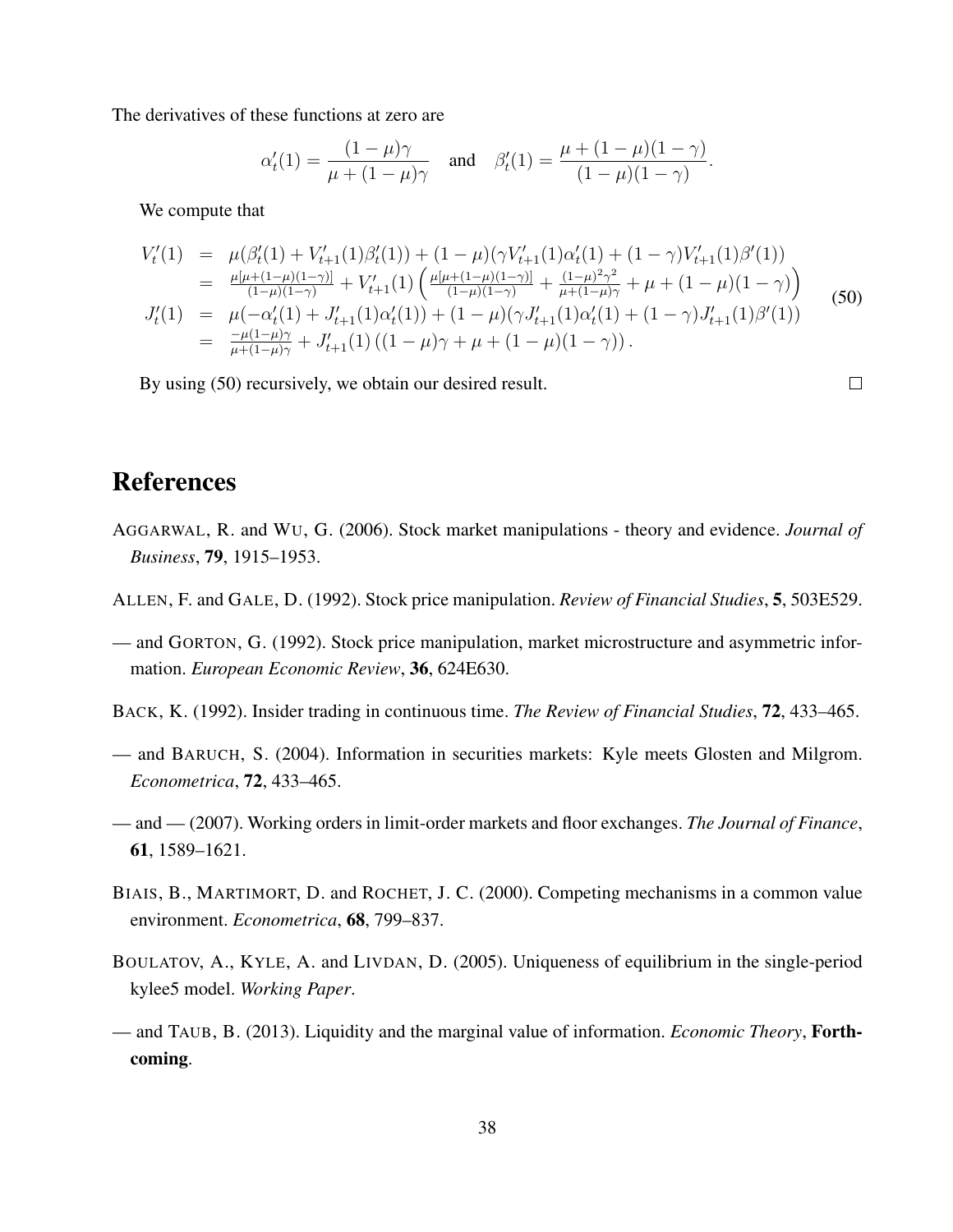The derivatives of these functions at zero are

$$\alpha_t'(1) = \frac{(1-\mu)\gamma}{\mu + (1-\mu)\gamma} \quad \text{and} \quad \beta_t'(1) = \frac{\mu + (1-\mu)(1-\gamma)}{(1-\mu)(1-\gamma)}.$$

We compute that

$$\begin{array}{rcl} V_t'(1) & = & \mu(\beta_t'(1) + V_{t+1}'(1)\beta_t'(1)) + (1-\mu)(\gamma V_{t+1}'(1)\alpha_t'(1) + (1-\gamma)V_{t+1}'(1)\beta'(1)) \\ & = & \frac{\mu[\mu+(1-\mu)(1-\gamma)]}{(1-\mu)(1-\gamma)} + V_{t+1}'(1)\left(\frac{\mu[\mu+(1-\mu)(1-\gamma)]}{(1-\mu)(1-\gamma)} + \frac{(1-\mu)^2\gamma^2}{\mu+(1-\mu)\gamma} + \mu + (1-\mu)(1-\gamma)\right) \\ J_t'(1) & = & \mu(-\alpha_t'(1) + J_{t+1}'(1)\alpha_t'(1)) + (1-\mu)(\gamma J_{t+1}'(1)\alpha_t'(1) + (1-\gamma)J_{t+1}'(1)\beta'(1)) \\ & = & \frac{-\mu(1-\mu)\gamma}{\mu+(1-\mu)\gamma} + J_{t+1}'(1)\left((1-\mu)\gamma + \mu + (1-\mu)(1-\gamma)\right). \end{array} \tag{50}$$

By using (50) recursively, we obtain our desired result. □

# References

AGGARWAL, R. and WU, G. (2006). Stock market manipulations - theory and evidence. *Journal of Business*, **79**, 1915–1953.

ALLEN, F. and GALE, D. (1992). Stock price manipulation. *Review of Financial Studies*, **5**, 503E529.

— and GORTON, G. (1992). Stock price manipulation, market microstructure and asymmetric information. *European Economic Review*, **36**, 624E630.

BACK, K. (1992). Insider trading in continuous time. *The Review of Financial Studies*, **72**, 433–465.

— and BARUCH, S. (2004). Information in securities markets: Kyle meets Glosten and Milgrom. *Econometrica*, **72**, 433–465.

— and — (2007). Working orders in limit-order markets and floor exchanges. *The Journal of Finance*, **61**, 1589–1621.

BIAIS, B., MARTIMORT, D. and ROCHET, J. C. (2000). Competing mechanisms in a common value environment. *Econometrica*, **68**, 799–837.

BOULATOV, A., KYLE, A. and LIVDAN, D. (2005). Uniqueness of equilibrium in the single-period kylee5 model. *Working Paper*.

— and TAUB, B. (2013). Liquidity and the marginal value of information. *Economic Theory*, **Forthcoming**.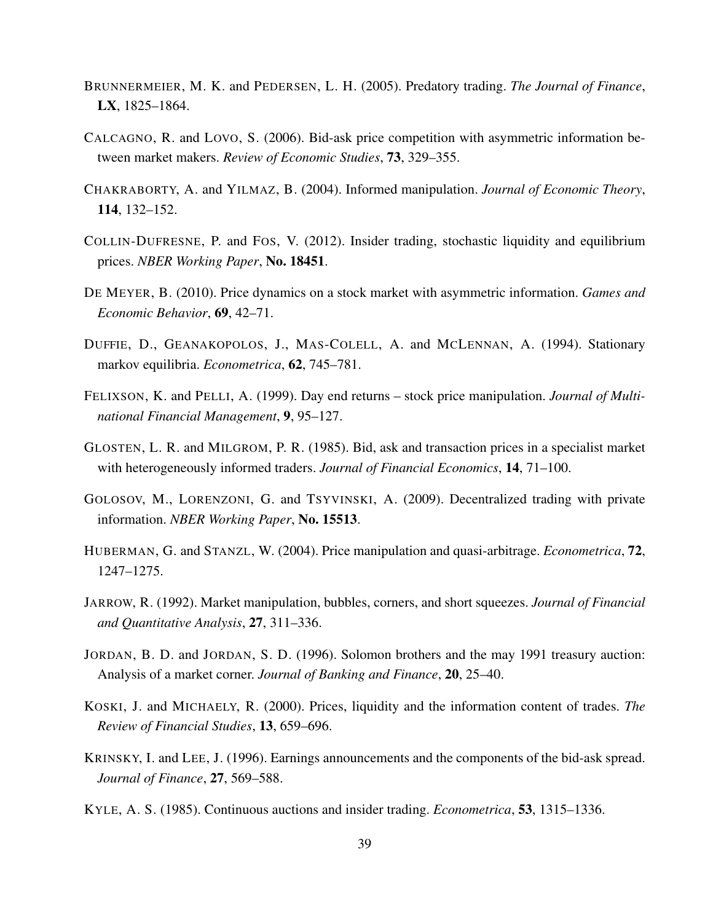BRUNNERMEIER, M. K. and PEDERSEN, L. H. (2005). Predatory trading. *The Journal of Finance*, **LX**, 1825–1864.

CALCAGNO, R. and LOVO, S. (2006). Bid-ask price competition with asymmetric information between market makers. *Review of Economic Studies*, **73**, 329–355.

CHAKRABORTY, A. and YILMAZ, B. (2004). Informed manipulation. *Journal of Economic Theory*, **114**, 132–152.

COLLIN-DUFRESNE, P. and FOS, V. (2012). Insider trading, stochastic liquidity and equilibrium prices. *NBER Working Paper*, **No. 18451**.

DE MEYER, B. (2010). Price dynamics on a stock market with asymmetric information. *Games and Economic Behavior*, **69**, 42–71.

DUFFIE, D., GEANAKOPOLOS, J., MAS-COLELL, A. and MCLENNAN, A. (1994). Stationary markov equilibria. *Econometrica*, **62**, 745–781.

FELIXSON, K. and PELLI, A. (1999). Day end returns – stock price manipulation. *Journal of Multinational Financial Management*, **9**, 95–127.

GLOSTEN, L. R. and MILGROM, P. R. (1985). Bid, ask and transaction prices in a specialist market with heterogeneously informed traders. *Journal of Financial Economics*, **14**, 71–100.

GOLOSOV, M., LORENZONI, G. and TSYVINSKI, A. (2009). Decentralized trading with private information. *NBER Working Paper*, **No. 15513**.

HUBERMAN, G. and STANZL, W. (2004). Price manipulation and quasi-arbitrage. *Econometrica*, **72**, 1247–1275.

JARROW, R. (1992). Market manipulation, bubbles, corners, and short squeezes. *Journal of Financial and Quantitative Analysis*, **27**, 311–336.

JORDAN, B. D. and JORDAN, S. D. (1996). Solomon brothers and the may 1991 treasury auction: Analysis of a market corner. *Journal of Banking and Finance*, **20**, 25–40.

KOSKI, J. and MICHAELY, R. (2000). Prices, liquidity and the information content of trades. *The Review of Financial Studies*, **13**, 659–696.

KRINSKY, I. and LEE, J. (1996). Earnings announcements and the components of the bid-ask spread. *Journal of Finance*, **27**, 569–588.

KYLE, A. S. (1985). Continuous auctions and insider trading. *Econometrica*, **53**, 1315–1336.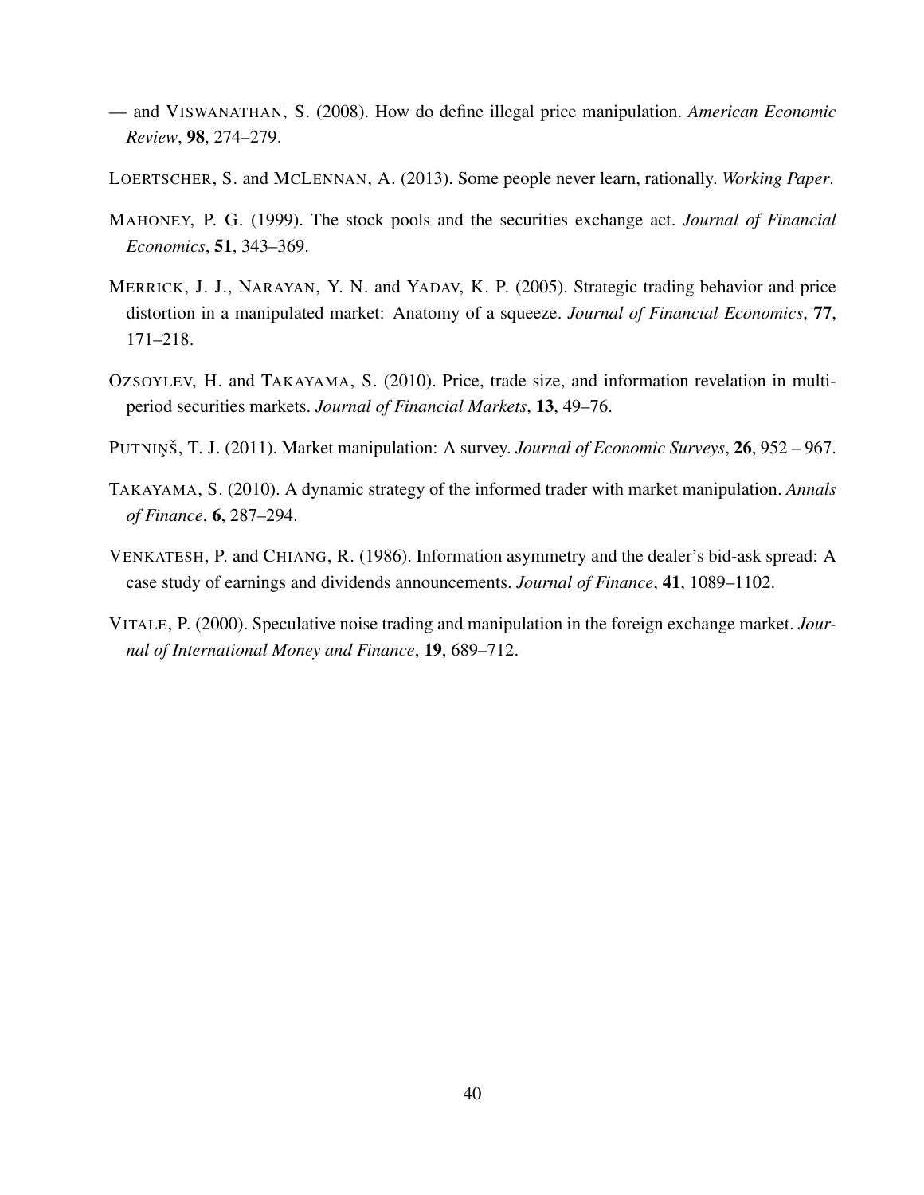— and VISWANATHAN, S. (2008). How do define illegal price manipulation. *American Economic Review*, **98**, 274–279.

LOERTSCHER, S. and MCLENNAN, A. (2013). Some people never learn, rationally. *Working Paper*.

MAHONEY, P. G. (1999). The stock pools and the securities exchange act. *Journal of Financial Economics*, **51**, 343–369.

MERRICK, J. J., NARAYAN, Y. N. and YADAV, K. P. (2005). Strategic trading behavior and price distortion in a manipulated market: Anatomy of a squeeze. *Journal of Financial Economics*, **77**, 171–218.

OZSOYLEV, H. and TAKAYAMA, S. (2010). Price, trade size, and information revelation in multi-period securities markets. *Journal of Financial Markets*, **13**, 49–76.

PUTNIŅŠ, T. J. (2011). Market manipulation: A survey. *Journal of Economic Surveys*, **26**, 952 – 967.

TAKAYAMA, S. (2010). A dynamic strategy of the informed trader with market manipulation. *Annals of Finance*, **6**, 287–294.

VENKATESH, P. and CHIANG, R. (1986). Information asymmetry and the dealer's bid-ask spread: A case study of earnings and dividends announcements. *Journal of Finance*, **41**, 1089–1102.

VITALE, P. (2000). Speculative noise trading and manipulation in the foreign exchange market. *Journal of International Money and Finance*, **19**, 689–712.